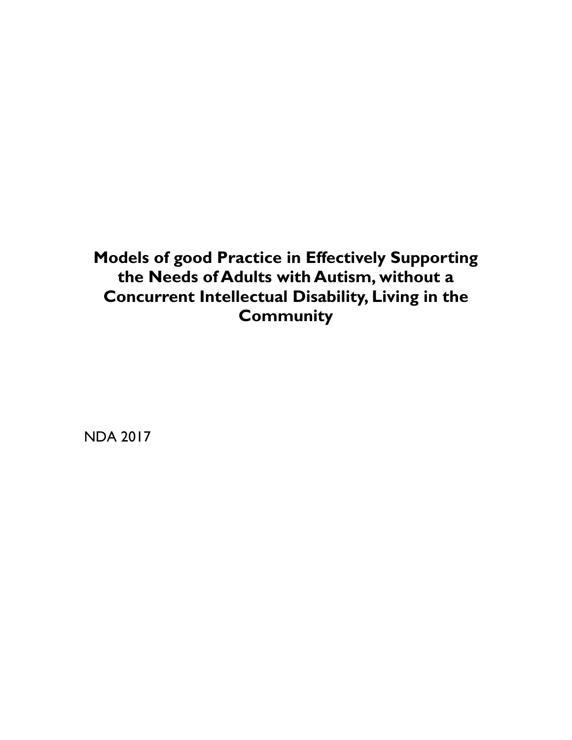# Models of good Practice in Effectively Supporting the Needs of Adults with Autism, without a Concurrent Intellectual Disability, Living in the Community

NDA 2017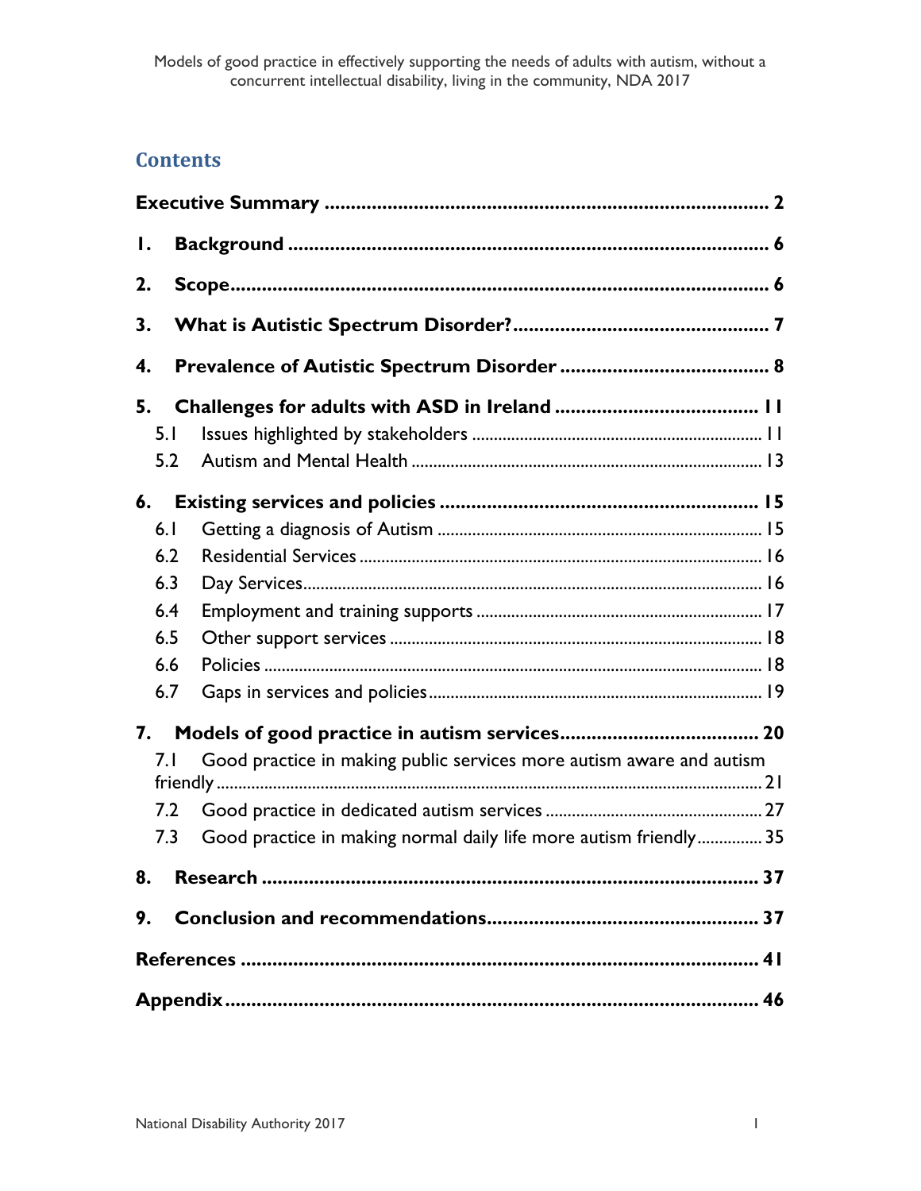## Contents

**Executive Summary** ........ 2

**1. Background** ........ 6

**2. Scope** ........ 6

**3. What is Autistic Spectrum Disorder?** ........ 7

**4. Prevalence of Autistic Spectrum Disorder** ........ 8

**5. Challenges for adults with ASD in Ireland** ........ 11

- 5.1 Issues highlighted by stakeholders ........ 11
- 5.2 Autism and Mental Health ........ 13

**6. Existing services and policies** ........ 15

- 6.1 Getting a diagnosis of Autism ........ 15
- 6.2 Residential Services ........ 16
- 6.3 Day Services ........ 16
- 6.4 Employment and training supports ........ 17
- 6.5 Other support services ........ 18
- 6.6 Policies ........ 18
- 6.7 Gaps in services and policies ........ 19

**7. Models of good practice in autism services** ........ 20

- 7.1 Good practice in making public services more autism aware and autism friendly ........ 21
- 7.2 Good practice in dedicated autism services ........ 27
- 7.3 Good practice in making normal daily life more autism friendly ........ 35

**8. Research** ........ 37

**9. Conclusion and recommendations** ........ 37

**References** ........ 41

**Appendix** ........ 46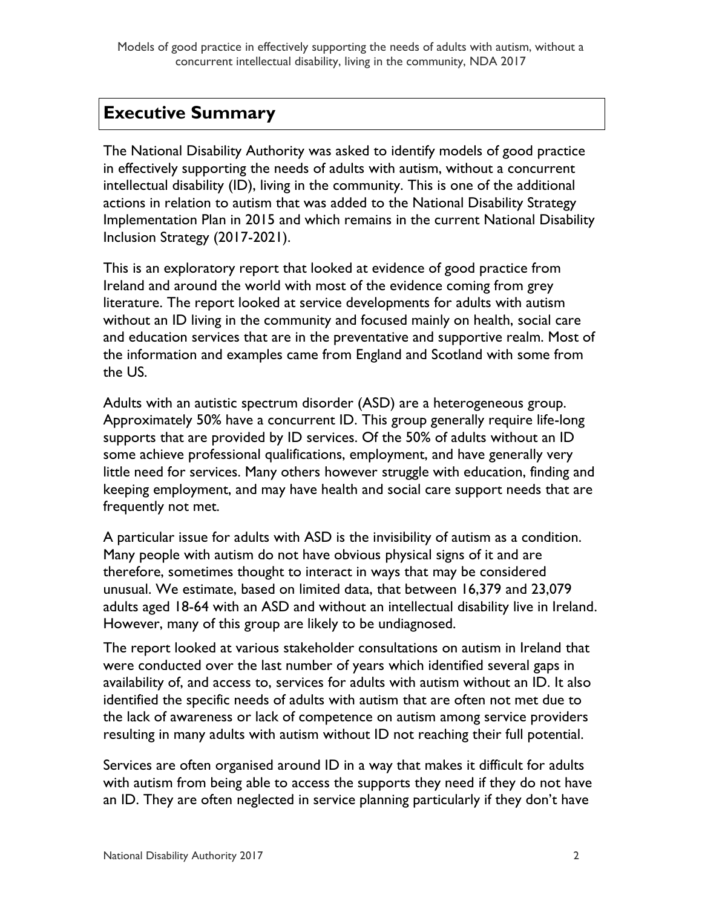# Executive Summary

The National Disability Authority was asked to identify models of good practice in effectively supporting the needs of adults with autism, without a concurrent intellectual disability (ID), living in the community. This is one of the additional actions in relation to autism that was added to the National Disability Strategy Implementation Plan in 2015 and which remains in the current National Disability Inclusion Strategy (2017-2021).

This is an exploratory report that looked at evidence of good practice from Ireland and around the world with most of the evidence coming from grey literature. The report looked at service developments for adults with autism without an ID living in the community and focused mainly on health, social care and education services that are in the preventative and supportive realm. Most of the information and examples came from England and Scotland with some from the US.

Adults with an autistic spectrum disorder (ASD) are a heterogeneous group. Approximately 50% have a concurrent ID. This group generally require life-long supports that are provided by ID services. Of the 50% of adults without an ID some achieve professional qualifications, employment, and have generally very little need for services. Many others however struggle with education, finding and keeping employment, and may have health and social care support needs that are frequently not met.

A particular issue for adults with ASD is the invisibility of autism as a condition. Many people with autism do not have obvious physical signs of it and are therefore, sometimes thought to interact in ways that may be considered unusual. We estimate, based on limited data, that between 16,379 and 23,079 adults aged 18-64 with an ASD and without an intellectual disability live in Ireland. However, many of this group are likely to be undiagnosed.

The report looked at various stakeholder consultations on autism in Ireland that were conducted over the last number of years which identified several gaps in availability of, and access to, services for adults with autism without an ID. It also identified the specific needs of adults with autism that are often not met due to the lack of awareness or lack of competence on autism among service providers resulting in many adults with autism without ID not reaching their full potential.

Services are often organised around ID in a way that makes it difficult for adults with autism from being able to access the supports they need if they do not have an ID. They are often neglected in service planning particularly if they don't have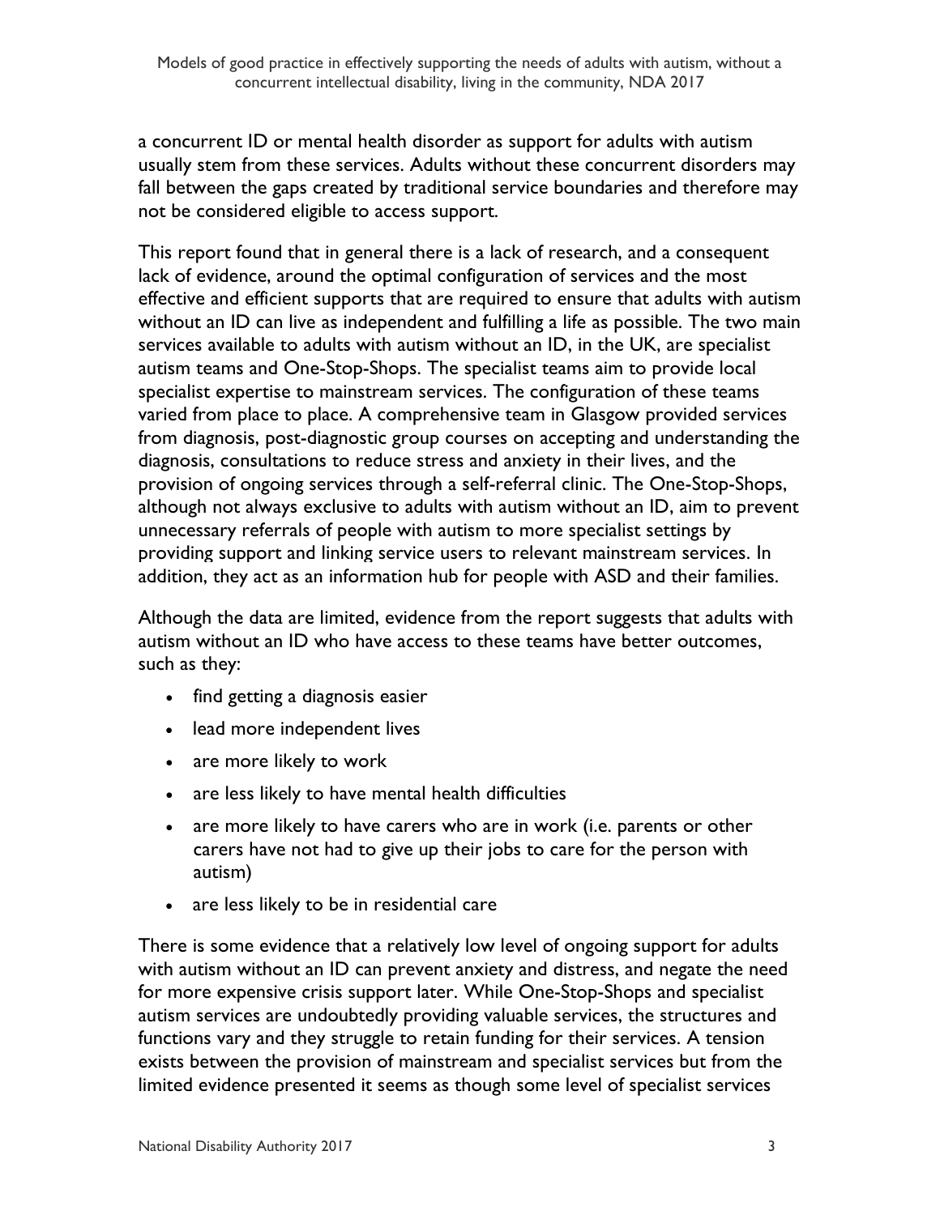a concurrent ID or mental health disorder as support for adults with autism usually stem from these services. Adults without these concurrent disorders may fall between the gaps created by traditional service boundaries and therefore may not be considered eligible to access support.

This report found that in general there is a lack of research, and a consequent lack of evidence, around the optimal configuration of services and the most effective and efficient supports that are required to ensure that adults with autism without an ID can live as independent and fulfilling a life as possible. The two main services available to adults with autism without an ID, in the UK, are specialist autism teams and One-Stop-Shops. The specialist teams aim to provide local specialist expertise to mainstream services. The configuration of these teams varied from place to place. A comprehensive team in Glasgow provided services from diagnosis, post-diagnostic group courses on accepting and understanding the diagnosis, consultations to reduce stress and anxiety in their lives, and the provision of ongoing services through a self-referral clinic. The One-Stop-Shops, although not always exclusive to adults with autism without an ID, aim to prevent unnecessary referrals of people with autism to more specialist settings by providing support and linking service users to relevant mainstream services. In addition, they act as an information hub for people with ASD and their families.

Although the data are limited, evidence from the report suggests that adults with autism without an ID who have access to these teams have better outcomes, such as they:

- find getting a diagnosis easier
- lead more independent lives
- are more likely to work
- are less likely to have mental health difficulties
- are more likely to have carers who are in work (i.e. parents or other carers have not had to give up their jobs to care for the person with autism)
- are less likely to be in residential care

There is some evidence that a relatively low level of ongoing support for adults with autism without an ID can prevent anxiety and distress, and negate the need for more expensive crisis support later. While One-Stop-Shops and specialist autism services are undoubtedly providing valuable services, the structures and functions vary and they struggle to retain funding for their services. A tension exists between the provision of mainstream and specialist services but from the limited evidence presented it seems as though some level of specialist services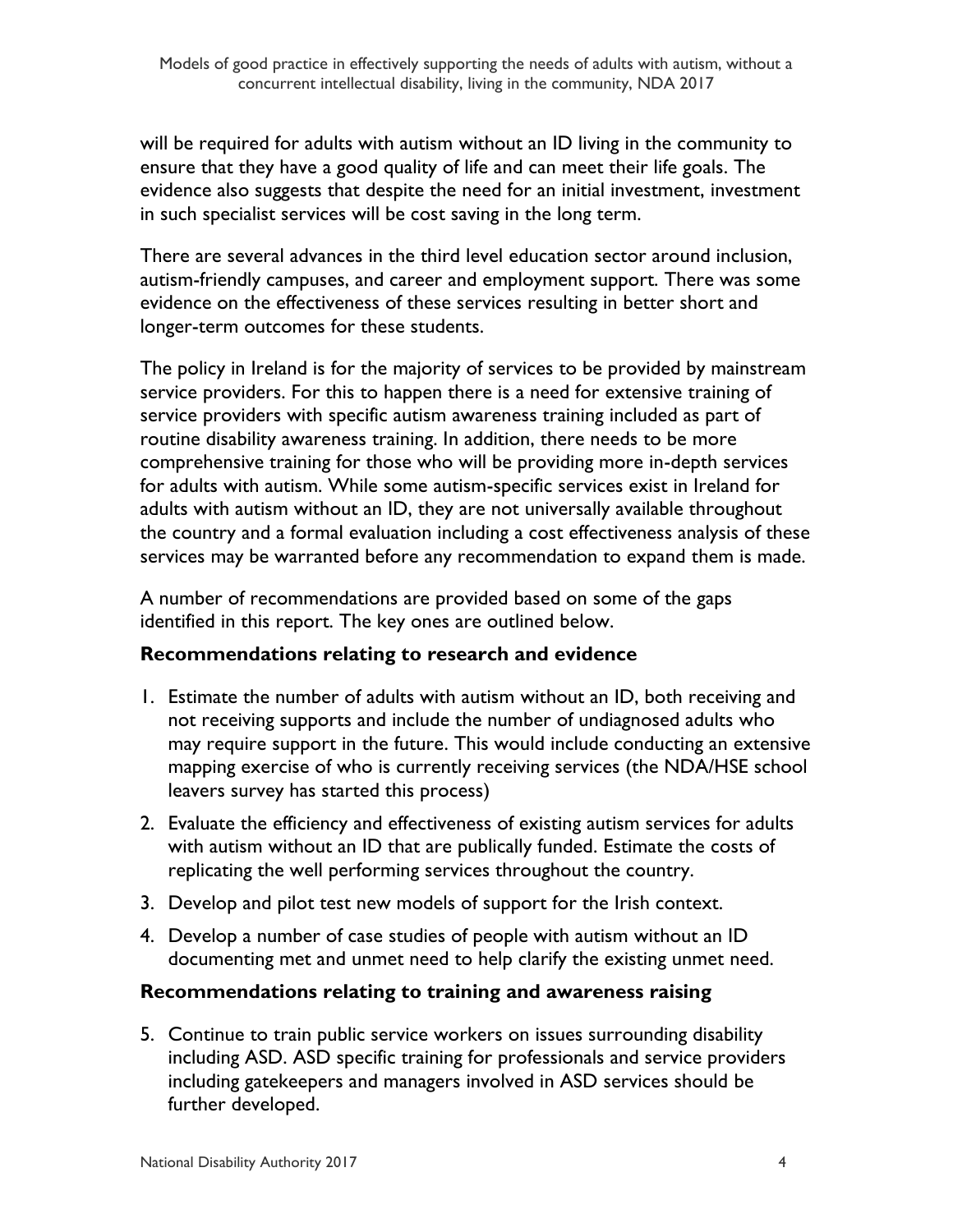will be required for adults with autism without an ID living in the community to ensure that they have a good quality of life and can meet their life goals. The evidence also suggests that despite the need for an initial investment, investment in such specialist services will be cost saving in the long term.

There are several advances in the third level education sector around inclusion, autism-friendly campuses, and career and employment support. There was some evidence on the effectiveness of these services resulting in better short and longer-term outcomes for these students.

The policy in Ireland is for the majority of services to be provided by mainstream service providers. For this to happen there is a need for extensive training of service providers with specific autism awareness training included as part of routine disability awareness training. In addition, there needs to be more comprehensive training for those who will be providing more in-depth services for adults with autism. While some autism-specific services exist in Ireland for adults with autism without an ID, they are not universally available throughout the country and a formal evaluation including a cost effectiveness analysis of these services may be warranted before any recommendation to expand them is made.

A number of recommendations are provided based on some of the gaps identified in this report. The key ones are outlined below.

### Recommendations relating to research and evidence

1. Estimate the number of adults with autism without an ID, both receiving and not receiving supports and include the number of undiagnosed adults who may require support in the future. This would include conducting an extensive mapping exercise of who is currently receiving services (the NDA/HSE school leavers survey has started this process)
2. Evaluate the efficiency and effectiveness of existing autism services for adults with autism without an ID that are publically funded. Estimate the costs of replicating the well performing services throughout the country.
3. Develop and pilot test new models of support for the Irish context.
4. Develop a number of case studies of people with autism without an ID documenting met and unmet need to help clarify the existing unmet need.

### Recommendations relating to training and awareness raising

5. Continue to train public service workers on issues surrounding disability including ASD. ASD specific training for professionals and service providers including gatekeepers and managers involved in ASD services should be further developed.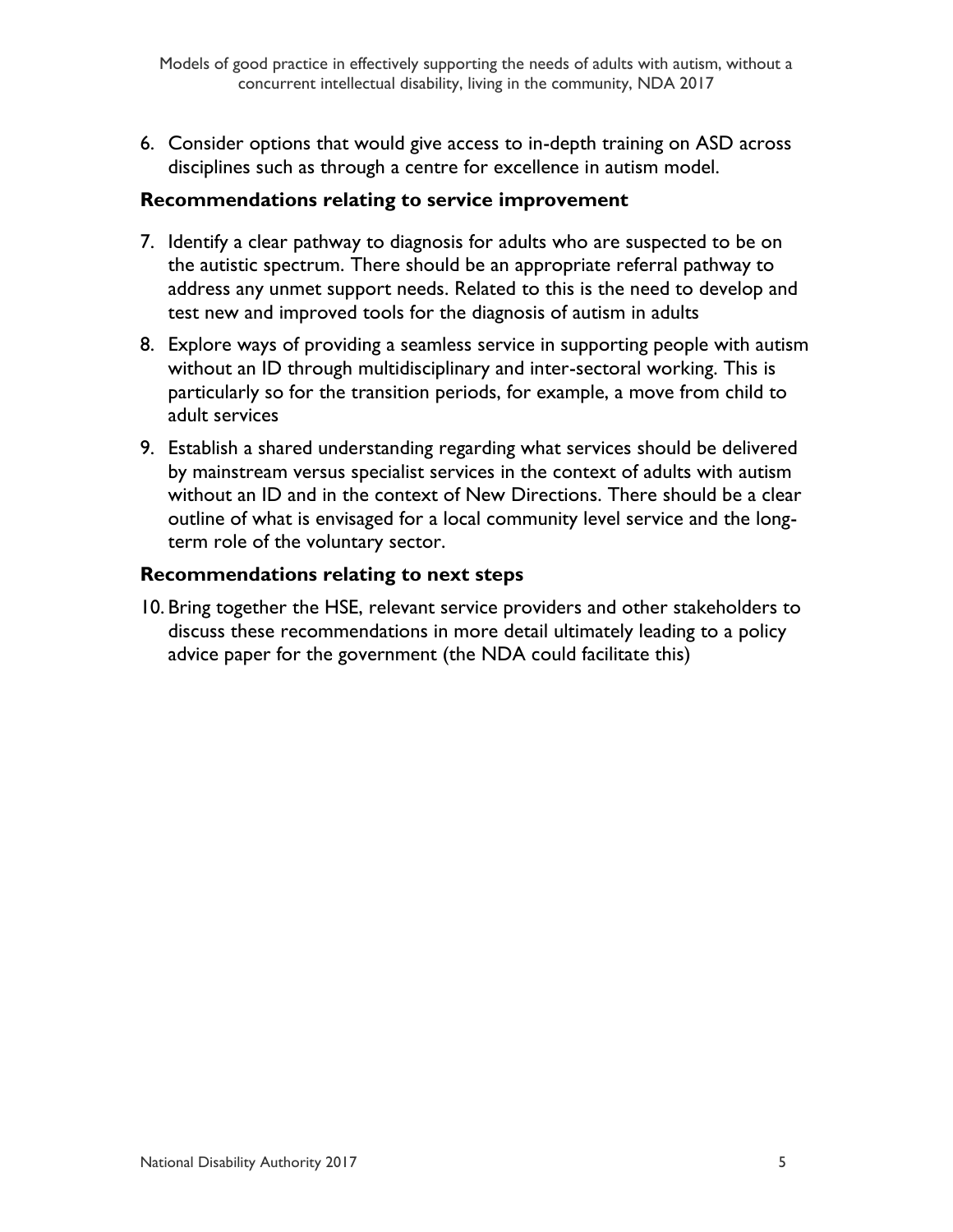6. Consider options that would give access to in-depth training on ASD across disciplines such as through a centre for excellence in autism model.

### Recommendations relating to service improvement

7. Identify a clear pathway to diagnosis for adults who are suspected to be on the autistic spectrum. There should be an appropriate referral pathway to address any unmet support needs. Related to this is the need to develop and test new and improved tools for the diagnosis of autism in adults
8. Explore ways of providing a seamless service in supporting people with autism without an ID through multidisciplinary and inter-sectoral working. This is particularly so for the transition periods, for example, a move from child to adult services
9. Establish a shared understanding regarding what services should be delivered by mainstream versus specialist services in the context of adults with autism without an ID and in the context of New Directions. There should be a clear outline of what is envisaged for a local community level service and the long-term role of the voluntary sector.

### Recommendations relating to next steps

10. Bring together the HSE, relevant service providers and other stakeholders to discuss these recommendations in more detail ultimately leading to a policy advice paper for the government (the NDA could facilitate this)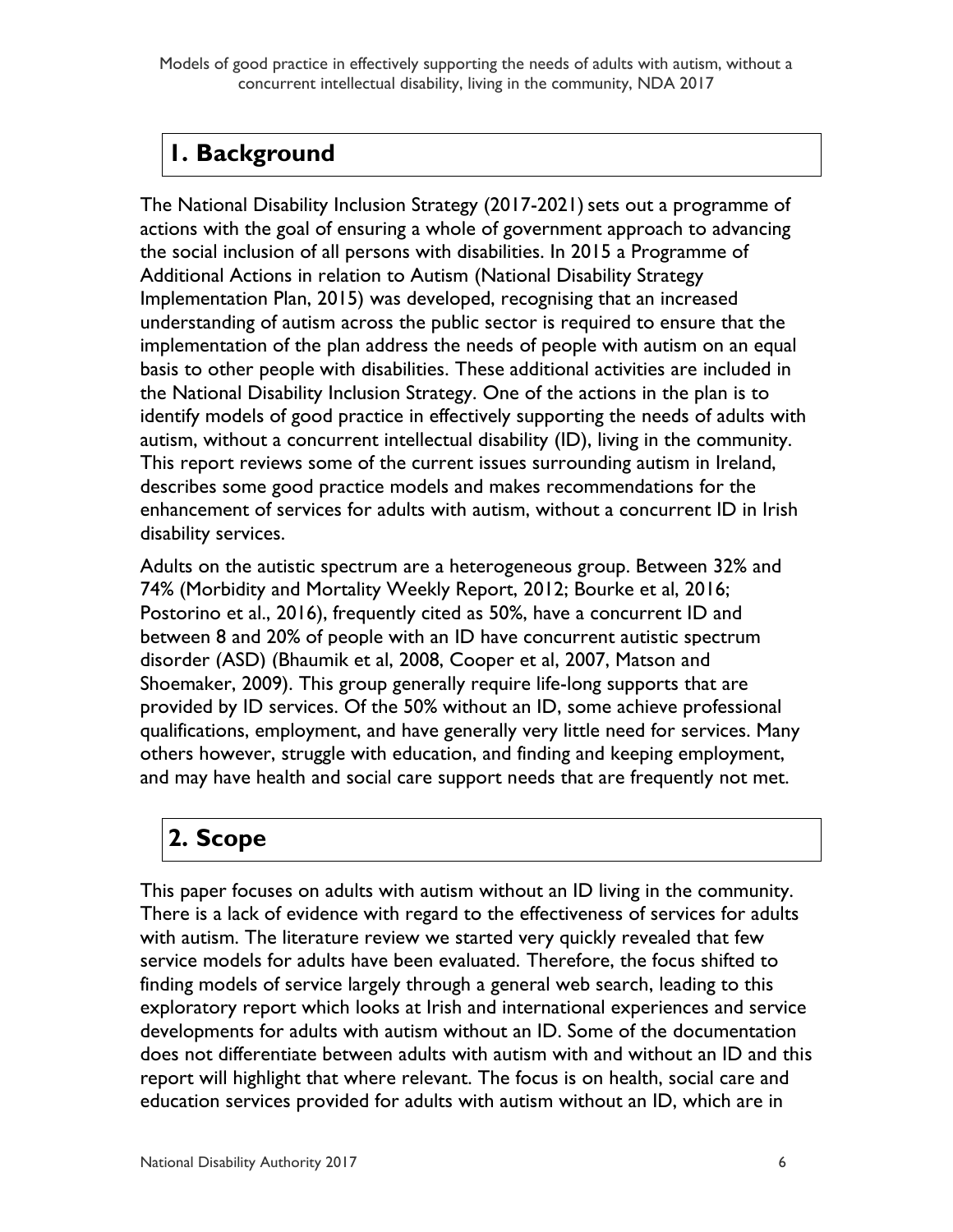# 1. Background

The National Disability Inclusion Strategy (2017-2021) sets out a programme of actions with the goal of ensuring a whole of government approach to advancing the social inclusion of all persons with disabilities. In 2015 a Programme of Additional Actions in relation to Autism (National Disability Strategy Implementation Plan, 2015) was developed, recognising that an increased understanding of autism across the public sector is required to ensure that the implementation of the plan address the needs of people with autism on an equal basis to other people with disabilities. These additional activities are included in the National Disability Inclusion Strategy. One of the actions in the plan is to identify models of good practice in effectively supporting the needs of adults with autism, without a concurrent intellectual disability (ID), living in the community. This report reviews some of the current issues surrounding autism in Ireland, describes some good practice models and makes recommendations for the enhancement of services for adults with autism, without a concurrent ID in Irish disability services.

Adults on the autistic spectrum are a heterogeneous group. Between 32% and 74% (Morbidity and Mortality Weekly Report, 2012; Bourke et al, 2016; Postorino et al., 2016), frequently cited as 50%, have a concurrent ID and between 8 and 20% of people with an ID have concurrent autistic spectrum disorder (ASD) (Bhaumik et al, 2008, Cooper et al, 2007, Matson and Shoemaker, 2009). This group generally require life-long supports that are provided by ID services. Of the 50% without an ID, some achieve professional qualifications, employment, and have generally very little need for services. Many others however, struggle with education, and finding and keeping employment, and may have health and social care support needs that are frequently not met.

# 2. Scope

This paper focuses on adults with autism without an ID living in the community. There is a lack of evidence with regard to the effectiveness of services for adults with autism. The literature review we started very quickly revealed that few service models for adults have been evaluated. Therefore, the focus shifted to finding models of service largely through a general web search, leading to this exploratory report which looks at Irish and international experiences and service developments for adults with autism without an ID. Some of the documentation does not differentiate between adults with autism with and without an ID and this report will highlight that where relevant. The focus is on health, social care and education services provided for adults with autism without an ID, which are in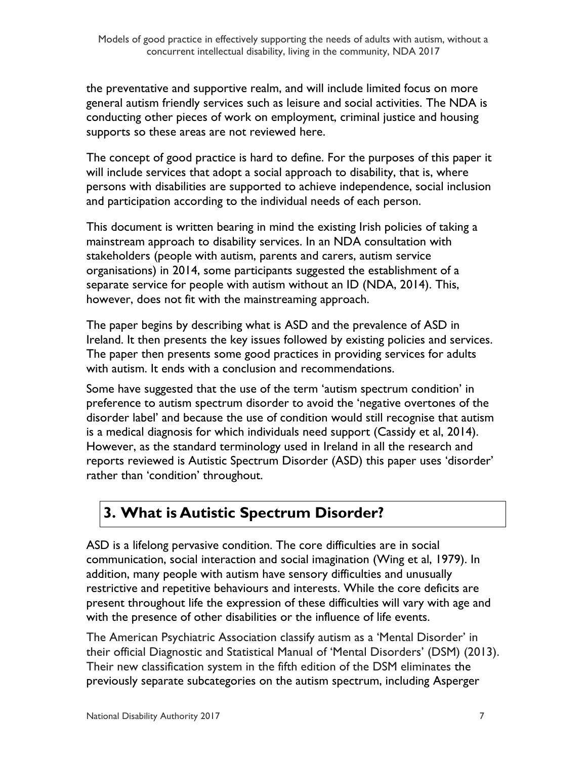the preventative and supportive realm, and will include limited focus on more general autism friendly services such as leisure and social activities. The NDA is conducting other pieces of work on employment, criminal justice and housing supports so these areas are not reviewed here.

The concept of good practice is hard to define. For the purposes of this paper it will include services that adopt a social approach to disability, that is, where persons with disabilities are supported to achieve independence, social inclusion and participation according to the individual needs of each person.

This document is written bearing in mind the existing Irish policies of taking a mainstream approach to disability services. In an NDA consultation with stakeholders (people with autism, parents and carers, autism service organisations) in 2014, some participants suggested the establishment of a separate service for people with autism without an ID (NDA, 2014). This, however, does not fit with the mainstreaming approach.

The paper begins by describing what is ASD and the prevalence of ASD in Ireland. It then presents the key issues followed by existing policies and services. The paper then presents some good practices in providing services for adults with autism. It ends with a conclusion and recommendations.

Some have suggested that the use of the term 'autism spectrum condition' in preference to autism spectrum disorder to avoid the 'negative overtones of the disorder label' and because the use of condition would still recognise that autism is a medical diagnosis for which individuals need support (Cassidy et al, 2014). However, as the standard terminology used in Ireland in all the research and reports reviewed is Autistic Spectrum Disorder (ASD) this paper uses 'disorder' rather than 'condition' throughout.

## 3. What is Autistic Spectrum Disorder?

ASD is a lifelong pervasive condition. The core difficulties are in social communication, social interaction and social imagination (Wing et al, 1979). In addition, many people with autism have sensory difficulties and unusually restrictive and repetitive behaviours and interests. While the core deficits are present throughout life the expression of these difficulties will vary with age and with the presence of other disabilities or the influence of life events.

The American Psychiatric Association classify autism as a 'Mental Disorder' in their official Diagnostic and Statistical Manual of 'Mental Disorders' (DSM) (2013). Their new classification system in the fifth edition of the DSM eliminates the previously separate subcategories on the autism spectrum, including Asperger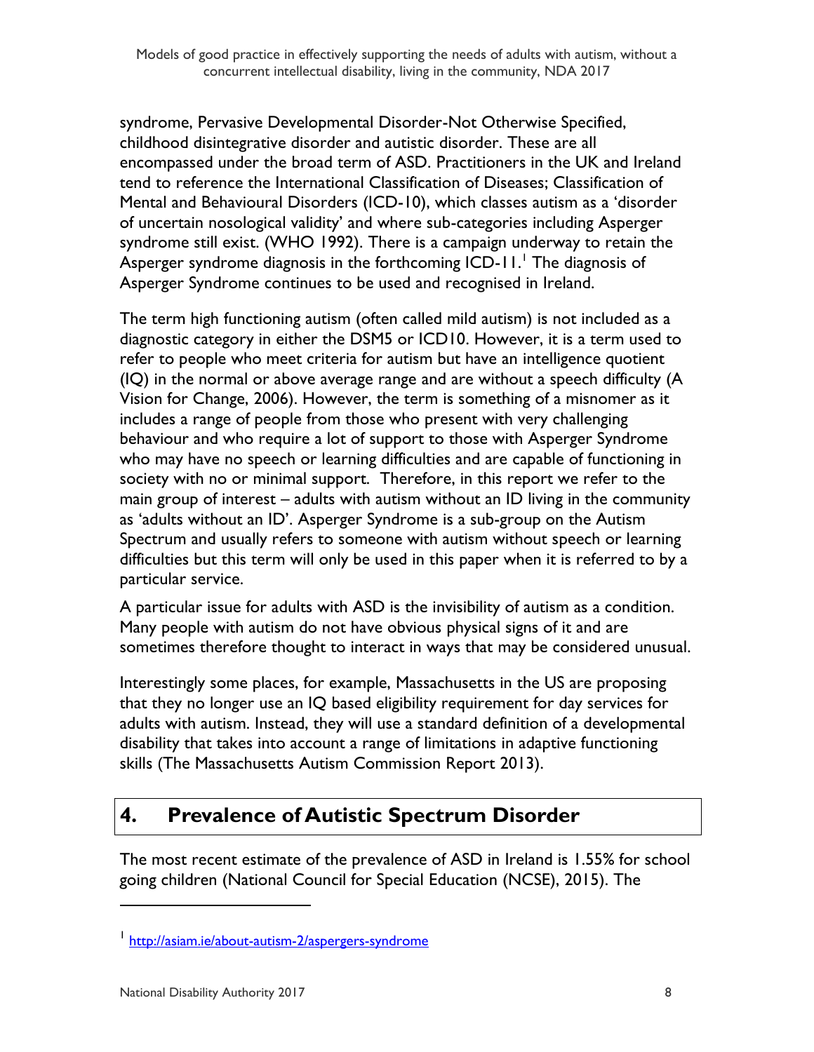syndrome, Pervasive Developmental Disorder-Not Otherwise Specified, childhood disintegrative disorder and autistic disorder. These are all encompassed under the broad term of ASD. Practitioners in the UK and Ireland tend to reference the International Classification of Diseases; Classification of Mental and Behavioural Disorders (ICD-10), which classes autism as a 'disorder of uncertain nosological validity' and where sub-categories including Asperger syndrome still exist. (WHO 1992). There is a campaign underway to retain the Asperger syndrome diagnosis in the forthcoming ICD-11.[1] The diagnosis of Asperger Syndrome continues to be used and recognised in Ireland.

The term high functioning autism (often called mild autism) is not included as a diagnostic category in either the DSM5 or ICD10. However, it is a term used to refer to people who meet criteria for autism but have an intelligence quotient (IQ) in the normal or above average range and are without a speech difficulty (A Vision for Change, 2006). However, the term is something of a misnomer as it includes a range of people from those who present with very challenging behaviour and who require a lot of support to those with Asperger Syndrome who may have no speech or learning difficulties and are capable of functioning in society with no or minimal support. Therefore, in this report we refer to the main group of interest – adults with autism without an ID living in the community as 'adults without an ID'. Asperger Syndrome is a sub-group on the Autism Spectrum and usually refers to someone with autism without speech or learning difficulties but this term will only be used in this paper when it is referred to by a particular service.

A particular issue for adults with ASD is the invisibility of autism as a condition. Many people with autism do not have obvious physical signs of it and are sometimes therefore thought to interact in ways that may be considered unusual.

Interestingly some places, for example, Massachusetts in the US are proposing that they no longer use an IQ based eligibility requirement for day services for adults with autism. Instead, they will use a standard definition of a developmental disability that takes into account a range of limitations in adaptive functioning skills (The Massachusetts Autism Commission Report 2013).

# 4. Prevalence of Autistic Spectrum Disorder

The most recent estimate of the prevalence of ASD in Ireland is 1.55% for school going children (National Council for Special Education (NCSE), 2015). The

---

[1] http://asiam.ie/about-autism-2/aspergers-syndrome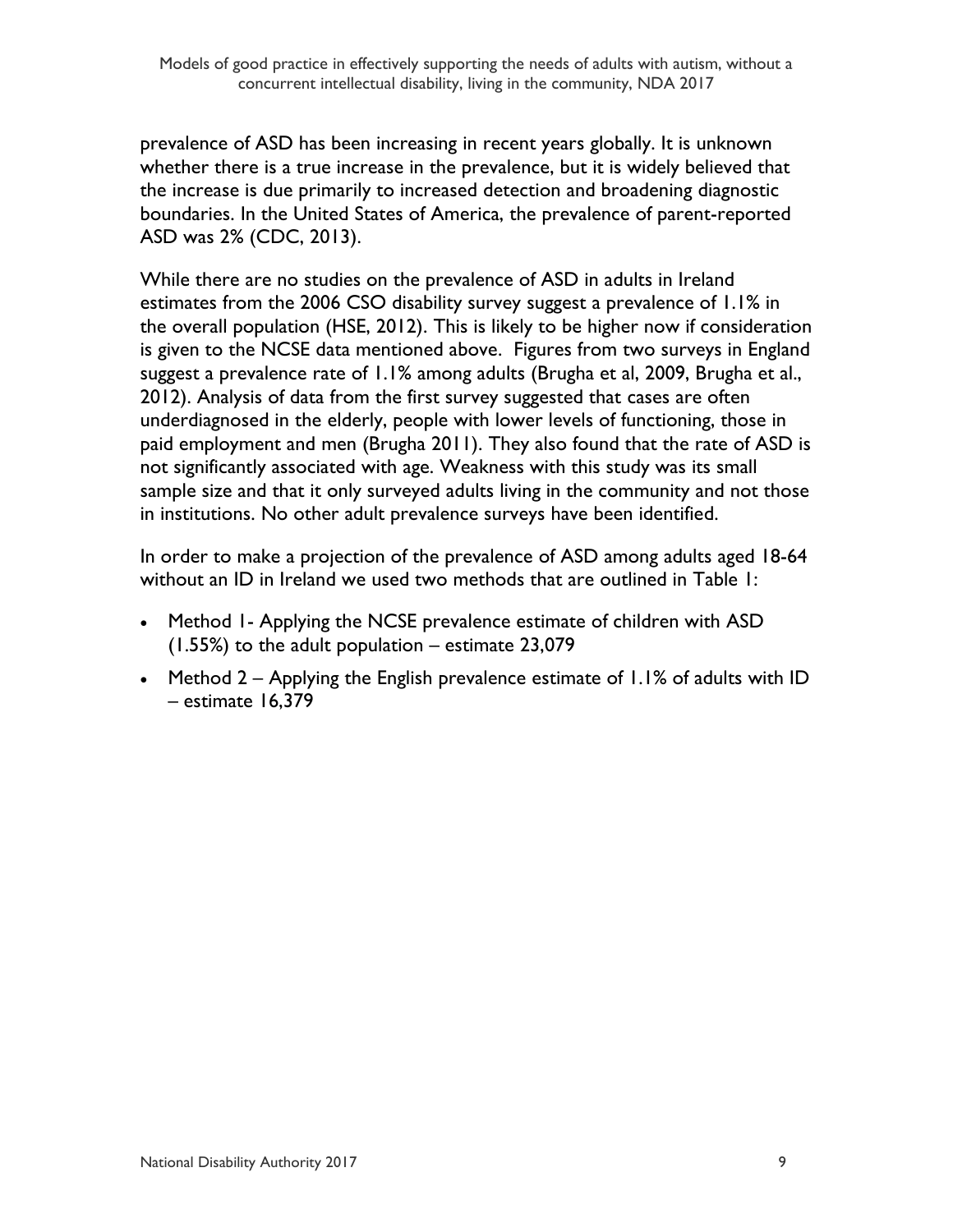prevalence of ASD has been increasing in recent years globally. It is unknown whether there is a true increase in the prevalence, but it is widely believed that the increase is due primarily to increased detection and broadening diagnostic boundaries. In the United States of America, the prevalence of parent-reported ASD was 2% (CDC, 2013).

While there are no studies on the prevalence of ASD in adults in Ireland estimates from the 2006 CSO disability survey suggest a prevalence of 1.1% in the overall population (HSE, 2012). This is likely to be higher now if consideration is given to the NCSE data mentioned above. Figures from two surveys in England suggest a prevalence rate of 1.1% among adults (Brugha et al, 2009, Brugha et al., 2012). Analysis of data from the first survey suggested that cases are often underdiagnosed in the elderly, people with lower levels of functioning, those in paid employment and men (Brugha 2011). They also found that the rate of ASD is not significantly associated with age. Weakness with this study was its small sample size and that it only surveyed adults living in the community and not those in institutions. No other adult prevalence surveys have been identified.

In order to make a projection of the prevalence of ASD among adults aged 18-64 without an ID in Ireland we used two methods that are outlined in Table 1:

- Method 1- Applying the NCSE prevalence estimate of children with ASD (1.55%) to the adult population – estimate 23,079
- Method 2 – Applying the English prevalence estimate of 1.1% of adults with ID – estimate 16,379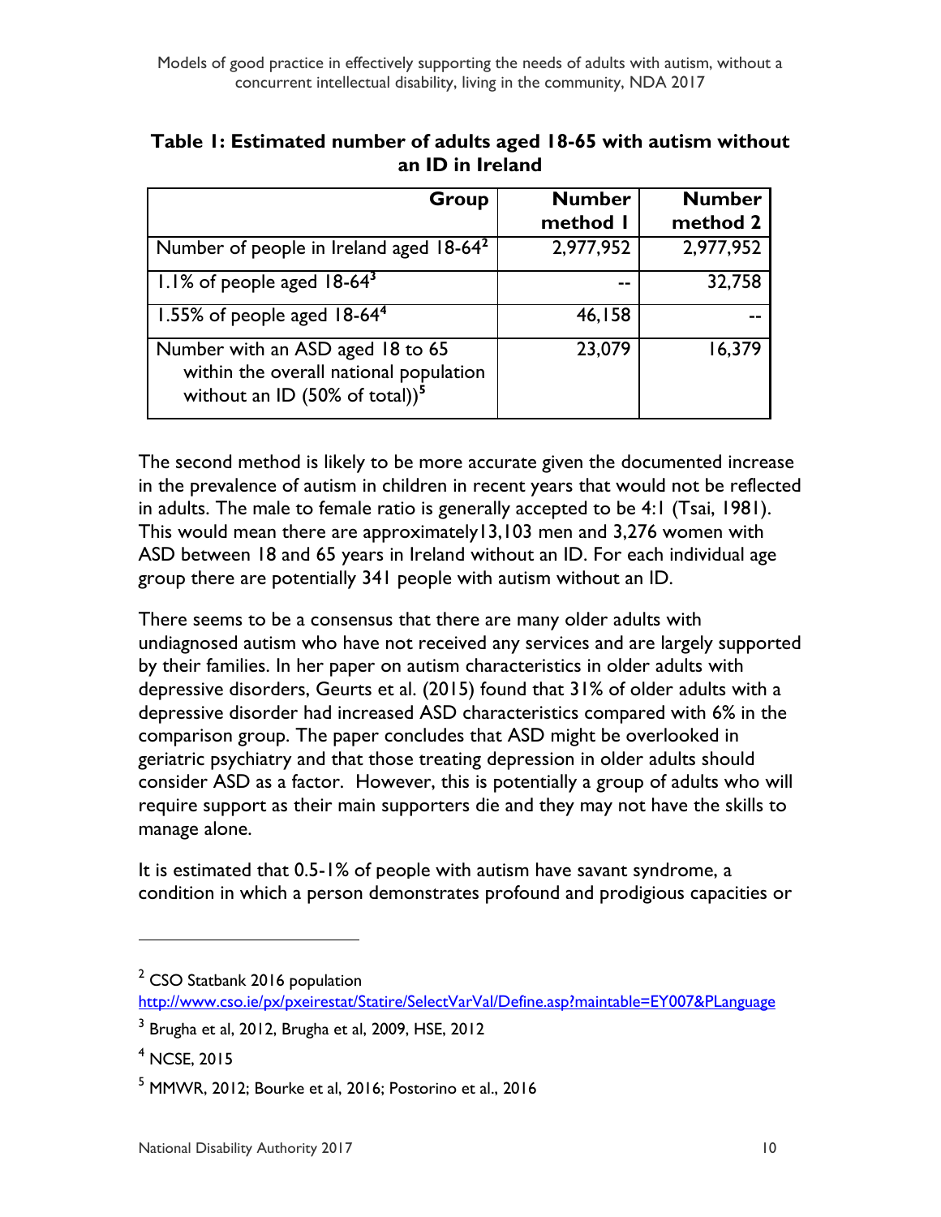**Table 1: Estimated number of adults aged 18-65 with autism without an ID in Ireland**

| Group | Number method 1 | Number method 2 |
|---|---|---|
| Number of people in Ireland aged 18-64[2] | 2,977,952 | 2,977,952 |
| 1.1% of people aged 18-64[3] | -- | 32,758 |
| 1.55% of people aged 18-64[4] | 46,158 | -- |
| Number with an ASD aged 18 to 65 within the overall national population without an ID (50% of total))[5] | 23,079 | 16,379 |

The second method is likely to be more accurate given the documented increase in the prevalence of autism in children in recent years that would not be reflected in adults. The male to female ratio is generally accepted to be 4:1 (Tsai, 1981). This would mean there are approximately13,103 men and 3,276 women with ASD between 18 and 65 years in Ireland without an ID. For each individual age group there are potentially 341 people with autism without an ID.

There seems to be a consensus that there are many older adults with undiagnosed autism who have not received any services and are largely supported by their families. In her paper on autism characteristics in older adults with depressive disorders, Geurts et al. (2015) found that 31% of older adults with a depressive disorder had increased ASD characteristics compared with 6% in the comparison group. The paper concludes that ASD might be overlooked in geriatric psychiatry and that those treating depression in older adults should consider ASD as a factor. However, this is potentially a group of adults who will require support as their main supporters die and they may not have the skills to manage alone.

It is estimated that 0.5-1% of people with autism have savant syndrome, a condition in which a person demonstrates profound and prodigious capacities or

---

[2] CSO Statbank 2016 population http://www.cso.ie/px/pxeirestat/Statire/SelectVarVal/Define.asp?maintable=EY007&PLanguage

[3] Brugha et al, 2012, Brugha et al, 2009, HSE, 2012

[4] NCSE, 2015

[5] MMWR, 2012; Bourke et al, 2016; Postorino et al., 2016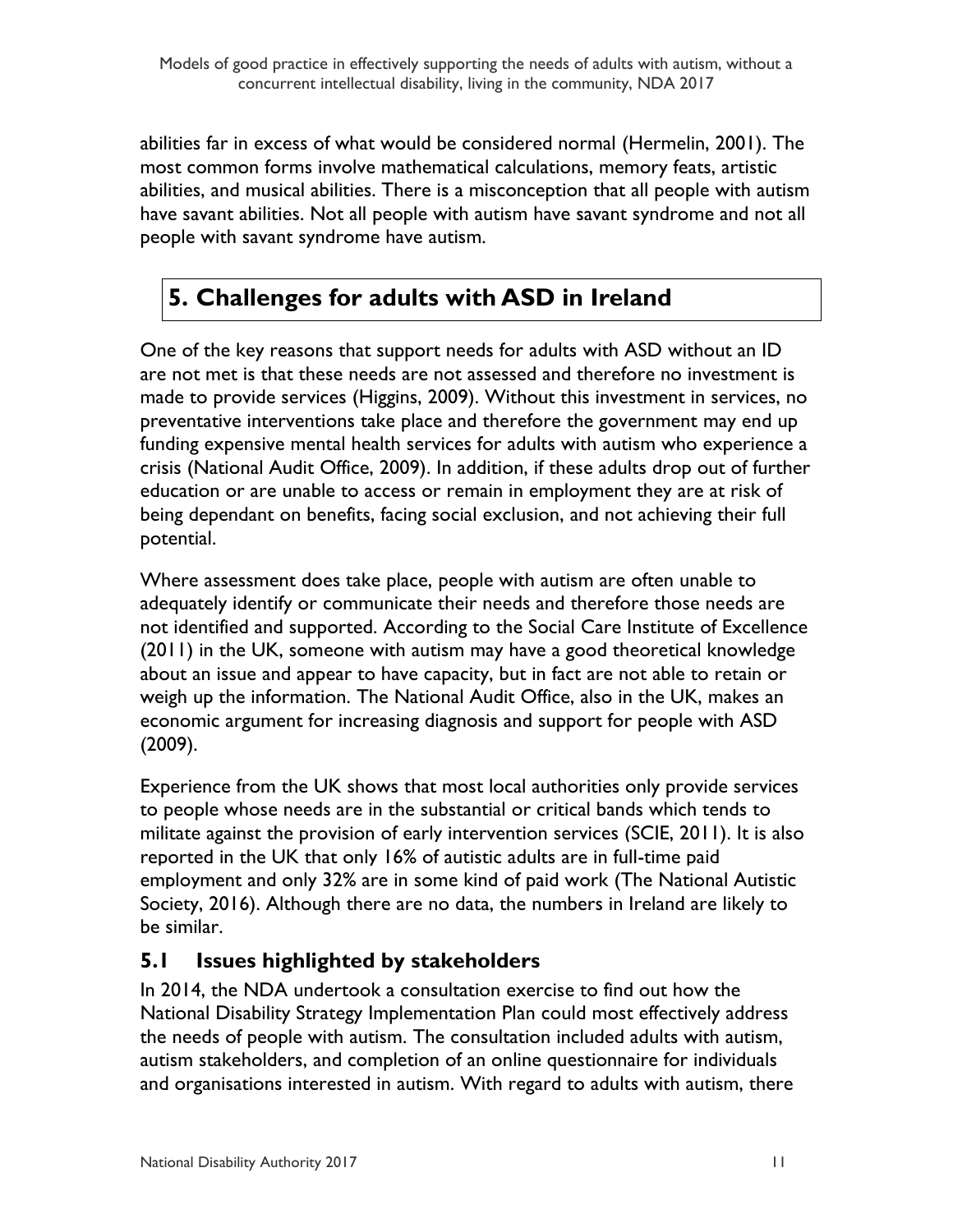abilities far in excess of what would be considered normal (Hermelin, 2001). The most common forms involve mathematical calculations, memory feats, artistic abilities, and musical abilities. There is a misconception that all people with autism have savant abilities. Not all people with autism have savant syndrome and not all people with savant syndrome have autism.

# 5. Challenges for adults with ASD in Ireland

One of the key reasons that support needs for adults with ASD without an ID are not met is that these needs are not assessed and therefore no investment is made to provide services (Higgins, 2009). Without this investment in services, no preventative interventions take place and therefore the government may end up funding expensive mental health services for adults with autism who experience a crisis (National Audit Office, 2009). In addition, if these adults drop out of further education or are unable to access or remain in employment they are at risk of being dependant on benefits, facing social exclusion, and not achieving their full potential.

Where assessment does take place, people with autism are often unable to adequately identify or communicate their needs and therefore those needs are not identified and supported. According to the Social Care Institute of Excellence (2011) in the UK, someone with autism may have a good theoretical knowledge about an issue and appear to have capacity, but in fact are not able to retain or weigh up the information. The National Audit Office, also in the UK, makes an economic argument for increasing diagnosis and support for people with ASD (2009).

Experience from the UK shows that most local authorities only provide services to people whose needs are in the substantial or critical bands which tends to militate against the provision of early intervention services (SCIE, 2011). It is also reported in the UK that only 16% of autistic adults are in full-time paid employment and only 32% are in some kind of paid work (The National Autistic Society, 2016). Although there are no data, the numbers in Ireland are likely to be similar.

## 5.1 Issues highlighted by stakeholders

In 2014, the NDA undertook a consultation exercise to find out how the National Disability Strategy Implementation Plan could most effectively address the needs of people with autism. The consultation included adults with autism, autism stakeholders, and completion of an online questionnaire for individuals and organisations interested in autism. With regard to adults with autism, there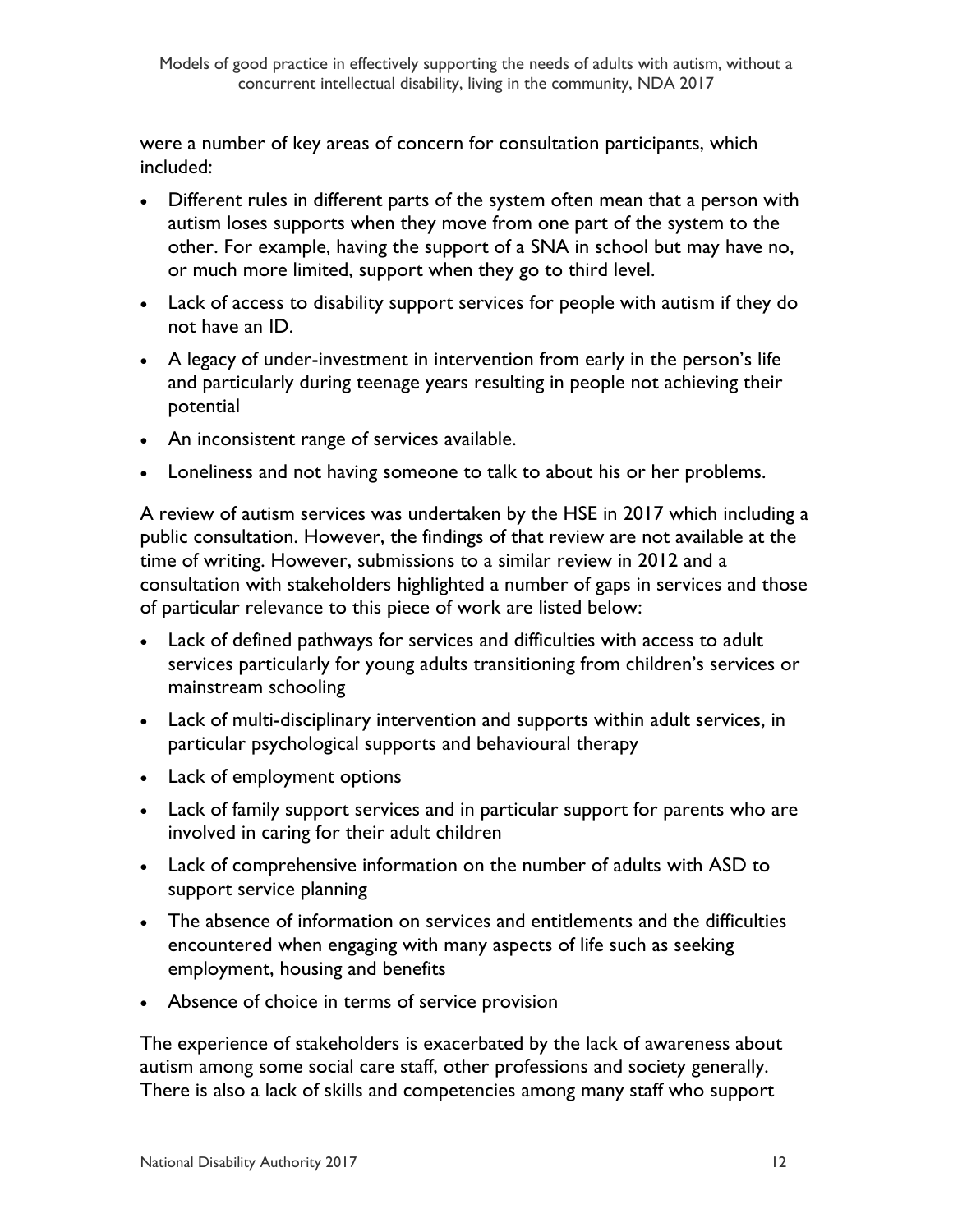were a number of key areas of concern for consultation participants, which included:

- Different rules in different parts of the system often mean that a person with autism loses supports when they move from one part of the system to the other. For example, having the support of a SNA in school but may have no, or much more limited, support when they go to third level.
- Lack of access to disability support services for people with autism if they do not have an ID.
- A legacy of under-investment in intervention from early in the person's life and particularly during teenage years resulting in people not achieving their potential
- An inconsistent range of services available.
- Loneliness and not having someone to talk to about his or her problems.

A review of autism services was undertaken by the HSE in 2017 which including a public consultation. However, the findings of that review are not available at the time of writing. However, submissions to a similar review in 2012 and a consultation with stakeholders highlighted a number of gaps in services and those of particular relevance to this piece of work are listed below:

- Lack of defined pathways for services and difficulties with access to adult services particularly for young adults transitioning from children's services or mainstream schooling
- Lack of multi-disciplinary intervention and supports within adult services, in particular psychological supports and behavioural therapy
- Lack of employment options
- Lack of family support services and in particular support for parents who are involved in caring for their adult children
- Lack of comprehensive information on the number of adults with ASD to support service planning
- The absence of information on services and entitlements and the difficulties encountered when engaging with many aspects of life such as seeking employment, housing and benefits
- Absence of choice in terms of service provision

The experience of stakeholders is exacerbated by the lack of awareness about autism among some social care staff, other professions and society generally. There is also a lack of skills and competencies among many staff who support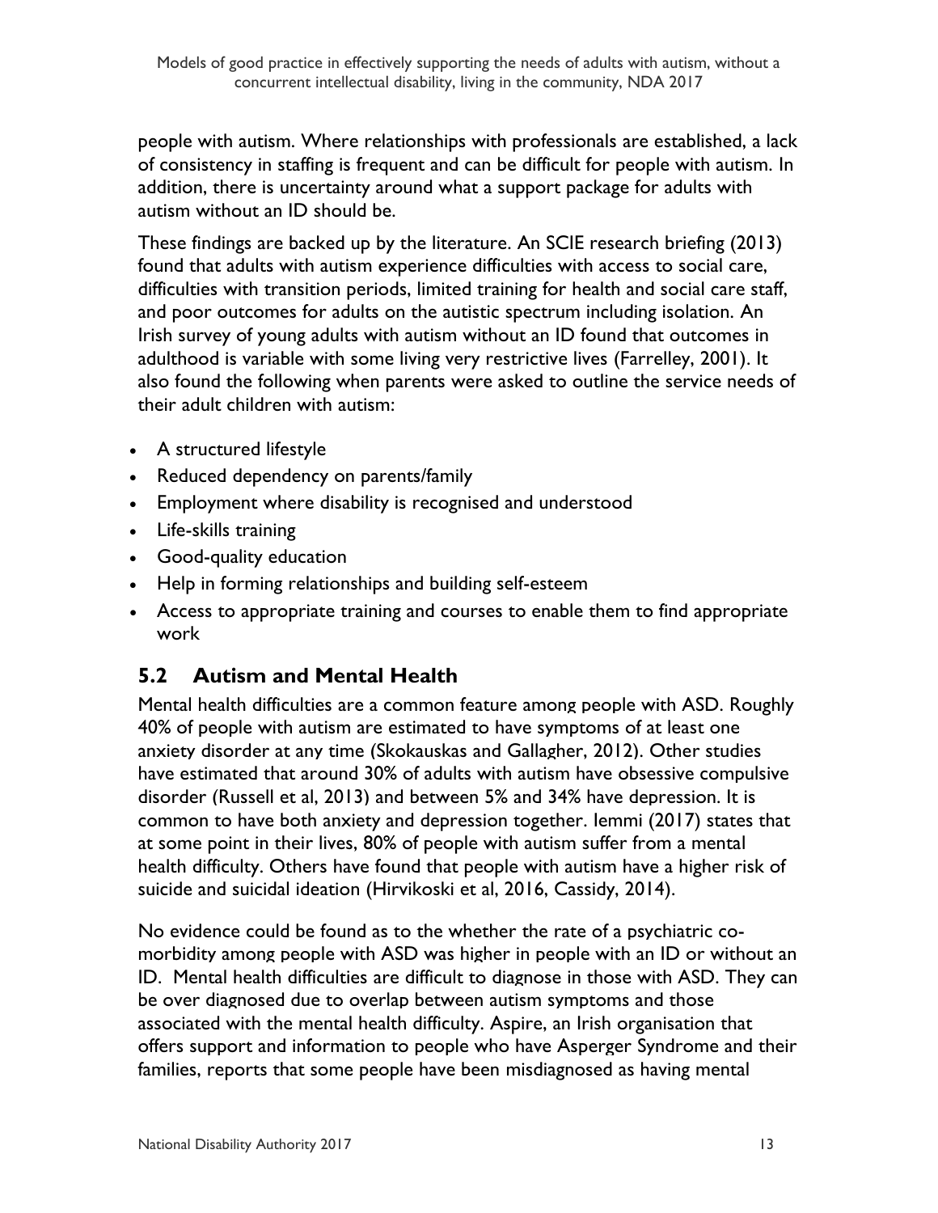people with autism. Where relationships with professionals are established, a lack of consistency in staffing is frequent and can be difficult for people with autism. In addition, there is uncertainty around what a support package for adults with autism without an ID should be.

These findings are backed up by the literature. An SCIE research briefing (2013) found that adults with autism experience difficulties with access to social care, difficulties with transition periods, limited training for health and social care staff, and poor outcomes for adults on the autistic spectrum including isolation. An Irish survey of young adults with autism without an ID found that outcomes in adulthood is variable with some living very restrictive lives (Farrelley, 2001). It also found the following when parents were asked to outline the service needs of their adult children with autism:

- A structured lifestyle
- Reduced dependency on parents/family
- Employment where disability is recognised and understood
- Life-skills training
- Good-quality education
- Help in forming relationships and building self-esteem
- Access to appropriate training and courses to enable them to find appropriate work

## 5.2 Autism and Mental Health

Mental health difficulties are a common feature among people with ASD. Roughly 40% of people with autism are estimated to have symptoms of at least one anxiety disorder at any time (Skokauskas and Gallagher, 2012). Other studies have estimated that around 30% of adults with autism have obsessive compulsive disorder (Russell et al, 2013) and between 5% and 34% have depression. It is common to have both anxiety and depression together. Iemmi (2017) states that at some point in their lives, 80% of people with autism suffer from a mental health difficulty. Others have found that people with autism have a higher risk of suicide and suicidal ideation (Hirvikoski et al, 2016, Cassidy, 2014).

No evidence could be found as to the whether the rate of a psychiatric co-morbidity among people with ASD was higher in people with an ID or without an ID. Mental health difficulties are difficult to diagnose in those with ASD. They can be over diagnosed due to overlap between autism symptoms and those associated with the mental health difficulty. Aspire, an Irish organisation that offers support and information to people who have Asperger Syndrome and their families, reports that some people have been misdiagnosed as having mental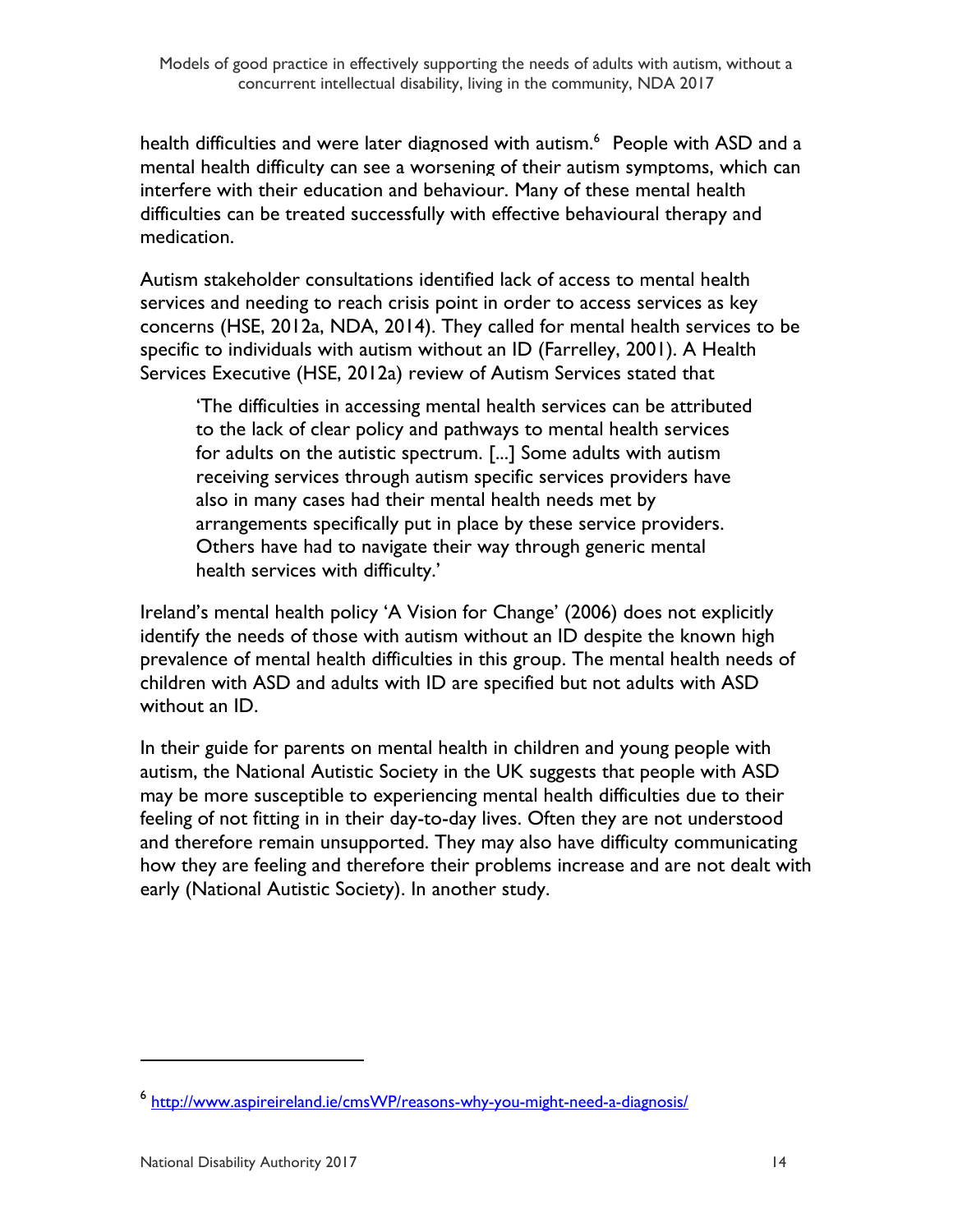health difficulties and were later diagnosed with autism.[6] People with ASD and a mental health difficulty can see a worsening of their autism symptoms, which can interfere with their education and behaviour. Many of these mental health difficulties can be treated successfully with effective behavioural therapy and medication.

Autism stakeholder consultations identified lack of access to mental health services and needing to reach crisis point in order to access services as key concerns (HSE, 2012a, NDA, 2014). They called for mental health services to be specific to individuals with autism without an ID (Farrelley, 2001). A Health Services Executive (HSE, 2012a) review of Autism Services stated that

> 'The difficulties in accessing mental health services can be attributed to the lack of clear policy and pathways to mental health services for adults on the autistic spectrum. [...] Some adults with autism receiving services through autism specific services providers have also in many cases had their mental health needs met by arrangements specifically put in place by these service providers. Others have had to navigate their way through generic mental health services with difficulty.'

Ireland's mental health policy 'A Vision for Change' (2006) does not explicitly identify the needs of those with autism without an ID despite the known high prevalence of mental health difficulties in this group. The mental health needs of children with ASD and adults with ID are specified but not adults with ASD without an ID.

In their guide for parents on mental health in children and young people with autism, the National Autistic Society in the UK suggests that people with ASD may be more susceptible to experiencing mental health difficulties due to their feeling of not fitting in in their day-to-day lives. Often they are not understood and therefore remain unsupported. They may also have difficulty communicating how they are feeling and therefore their problems increase and are not dealt with early (National Autistic Society). In another study.

---

[6] http://www.aspireireland.ie/cmsWP/reasons-why-you-might-need-a-diagnosis/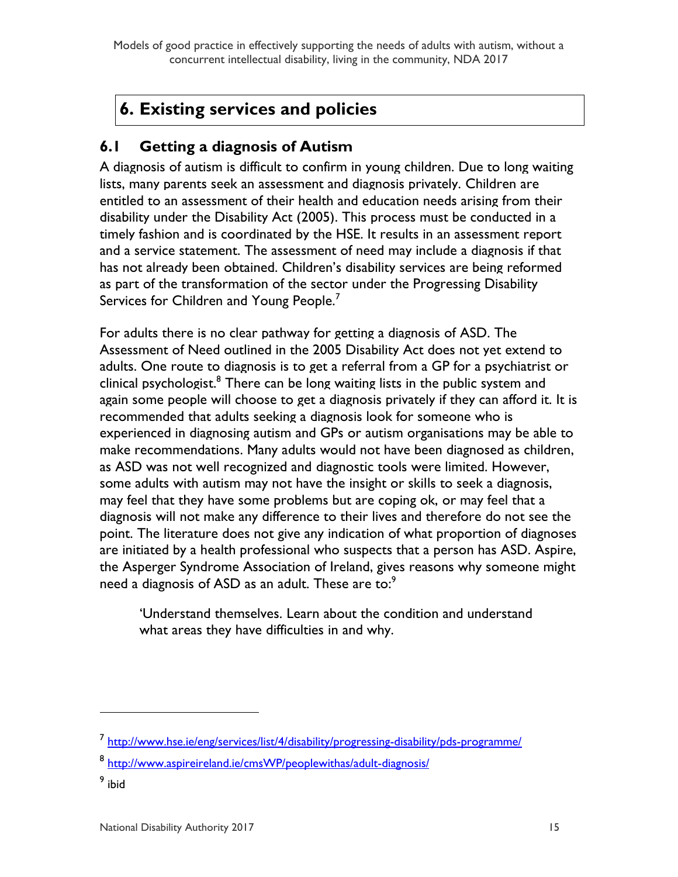# 6. Existing services and policies

## 6.1 Getting a diagnosis of Autism

A diagnosis of autism is difficult to confirm in young children. Due to long waiting lists, many parents seek an assessment and diagnosis privately. Children are entitled to an assessment of their health and education needs arising from their disability under the Disability Act (2005). This process must be conducted in a timely fashion and is coordinated by the HSE. It results in an assessment report and a service statement. The assessment of need may include a diagnosis if that has not already been obtained. Children's disability services are being reformed as part of the transformation of the sector under the Progressing Disability Services for Children and Young People.[7]

For adults there is no clear pathway for getting a diagnosis of ASD. The Assessment of Need outlined in the 2005 Disability Act does not yet extend to adults. One route to diagnosis is to get a referral from a GP for a psychiatrist or clinical psychologist.[8] There can be long waiting lists in the public system and again some people will choose to get a diagnosis privately if they can afford it. It is recommended that adults seeking a diagnosis look for someone who is experienced in diagnosing autism and GPs or autism organisations may be able to make recommendations. Many adults would not have been diagnosed as children, as ASD was not well recognized and diagnostic tools were limited. However, some adults with autism may not have the insight or skills to seek a diagnosis, may feel that they have some problems but are coping ok, or may feel that a diagnosis will not make any difference to their lives and therefore do not see the point. The literature does not give any indication of what proportion of diagnoses are initiated by a health professional who suspects that a person has ASD. Aspire, the Asperger Syndrome Association of Ireland, gives reasons why someone might need a diagnosis of ASD as an adult. These are to:[9]

> 'Understand themselves. Learn about the condition and understand what areas they have difficulties in and why.

---

[7] http://www.hse.ie/eng/services/list/4/disability/progressing-disability/pds-programme/

[8] http://www.aspireireland.ie/cmsWP/peoplewithas/adult-diagnosis/

[9] ibid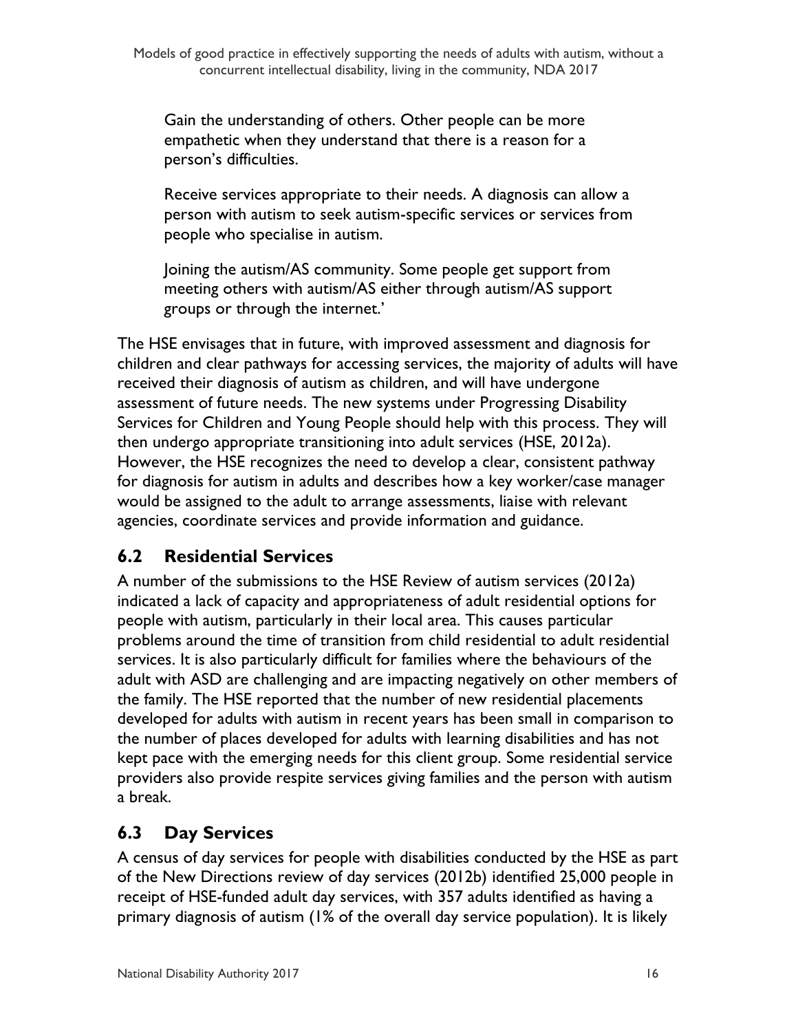Gain the understanding of others. Other people can be more empathetic when they understand that there is a reason for a person's difficulties.

Receive services appropriate to their needs. A diagnosis can allow a person with autism to seek autism-specific services or services from people who specialise in autism.

Joining the autism/AS community. Some people get support from meeting others with autism/AS either through autism/AS support groups or through the internet.'

The HSE envisages that in future, with improved assessment and diagnosis for children and clear pathways for accessing services, the majority of adults will have received their diagnosis of autism as children, and will have undergone assessment of future needs. The new systems under Progressing Disability Services for Children and Young People should help with this process. They will then undergo appropriate transitioning into adult services (HSE, 2012a). However, the HSE recognizes the need to develop a clear, consistent pathway for diagnosis for autism in adults and describes how a key worker/case manager would be assigned to the adult to arrange assessments, liaise with relevant agencies, coordinate services and provide information and guidance.

## 6.2 Residential Services

A number of the submissions to the HSE Review of autism services (2012a) indicated a lack of capacity and appropriateness of adult residential options for people with autism, particularly in their local area. This causes particular problems around the time of transition from child residential to adult residential services. It is also particularly difficult for families where the behaviours of the adult with ASD are challenging and are impacting negatively on other members of the family. The HSE reported that the number of new residential placements developed for adults with autism in recent years has been small in comparison to the number of places developed for adults with learning disabilities and has not kept pace with the emerging needs for this client group. Some residential service providers also provide respite services giving families and the person with autism a break.

## 6.3 Day Services

A census of day services for people with disabilities conducted by the HSE as part of the New Directions review of day services (2012b) identified 25,000 people in receipt of HSE-funded adult day services, with 357 adults identified as having a primary diagnosis of autism (1% of the overall day service population). It is likely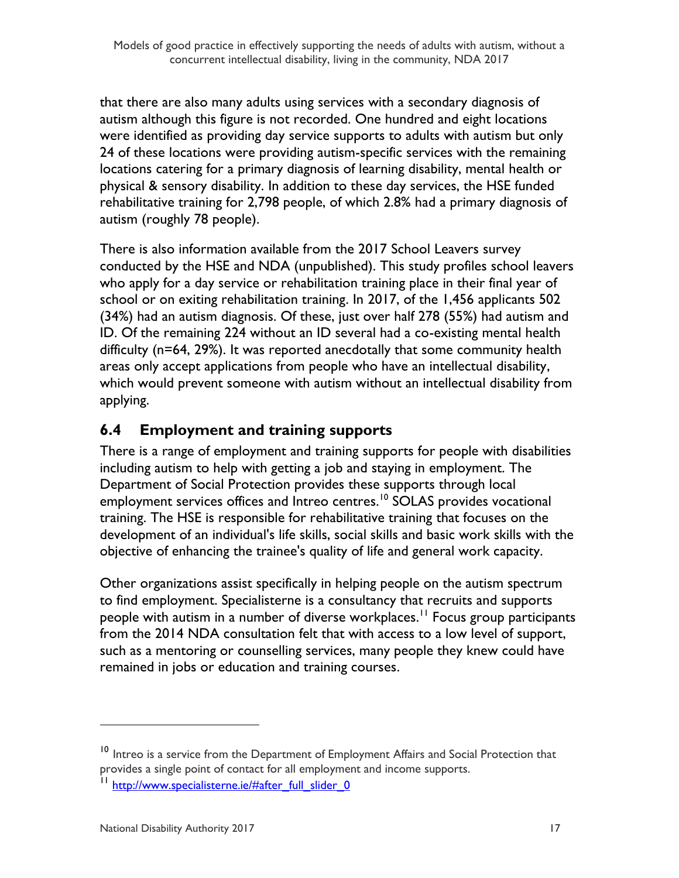that there are also many adults using services with a secondary diagnosis of autism although this figure is not recorded. One hundred and eight locations were identified as providing day service supports to adults with autism but only 24 of these locations were providing autism-specific services with the remaining locations catering for a primary diagnosis of learning disability, mental health or physical & sensory disability. In addition to these day services, the HSE funded rehabilitative training for 2,798 people, of which 2.8% had a primary diagnosis of autism (roughly 78 people).

There is also information available from the 2017 School Leavers survey conducted by the HSE and NDA (unpublished). This study profiles school leavers who apply for a day service or rehabilitation training place in their final year of school or on exiting rehabilitation training. In 2017, of the 1,456 applicants 502 (34%) had an autism diagnosis. Of these, just over half 278 (55%) had autism and ID. Of the remaining 224 without an ID several had a co-existing mental health difficulty (n=64, 29%). It was reported anecdotally that some community health areas only accept applications from people who have an intellectual disability, which would prevent someone with autism without an intellectual disability from applying.

## 6.4 Employment and training supports

There is a range of employment and training supports for people with disabilities including autism to help with getting a job and staying in employment. The Department of Social Protection provides these supports through local employment services offices and Intreo centres.[10] SOLAS provides vocational training. The HSE is responsible for rehabilitative training that focuses on the development of an individual's life skills, social skills and basic work skills with the objective of enhancing the trainee's quality of life and general work capacity.

Other organizations assist specifically in helping people on the autism spectrum to find employment. Specialisterne is a consultancy that recruits and supports people with autism in a number of diverse workplaces.[11] Focus group participants from the 2014 NDA consultation felt that with access to a low level of support, such as a mentoring or counselling services, many people they knew could have remained in jobs or education and training courses.

---

[10] Intreo is a service from the Department of Employment Affairs and Social Protection that provides a single point of contact for all employment and income supports.

[11] http://www.specialisterne.ie/#after_full_slider_0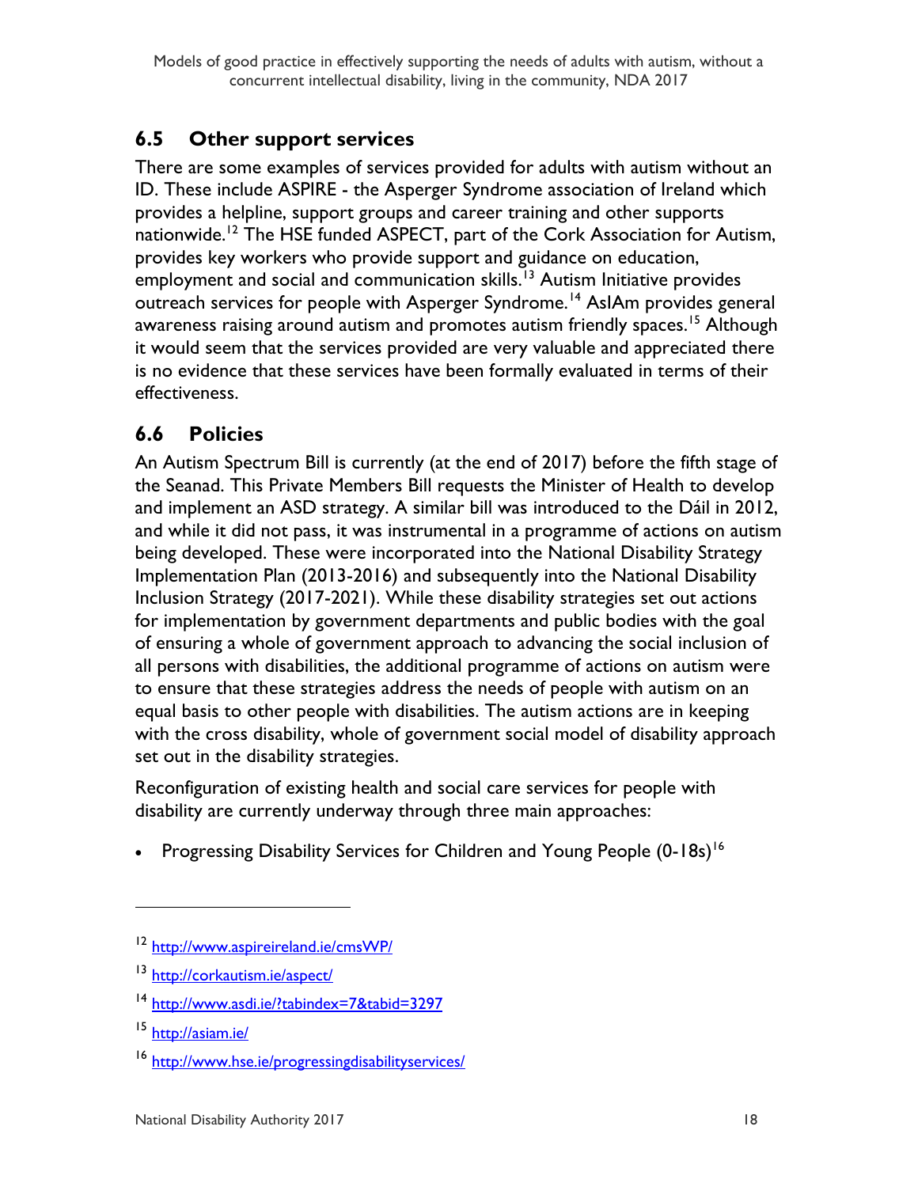## 6.5 Other support services

There are some examples of services provided for adults with autism without an ID. These include ASPIRE - the Asperger Syndrome association of Ireland which provides a helpline, support groups and career training and other supports nationwide.[12] The HSE funded ASPECT, part of the Cork Association for Autism, provides key workers who provide support and guidance on education, employment and social and communication skills.[13] Autism Initiative provides outreach services for people with Asperger Syndrome.[14] AsIAm provides general awareness raising around autism and promotes autism friendly spaces.[15] Although it would seem that the services provided are very valuable and appreciated there is no evidence that these services have been formally evaluated in terms of their effectiveness.

## 6.6 Policies

An Autism Spectrum Bill is currently (at the end of 2017) before the fifth stage of the Seanad. This Private Members Bill requests the Minister of Health to develop and implement an ASD strategy. A similar bill was introduced to the Dáil in 2012, and while it did not pass, it was instrumental in a programme of actions on autism being developed. These were incorporated into the National Disability Strategy Implementation Plan (2013-2016) and subsequently into the National Disability Inclusion Strategy (2017-2021). While these disability strategies set out actions for implementation by government departments and public bodies with the goal of ensuring a whole of government approach to advancing the social inclusion of all persons with disabilities, the additional programme of actions on autism were to ensure that these strategies address the needs of people with autism on an equal basis to other people with disabilities. The autism actions are in keeping with the cross disability, whole of government social model of disability approach set out in the disability strategies.

Reconfiguration of existing health and social care services for people with disability are currently underway through three main approaches:

- Progressing Disability Services for Children and Young People (0-18s)[16]

---

[12] http://www.aspireireland.ie/cmsWP/

[13] http://corkautism.ie/aspect/

[14] http://www.asdi.ie/?tabindex=7&tabid=3297

[15] http://asiam.ie/

[16] http://www.hse.ie/progressingdisabilityservices/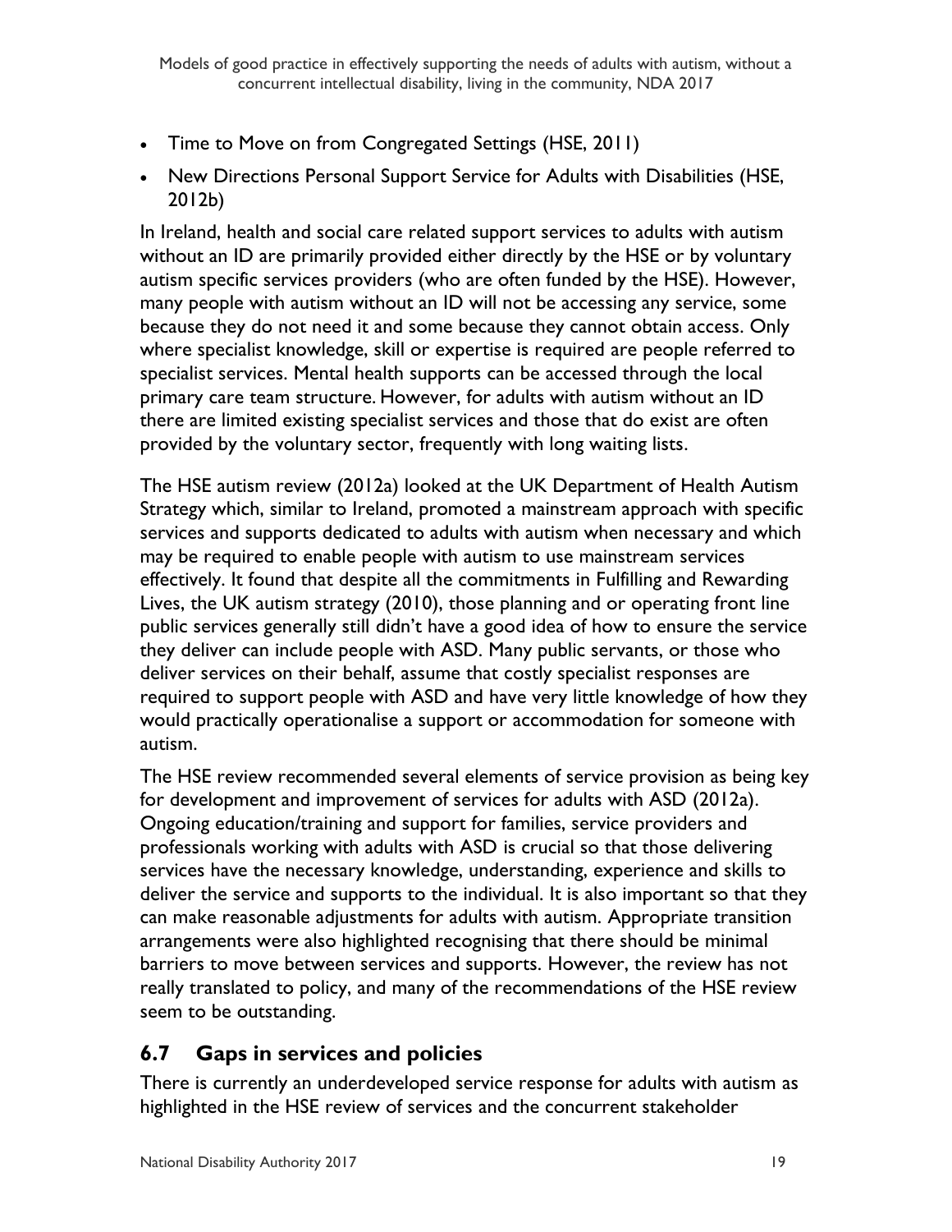- Time to Move on from Congregated Settings (HSE, 2011)
- New Directions Personal Support Service for Adults with Disabilities (HSE, 2012b)

In Ireland, health and social care related support services to adults with autism without an ID are primarily provided either directly by the HSE or by voluntary autism specific services providers (who are often funded by the HSE). However, many people with autism without an ID will not be accessing any service, some because they do not need it and some because they cannot obtain access. Only where specialist knowledge, skill or expertise is required are people referred to specialist services. Mental health supports can be accessed through the local primary care team structure. However, for adults with autism without an ID there are limited existing specialist services and those that do exist are often provided by the voluntary sector, frequently with long waiting lists.

The HSE autism review (2012a) looked at the UK Department of Health Autism Strategy which, similar to Ireland, promoted a mainstream approach with specific services and supports dedicated to adults with autism when necessary and which may be required to enable people with autism to use mainstream services effectively. It found that despite all the commitments in Fulfilling and Rewarding Lives, the UK autism strategy (2010), those planning and or operating front line public services generally still didn't have a good idea of how to ensure the service they deliver can include people with ASD. Many public servants, or those who deliver services on their behalf, assume that costly specialist responses are required to support people with ASD and have very little knowledge of how they would practically operationalise a support or accommodation for someone with autism.

The HSE review recommended several elements of service provision as being key for development and improvement of services for adults with ASD (2012a). Ongoing education/training and support for families, service providers and professionals working with adults with ASD is crucial so that those delivering services have the necessary knowledge, understanding, experience and skills to deliver the service and supports to the individual. It is also important so that they can make reasonable adjustments for adults with autism. Appropriate transition arrangements were also highlighted recognising that there should be minimal barriers to move between services and supports. However, the review has not really translated to policy, and many of the recommendations of the HSE review seem to be outstanding.

## 6.7 Gaps in services and policies

There is currently an underdeveloped service response for adults with autism as highlighted in the HSE review of services and the concurrent stakeholder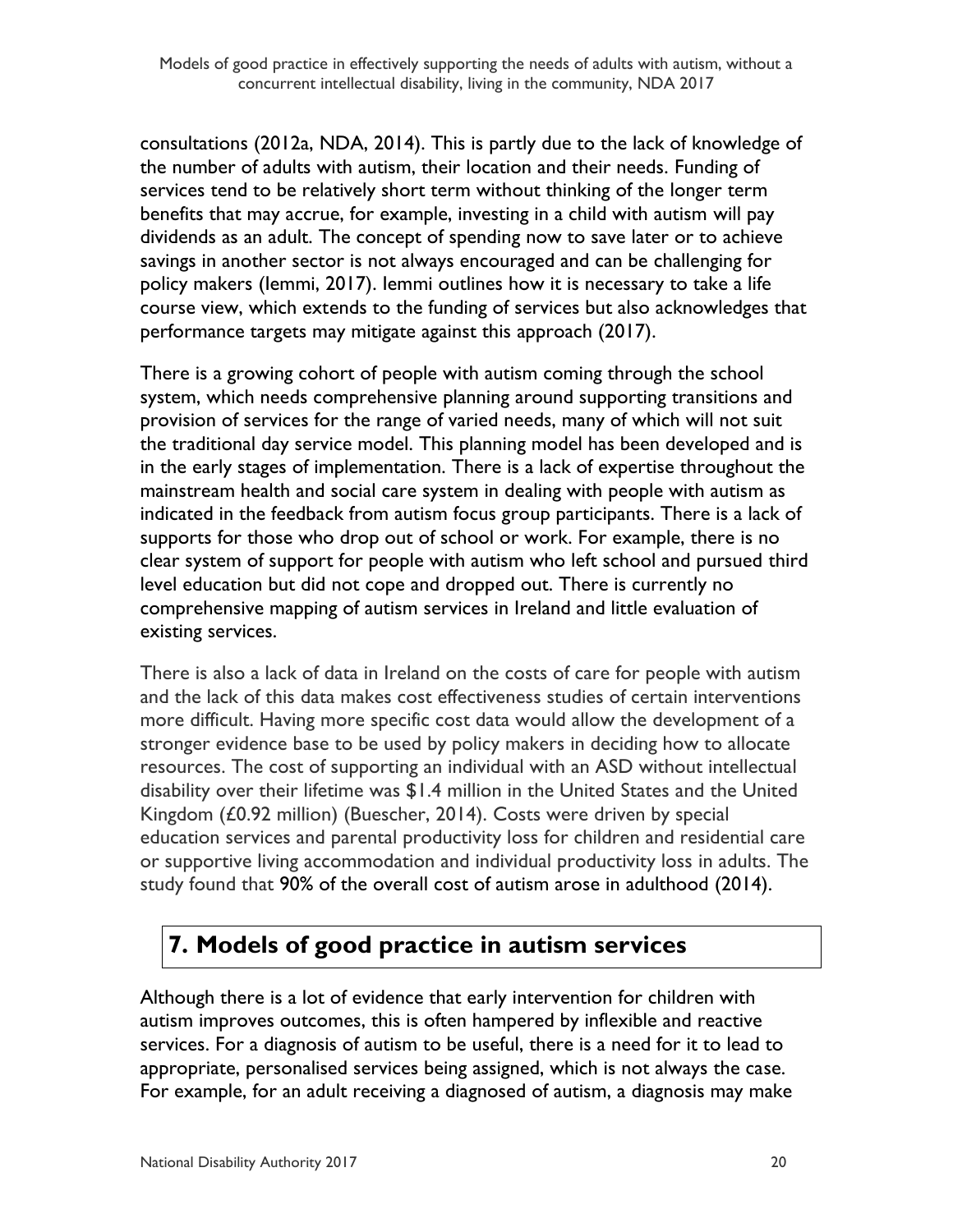consultations (2012a, NDA, 2014). This is partly due to the lack of knowledge of the number of adults with autism, their location and their needs. Funding of services tend to be relatively short term without thinking of the longer term benefits that may accrue, for example, investing in a child with autism will pay dividends as an adult. The concept of spending now to save later or to achieve savings in another sector is not always encouraged and can be challenging for policy makers (Iemmi, 2017). Iemmi outlines how it is necessary to take a life course view, which extends to the funding of services but also acknowledges that performance targets may mitigate against this approach (2017).

There is a growing cohort of people with autism coming through the school system, which needs comprehensive planning around supporting transitions and provision of services for the range of varied needs, many of which will not suit the traditional day service model. This planning model has been developed and is in the early stages of implementation. There is a lack of expertise throughout the mainstream health and social care system in dealing with people with autism as indicated in the feedback from autism focus group participants. There is a lack of supports for those who drop out of school or work. For example, there is no clear system of support for people with autism who left school and pursued third level education but did not cope and dropped out. There is currently no comprehensive mapping of autism services in Ireland and little evaluation of existing services.

There is also a lack of data in Ireland on the costs of care for people with autism and the lack of this data makes cost effectiveness studies of certain interventions more difficult. Having more specific cost data would allow the development of a stronger evidence base to be used by policy makers in deciding how to allocate resources. The cost of supporting an individual with an ASD without intellectual disability over their lifetime was $1.4 million in the United States and the United Kingdom (£0.92 million) (Buescher, 2014). Costs were driven by special education services and parental productivity loss for children and residential care or supportive living accommodation and individual productivity loss in adults. The study found that 90% of the overall cost of autism arose in adulthood (2014).

# 7. Models of good practice in autism services

Although there is a lot of evidence that early intervention for children with autism improves outcomes, this is often hampered by inflexible and reactive services. For a diagnosis of autism to be useful, there is a need for it to lead to appropriate, personalised services being assigned, which is not always the case. For example, for an adult receiving a diagnosed of autism, a diagnosis may make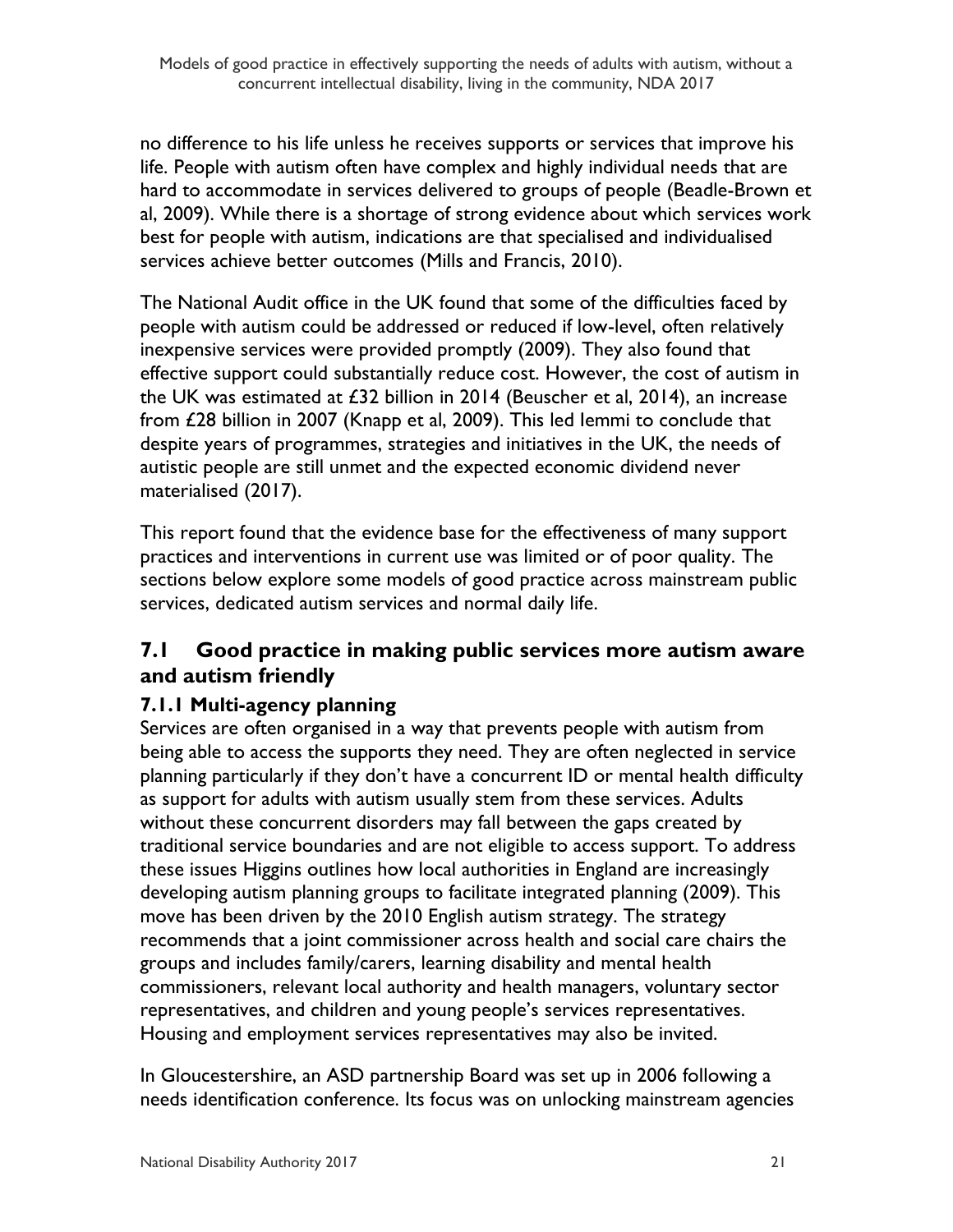no difference to his life unless he receives supports or services that improve his life. People with autism often have complex and highly individual needs that are hard to accommodate in services delivered to groups of people (Beadle-Brown et al, 2009). While there is a shortage of strong evidence about which services work best for people with autism, indications are that specialised and individualised services achieve better outcomes (Mills and Francis, 2010).

The National Audit office in the UK found that some of the difficulties faced by people with autism could be addressed or reduced if low-level, often relatively inexpensive services were provided promptly (2009). They also found that effective support could substantially reduce cost. However, the cost of autism in the UK was estimated at £32 billion in 2014 (Beuscher et al, 2014), an increase from £28 billion in 2007 (Knapp et al, 2009). This led Iemmi to conclude that despite years of programmes, strategies and initiatives in the UK, the needs of autistic people are still unmet and the expected economic dividend never materialised (2017).

This report found that the evidence base for the effectiveness of many support practices and interventions in current use was limited or of poor quality. The sections below explore some models of good practice across mainstream public services, dedicated autism services and normal daily life.

## 7.1 Good practice in making public services more autism aware and autism friendly

### 7.1.1 Multi-agency planning

Services are often organised in a way that prevents people with autism from being able to access the supports they need. They are often neglected in service planning particularly if they don't have a concurrent ID or mental health difficulty as support for adults with autism usually stem from these services. Adults without these concurrent disorders may fall between the gaps created by traditional service boundaries and are not eligible to access support. To address these issues Higgins outlines how local authorities in England are increasingly developing autism planning groups to facilitate integrated planning (2009). This move has been driven by the 2010 English autism strategy. The strategy recommends that a joint commissioner across health and social care chairs the groups and includes family/carers, learning disability and mental health commissioners, relevant local authority and health managers, voluntary sector representatives, and children and young people's services representatives. Housing and employment services representatives may also be invited.

In Gloucestershire, an ASD partnership Board was set up in 2006 following a needs identification conference. Its focus was on unlocking mainstream agencies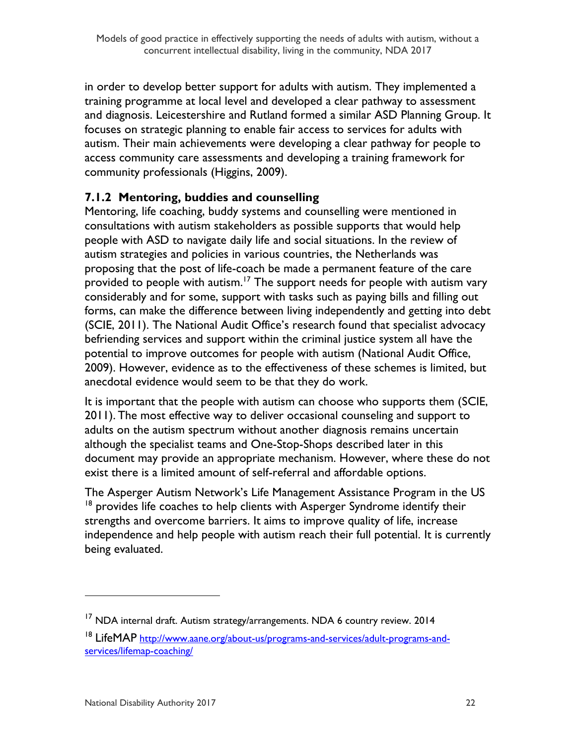in order to develop better support for adults with autism. They implemented a training programme at local level and developed a clear pathway to assessment and diagnosis. Leicestershire and Rutland formed a similar ASD Planning Group. It focuses on strategic planning to enable fair access to services for adults with autism. Their main achievements were developing a clear pathway for people to access community care assessments and developing a training framework for community professionals (Higgins, 2009).

### 7.1.2 Mentoring, buddies and counselling

Mentoring, life coaching, buddy systems and counselling were mentioned in consultations with autism stakeholders as possible supports that would help people with ASD to navigate daily life and social situations. In the review of autism strategies and policies in various countries, the Netherlands was proposing that the post of life-coach be made a permanent feature of the care provided to people with autism.[17] The support needs for people with autism vary considerably and for some, support with tasks such as paying bills and filling out forms, can make the difference between living independently and getting into debt (SCIE, 2011). The National Audit Office's research found that specialist advocacy befriending services and support within the criminal justice system all have the potential to improve outcomes for people with autism (National Audit Office, 2009). However, evidence as to the effectiveness of these schemes is limited, but anecdotal evidence would seem to be that they do work.

It is important that the people with autism can choose who supports them (SCIE, 2011). The most effective way to deliver occasional counseling and support to adults on the autism spectrum without another diagnosis remains uncertain although the specialist teams and One-Stop-Shops described later in this document may provide an appropriate mechanism. However, where these do not exist there is a limited amount of self-referral and affordable options.

The Asperger Autism Network's Life Management Assistance Program in the US [18] provides life coaches to help clients with Asperger Syndrome identify their strengths and overcome barriers. It aims to improve quality of life, increase independence and help people with autism reach their full potential. It is currently being evaluated.

---

[17] NDA internal draft. Autism strategy/arrangements. NDA 6 country review. 2014

[18] LifeMAP http://www.aane.org/about-us/programs-and-services/adult-programs-and-services/lifemap-coaching/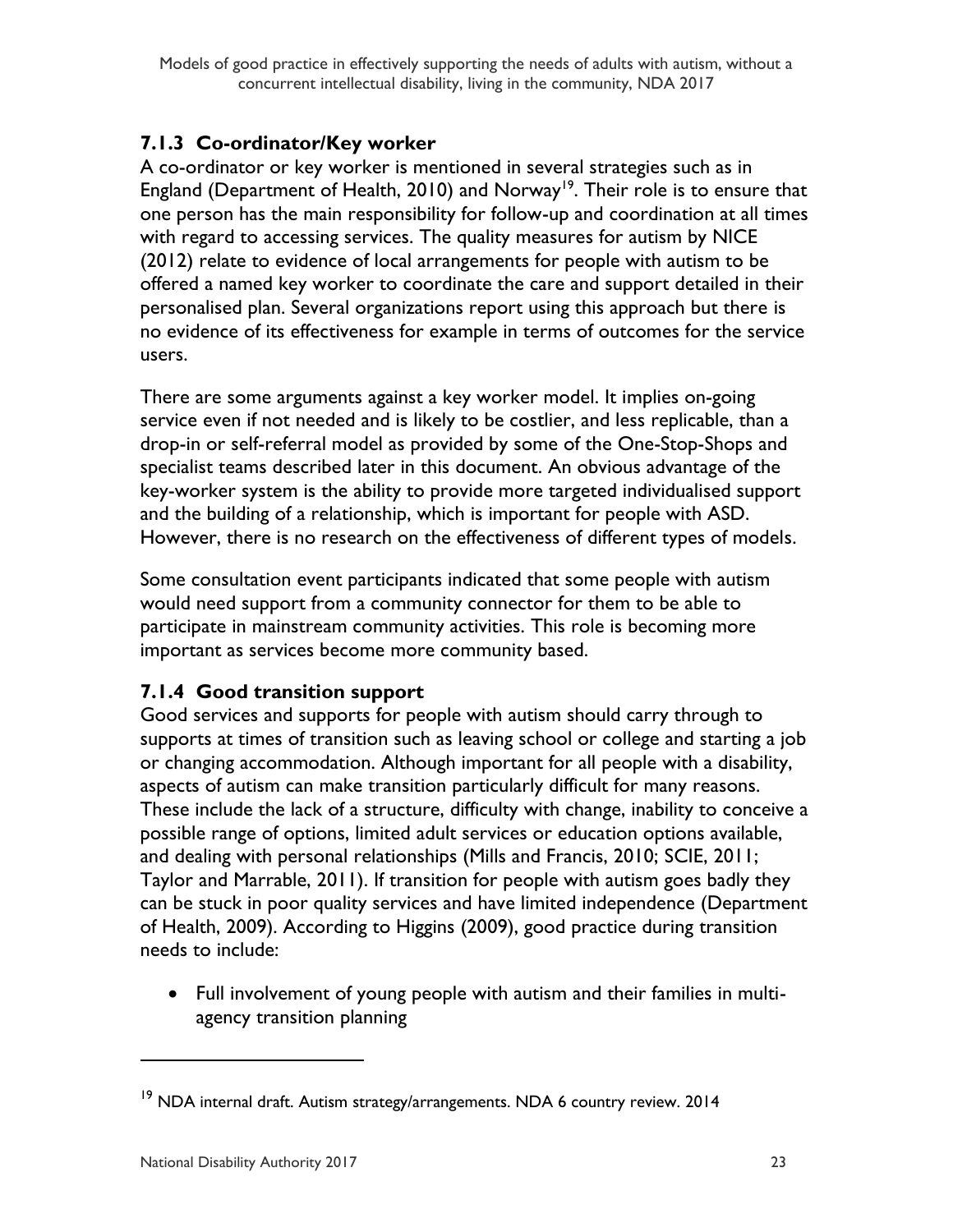### 7.1.3 Co-ordinator/Key worker

A co-ordinator or key worker is mentioned in several strategies such as in England (Department of Health, 2010) and Norway[19]. Their role is to ensure that one person has the main responsibility for follow-up and coordination at all times with regard to accessing services. The quality measures for autism by NICE (2012) relate to evidence of local arrangements for people with autism to be offered a named key worker to coordinate the care and support detailed in their personalised plan. Several organizations report using this approach but there is no evidence of its effectiveness for example in terms of outcomes for the service users.

There are some arguments against a key worker model. It implies on-going service even if not needed and is likely to be costlier, and less replicable, than a drop-in or self-referral model as provided by some of the One-Stop-Shops and specialist teams described later in this document. An obvious advantage of the key-worker system is the ability to provide more targeted individualised support and the building of a relationship, which is important for people with ASD. However, there is no research on the effectiveness of different types of models.

Some consultation event participants indicated that some people with autism would need support from a community connector for them to be able to participate in mainstream community activities. This role is becoming more important as services become more community based.

### 7.1.4 Good transition support

Good services and supports for people with autism should carry through to supports at times of transition such as leaving school or college and starting a job or changing accommodation. Although important for all people with a disability, aspects of autism can make transition particularly difficult for many reasons. These include the lack of a structure, difficulty with change, inability to conceive a possible range of options, limited adult services or education options available, and dealing with personal relationships (Mills and Francis, 2010; SCIE, 2011; Taylor and Marrable, 2011). If transition for people with autism goes badly they can be stuck in poor quality services and have limited independence (Department of Health, 2009). According to Higgins (2009), good practice during transition needs to include:

- Full involvement of young people with autism and their families in multi-agency transition planning

[19] NDA internal draft. Autism strategy/arrangements. NDA 6 country review. 2014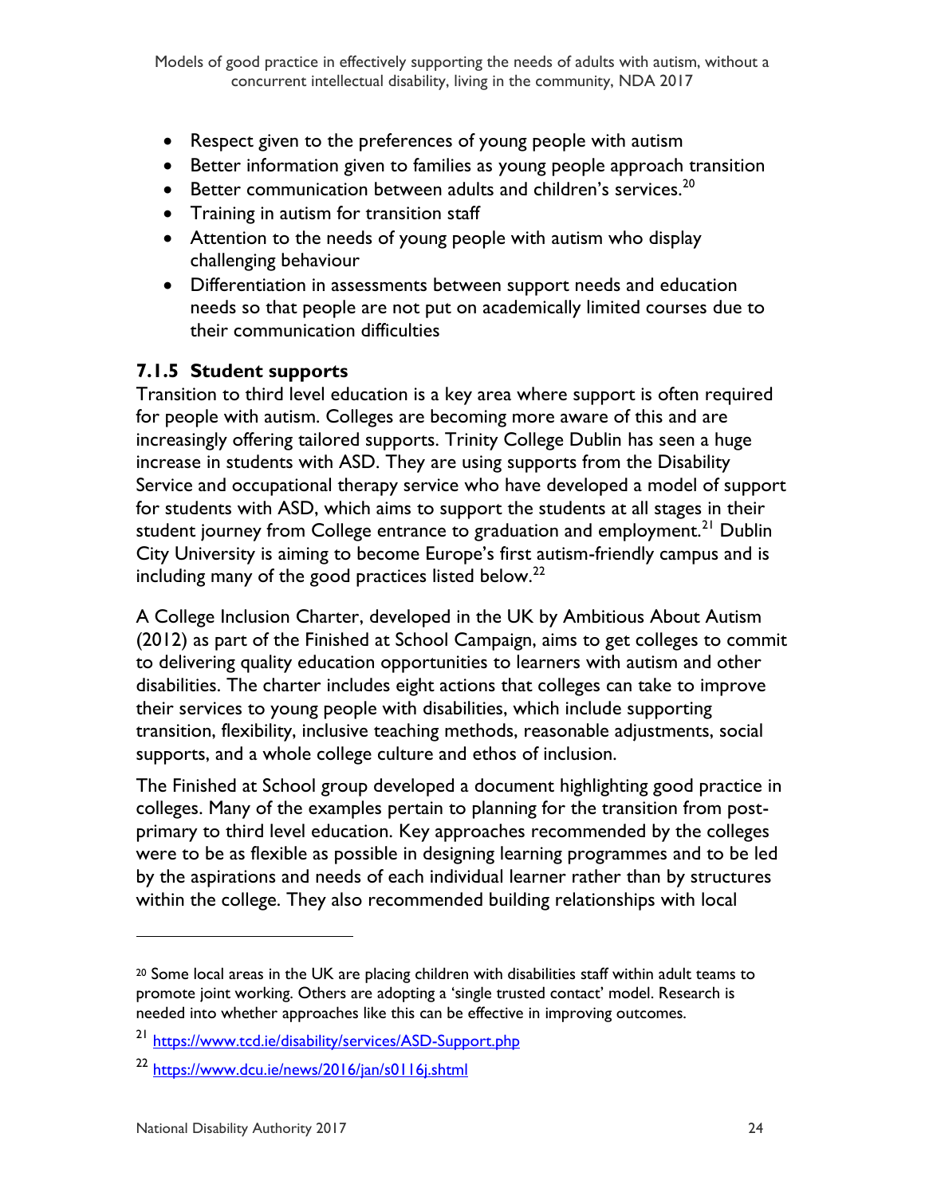- Respect given to the preferences of young people with autism
- Better information given to families as young people approach transition
- Better communication between adults and children's services.[20]
- Training in autism for transition staff
- Attention to the needs of young people with autism who display challenging behaviour
- Differentiation in assessments between support needs and education needs so that people are not put on academically limited courses due to their communication difficulties

### 7.1.5 Student supports

Transition to third level education is a key area where support is often required for people with autism. Colleges are becoming more aware of this and are increasingly offering tailored supports. Trinity College Dublin has seen a huge increase in students with ASD. They are using supports from the Disability Service and occupational therapy service who have developed a model of support for students with ASD, which aims to support the students at all stages in their student journey from College entrance to graduation and employment.[21] Dublin City University is aiming to become Europe's first autism-friendly campus and is including many of the good practices listed below.[22]

A College Inclusion Charter, developed in the UK by Ambitious About Autism (2012) as part of the Finished at School Campaign, aims to get colleges to commit to delivering quality education opportunities to learners with autism and other disabilities. The charter includes eight actions that colleges can take to improve their services to young people with disabilities, which include supporting transition, flexibility, inclusive teaching methods, reasonable adjustments, social supports, and a whole college culture and ethos of inclusion.

The Finished at School group developed a document highlighting good practice in colleges. Many of the examples pertain to planning for the transition from post-primary to third level education. Key approaches recommended by the colleges were to be as flexible as possible in designing learning programmes and to be led by the aspirations and needs of each individual learner rather than by structures within the college. They also recommended building relationships with local

---

[20] Some local areas in the UK are placing children with disabilities staff within adult teams to promote joint working. Others are adopting a 'single trusted contact' model. Research is needed into whether approaches like this can be effective in improving outcomes.

[21] https://www.tcd.ie/disability/services/ASD-Support.php

[22] https://www.dcu.ie/news/2016/jan/s0116j.shtml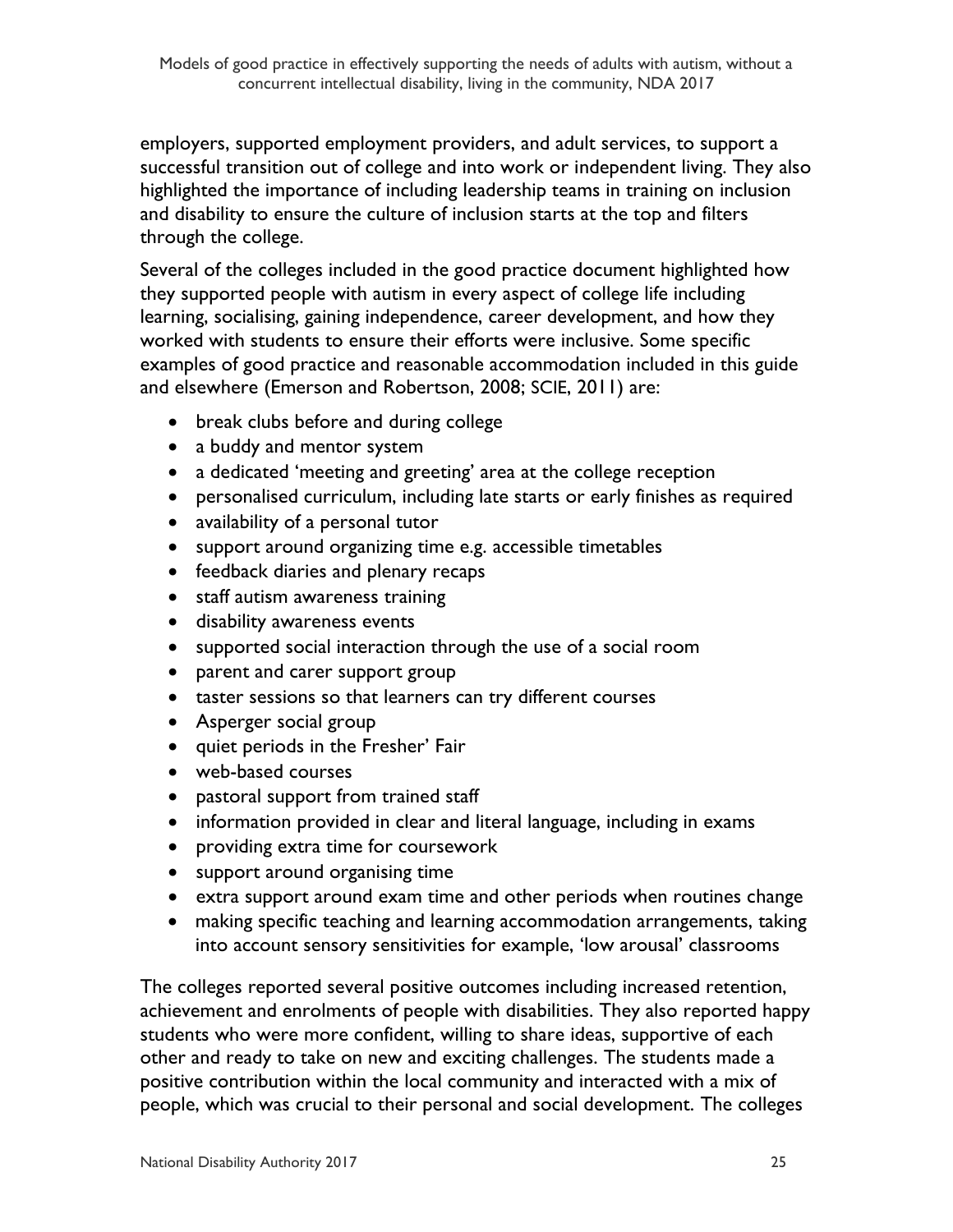employers, supported employment providers, and adult services, to support a successful transition out of college and into work or independent living. They also highlighted the importance of including leadership teams in training on inclusion and disability to ensure the culture of inclusion starts at the top and filters through the college.

Several of the colleges included in the good practice document highlighted how they supported people with autism in every aspect of college life including learning, socialising, gaining independence, career development, and how they worked with students to ensure their efforts were inclusive. Some specific examples of good practice and reasonable accommodation included in this guide and elsewhere (Emerson and Robertson, 2008; SCIE, 2011) are:

- break clubs before and during college
- a buddy and mentor system
- a dedicated 'meeting and greeting' area at the college reception
- personalised curriculum, including late starts or early finishes as required
- availability of a personal tutor
- support around organizing time e.g. accessible timetables
- feedback diaries and plenary recaps
- staff autism awareness training
- disability awareness events
- supported social interaction through the use of a social room
- parent and carer support group
- taster sessions so that learners can try different courses
- Asperger social group
- quiet periods in the Fresher' Fair
- web-based courses
- pastoral support from trained staff
- information provided in clear and literal language, including in exams
- providing extra time for coursework
- support around organising time
- extra support around exam time and other periods when routines change
- making specific teaching and learning accommodation arrangements, taking into account sensory sensitivities for example, 'low arousal' classrooms

The colleges reported several positive outcomes including increased retention, achievement and enrolments of people with disabilities. They also reported happy students who were more confident, willing to share ideas, supportive of each other and ready to take on new and exciting challenges. The students made a positive contribution within the local community and interacted with a mix of people, which was crucial to their personal and social development. The colleges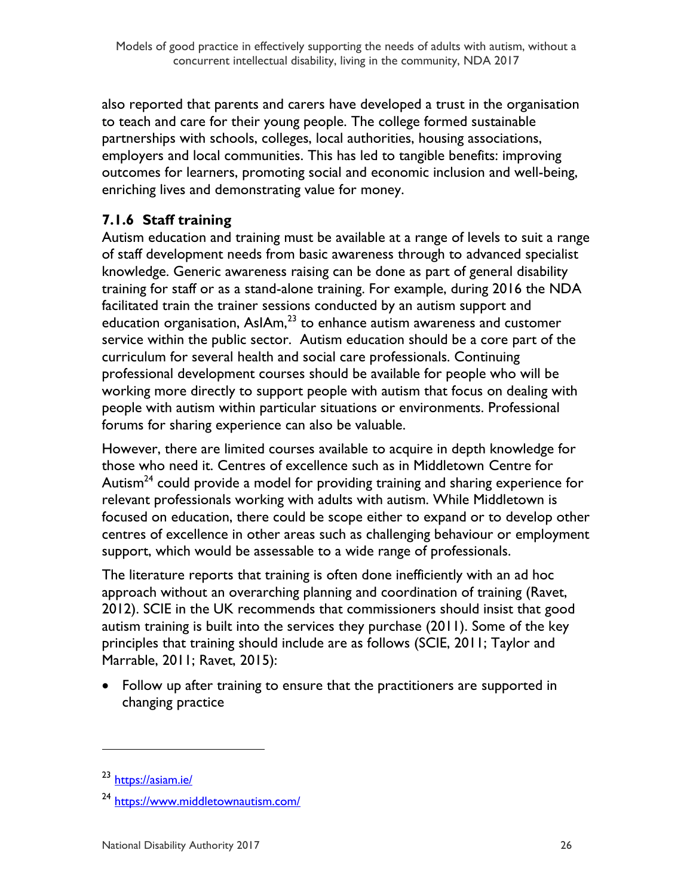also reported that parents and carers have developed a trust in the organisation to teach and care for their young people. The college formed sustainable partnerships with schools, colleges, local authorities, housing associations, employers and local communities. This has led to tangible benefits: improving outcomes for learners, promoting social and economic inclusion and well-being, enriching lives and demonstrating value for money.

### 7.1.6 Staff training

Autism education and training must be available at a range of levels to suit a range of staff development needs from basic awareness through to advanced specialist knowledge. Generic awareness raising can be done as part of general disability training for staff or as a stand-alone training. For example, during 2016 the NDA facilitated train the trainer sessions conducted by an autism support and education organisation, AsIAm,[23] to enhance autism awareness and customer service within the public sector. Autism education should be a core part of the curriculum for several health and social care professionals. Continuing professional development courses should be available for people who will be working more directly to support people with autism that focus on dealing with people with autism within particular situations or environments. Professional forums for sharing experience can also be valuable.

However, there are limited courses available to acquire in depth knowledge for those who need it. Centres of excellence such as in Middletown Centre for Autism[24] could provide a model for providing training and sharing experience for relevant professionals working with adults with autism. While Middletown is focused on education, there could be scope either to expand or to develop other centres of excellence in other areas such as challenging behaviour or employment support, which would be assessable to a wide range of professionals.

The literature reports that training is often done inefficiently with an ad hoc approach without an overarching planning and coordination of training (Ravet, 2012). SCIE in the UK recommends that commissioners should insist that good autism training is built into the services they purchase (2011). Some of the key principles that training should include are as follows (SCIE, 2011; Taylor and Marrable, 2011; Ravet, 2015):

- Follow up after training to ensure that the practitioners are supported in changing practice

---

[23] https://asiam.ie/

[24] https://www.middletownautism.com/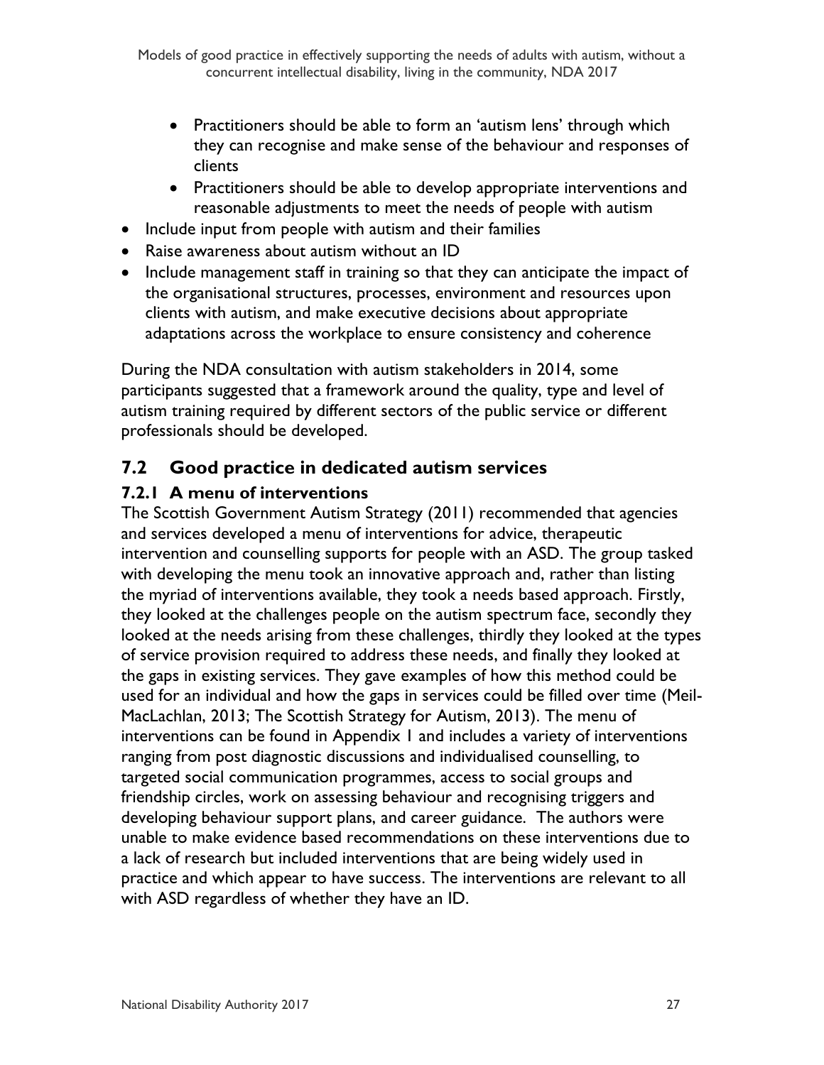- Practitioners should be able to form an 'autism lens' through which they can recognise and make sense of the behaviour and responses of clients
    - Practitioners should be able to develop appropriate interventions and reasonable adjustments to meet the needs of people with autism
- Include input from people with autism and their families
- Raise awareness about autism without an ID
- Include management staff in training so that they can anticipate the impact of the organisational structures, processes, environment and resources upon clients with autism, and make executive decisions about appropriate adaptations across the workplace to ensure consistency and coherence

During the NDA consultation with autism stakeholders in 2014, some participants suggested that a framework around the quality, type and level of autism training required by different sectors of the public service or different professionals should be developed.

## 7.2 Good practice in dedicated autism services

### 7.2.1 A menu of interventions

The Scottish Government Autism Strategy (2011) recommended that agencies and services developed a menu of interventions for advice, therapeutic intervention and counselling supports for people with an ASD. The group tasked with developing the menu took an innovative approach and, rather than listing the myriad of interventions available, they took a needs based approach. Firstly, they looked at the challenges people on the autism spectrum face, secondly they looked at the needs arising from these challenges, thirdly they looked at the types of service provision required to address these needs, and finally they looked at the gaps in existing services. They gave examples of how this method could be used for an individual and how the gaps in services could be filled over time (Meil-MacLachlan, 2013; The Scottish Strategy for Autism, 2013). The menu of interventions can be found in Appendix 1 and includes a variety of interventions ranging from post diagnostic discussions and individualised counselling, to targeted social communication programmes, access to social groups and friendship circles, work on assessing behaviour and recognising triggers and developing behaviour support plans, and career guidance. The authors were unable to make evidence based recommendations on these interventions due to a lack of research but included interventions that are being widely used in practice and which appear to have success. The interventions are relevant to all with ASD regardless of whether they have an ID.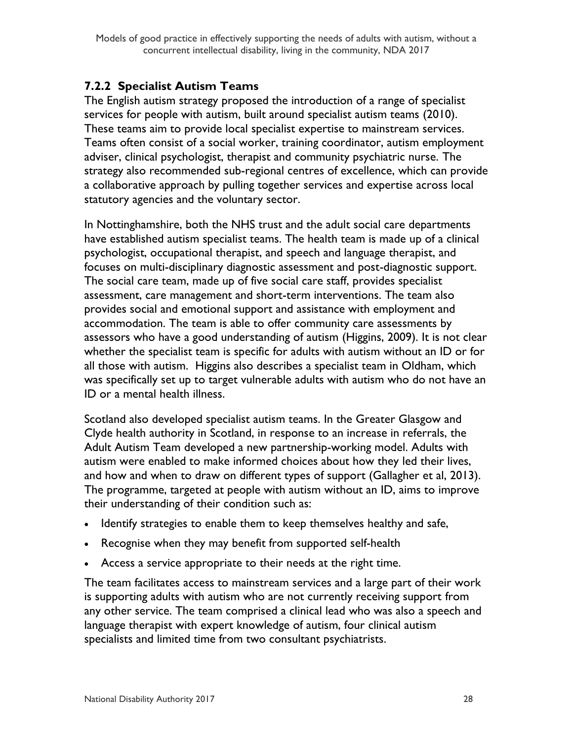### 7.2.2 Specialist Autism Teams

The English autism strategy proposed the introduction of a range of specialist services for people with autism, built around specialist autism teams (2010). These teams aim to provide local specialist expertise to mainstream services. Teams often consist of a social worker, training coordinator, autism employment adviser, clinical psychologist, therapist and community psychiatric nurse. The strategy also recommended sub-regional centres of excellence, which can provide a collaborative approach by pulling together services and expertise across local statutory agencies and the voluntary sector.

In Nottinghamshire, both the NHS trust and the adult social care departments have established autism specialist teams. The health team is made up of a clinical psychologist, occupational therapist, and speech and language therapist, and focuses on multi-disciplinary diagnostic assessment and post-diagnostic support. The social care team, made up of five social care staff, provides specialist assessment, care management and short-term interventions. The team also provides social and emotional support and assistance with employment and accommodation. The team is able to offer community care assessments by assessors who have a good understanding of autism (Higgins, 2009). It is not clear whether the specialist team is specific for adults with autism without an ID or for all those with autism. Higgins also describes a specialist team in Oldham, which was specifically set up to target vulnerable adults with autism who do not have an ID or a mental health illness.

Scotland also developed specialist autism teams. In the Greater Glasgow and Clyde health authority in Scotland, in response to an increase in referrals, the Adult Autism Team developed a new partnership-working model. Adults with autism were enabled to make informed choices about how they led their lives, and how and when to draw on different types of support (Gallagher et al, 2013). The programme, targeted at people with autism without an ID, aims to improve their understanding of their condition such as:

- Identify strategies to enable them to keep themselves healthy and safe,
- Recognise when they may benefit from supported self-health
- Access a service appropriate to their needs at the right time.

The team facilitates access to mainstream services and a large part of their work is supporting adults with autism who are not currently receiving support from any other service. The team comprised a clinical lead who was also a speech and language therapist with expert knowledge of autism, four clinical autism specialists and limited time from two consultant psychiatrists.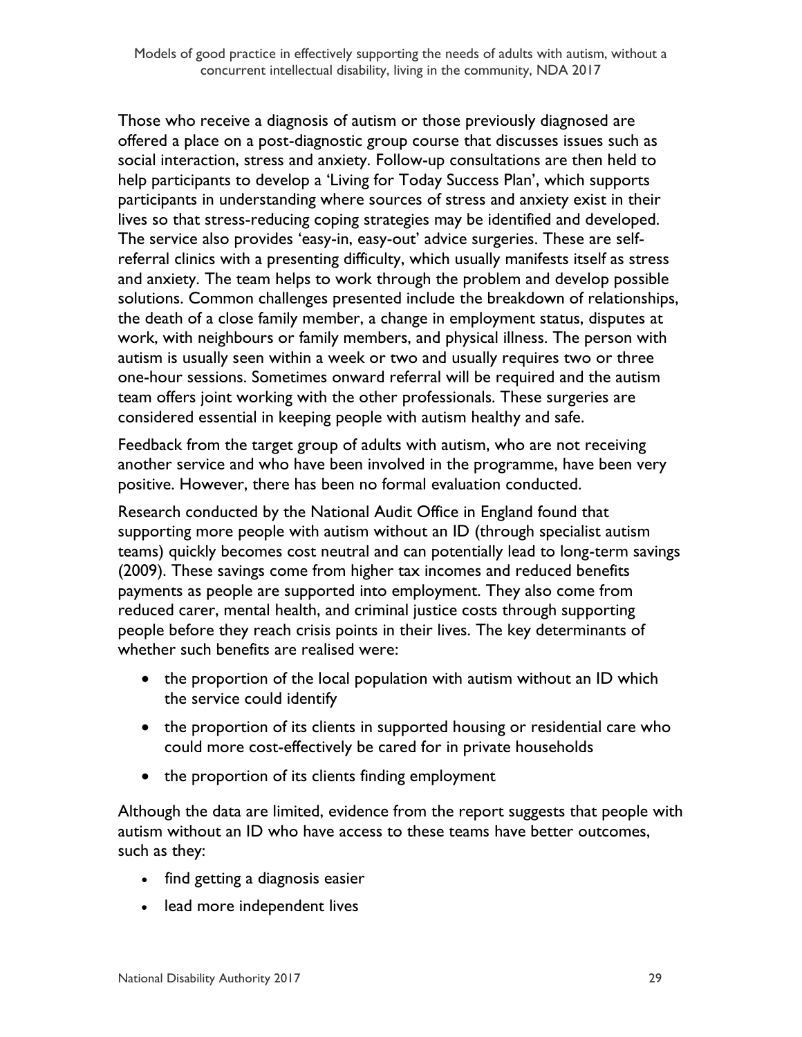Those who receive a diagnosis of autism or those previously diagnosed are offered a place on a post-diagnostic group course that discusses issues such as social interaction, stress and anxiety. Follow-up consultations are then held to help participants to develop a 'Living for Today Success Plan', which supports participants in understanding where sources of stress and anxiety exist in their lives so that stress-reducing coping strategies may be identified and developed. The service also provides 'easy-in, easy-out' advice surgeries. These are self-referral clinics with a presenting difficulty, which usually manifests itself as stress and anxiety. The team helps to work through the problem and develop possible solutions. Common challenges presented include the breakdown of relationships, the death of a close family member, a change in employment status, disputes at work, with neighbours or family members, and physical illness. The person with autism is usually seen within a week or two and usually requires two or three one-hour sessions. Sometimes onward referral will be required and the autism team offers joint working with the other professionals. These surgeries are considered essential in keeping people with autism healthy and safe.

Feedback from the target group of adults with autism, who are not receiving another service and who have been involved in the programme, have been very positive. However, there has been no formal evaluation conducted.

Research conducted by the National Audit Office in England found that supporting more people with autism without an ID (through specialist autism teams) quickly becomes cost neutral and can potentially lead to long-term savings (2009). These savings come from higher tax incomes and reduced benefits payments as people are supported into employment. They also come from reduced carer, mental health, and criminal justice costs through supporting people before they reach crisis points in their lives. The key determinants of whether such benefits are realised were:

- the proportion of the local population with autism without an ID which the service could identify
- the proportion of its clients in supported housing or residential care who could more cost-effectively be cared for in private households
- the proportion of its clients finding employment

Although the data are limited, evidence from the report suggests that people with autism without an ID who have access to these teams have better outcomes, such as they:

- find getting a diagnosis easier
- lead more independent lives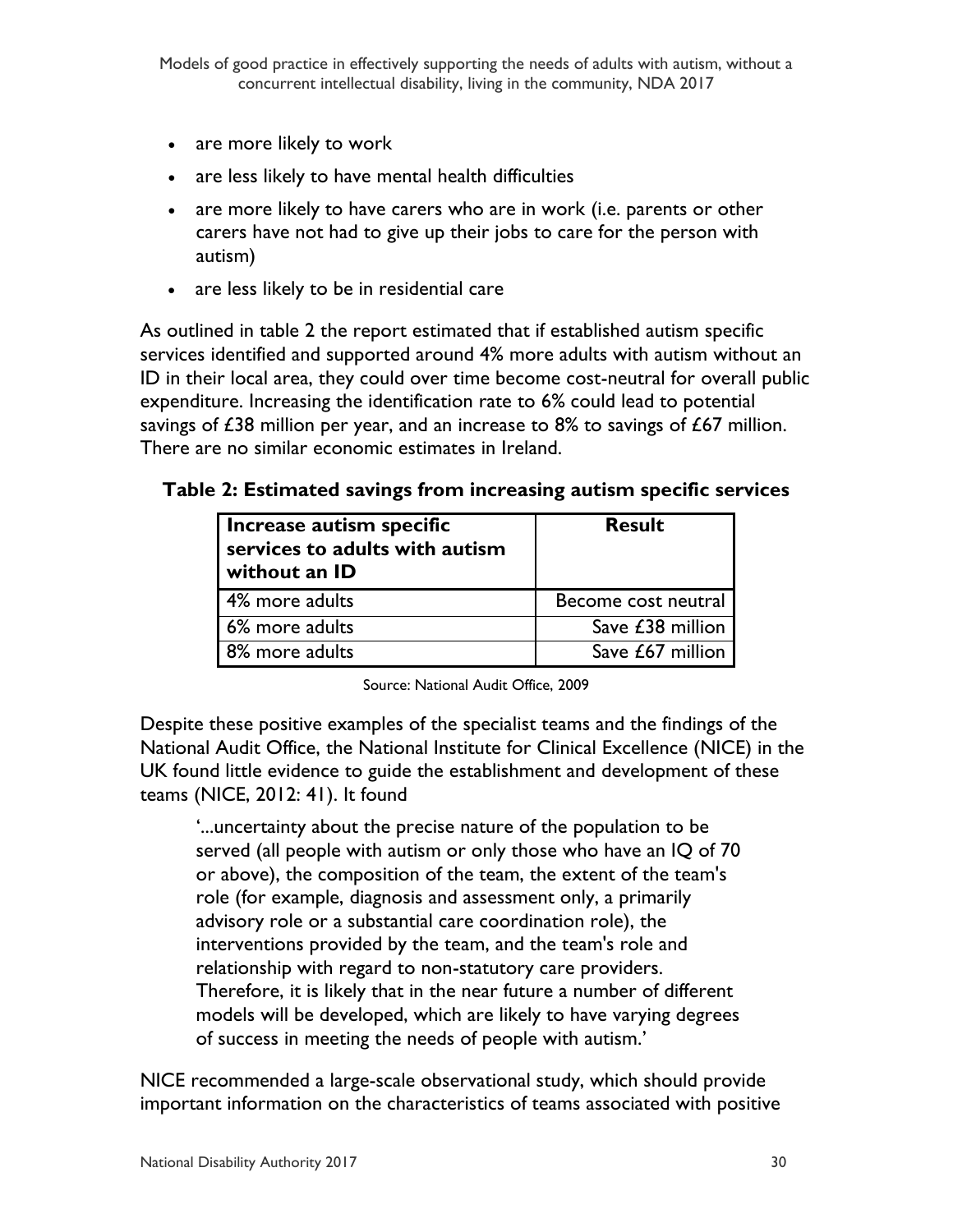- are more likely to work
- are less likely to have mental health difficulties
- are more likely to have carers who are in work (i.e. parents or other carers have not had to give up their jobs to care for the person with autism)
- are less likely to be in residential care

As outlined in table 2 the report estimated that if established autism specific services identified and supported around 4% more adults with autism without an ID in their local area, they could over time become cost-neutral for overall public expenditure. Increasing the identification rate to 6% could lead to potential savings of £38 million per year, and an increase to 8% to savings of £67 million. There are no similar economic estimates in Ireland.

**Table 2: Estimated savings from increasing autism specific services**

| Increase autism specific services to adults with autism without an ID | Result |
|---|---|
| 4% more adults | Become cost neutral |
| 6% more adults | Save £38 million |
| 8% more adults | Save £67 million |

Source: National Audit Office, 2009

Despite these positive examples of the specialist teams and the findings of the National Audit Office, the National Institute for Clinical Excellence (NICE) in the UK found little evidence to guide the establishment and development of these teams (NICE, 2012: 41). It found

> '...uncertainty about the precise nature of the population to be served (all people with autism or only those who have an IQ of 70 or above), the composition of the team, the extent of the team's role (for example, diagnosis and assessment only, a primarily advisory role or a substantial care coordination role), the interventions provided by the team, and the team's role and relationship with regard to non-statutory care providers. Therefore, it is likely that in the near future a number of different models will be developed, which are likely to have varying degrees of success in meeting the needs of people with autism.'

NICE recommended a large-scale observational study, which should provide important information on the characteristics of teams associated with positive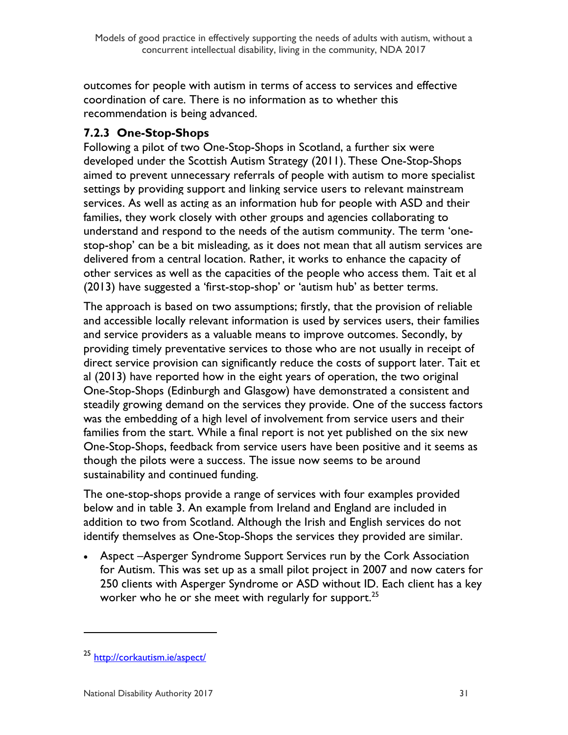outcomes for people with autism in terms of access to services and effective coordination of care. There is no information as to whether this recommendation is being advanced.

### 7.2.3 One-Stop-Shops

Following a pilot of two One-Stop-Shops in Scotland, a further six were developed under the Scottish Autism Strategy (2011). These One-Stop-Shops aimed to prevent unnecessary referrals of people with autism to more specialist settings by providing support and linking service users to relevant mainstream services. As well as acting as an information hub for people with ASD and their families, they work closely with other groups and agencies collaborating to understand and respond to the needs of the autism community. The term 'one-stop-shop' can be a bit misleading, as it does not mean that all autism services are delivered from a central location. Rather, it works to enhance the capacity of other services as well as the capacities of the people who access them. Tait et al (2013) have suggested a 'first-stop-shop' or 'autism hub' as better terms.

The approach is based on two assumptions; firstly, that the provision of reliable and accessible locally relevant information is used by services users, their families and service providers as a valuable means to improve outcomes. Secondly, by providing timely preventative services to those who are not usually in receipt of direct service provision can significantly reduce the costs of support later. Tait et al (2013) have reported how in the eight years of operation, the two original One-Stop-Shops (Edinburgh and Glasgow) have demonstrated a consistent and steadily growing demand on the services they provide. One of the success factors was the embedding of a high level of involvement from service users and their families from the start. While a final report is not yet published on the six new One-Stop-Shops, feedback from service users have been positive and it seems as though the pilots were a success. The issue now seems to be around sustainability and continued funding.

The one-stop-shops provide a range of services with four examples provided below and in table 3. An example from Ireland and England are included in addition to two from Scotland. Although the Irish and English services do not identify themselves as One-Stop-Shops the services they provided are similar.

- Aspect –Asperger Syndrome Support Services run by the Cork Association for Autism. This was set up as a small pilot project in 2007 and now caters for 250 clients with Asperger Syndrome or ASD without ID. Each client has a key worker who he or she meet with regularly for support.[25]

[25] http://corkautism.ie/aspect/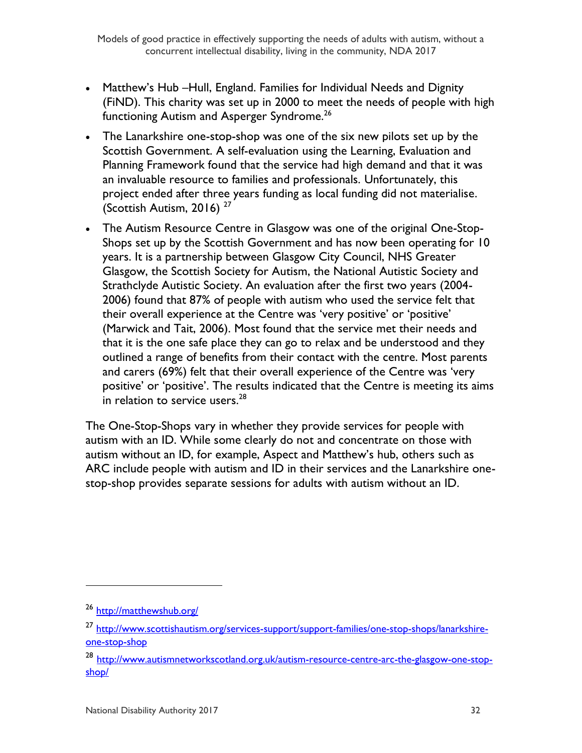- Matthew's Hub –Hull, England. Families for Individual Needs and Dignity (FiND). This charity was set up in 2000 to meet the needs of people with high functioning Autism and Asperger Syndrome.[26]
- The Lanarkshire one-stop-shop was one of the six new pilots set up by the Scottish Government. A self-evaluation using the Learning, Evaluation and Planning Framework found that the service had high demand and that it was an invaluable resource to families and professionals. Unfortunately, this project ended after three years funding as local funding did not materialise. (Scottish Autism, 2016) [27]
- The Autism Resource Centre in Glasgow was one of the original One-Stop-Shops set up by the Scottish Government and has now been operating for 10 years. It is a partnership between Glasgow City Council, NHS Greater Glasgow, the Scottish Society for Autism, the National Autistic Society and Strathclyde Autistic Society. An evaluation after the first two years (2004-2006) found that 87% of people with autism who used the service felt that their overall experience at the Centre was 'very positive' or 'positive' (Marwick and Tait, 2006). Most found that the service met their needs and that it is the one safe place they can go to relax and be understood and they outlined a range of benefits from their contact with the centre. Most parents and carers (69%) felt that their overall experience of the Centre was 'very positive' or 'positive'. The results indicated that the Centre is meeting its aims in relation to service users.[28]

The One-Stop-Shops vary in whether they provide services for people with autism with an ID. While some clearly do not and concentrate on those with autism without an ID, for example, Aspect and Matthew's hub, others such as ARC include people with autism and ID in their services and the Lanarkshire one-stop-shop provides separate sessions for adults with autism without an ID.

[26] http://matthewshub.org/

[27] http://www.scottishautism.org/services-support/support-families/one-stop-shops/lanarkshire-one-stop-shop

[28] http://www.autismnetworkscotland.org.uk/autism-resource-centre-arc-the-glasgow-one-stop-shop/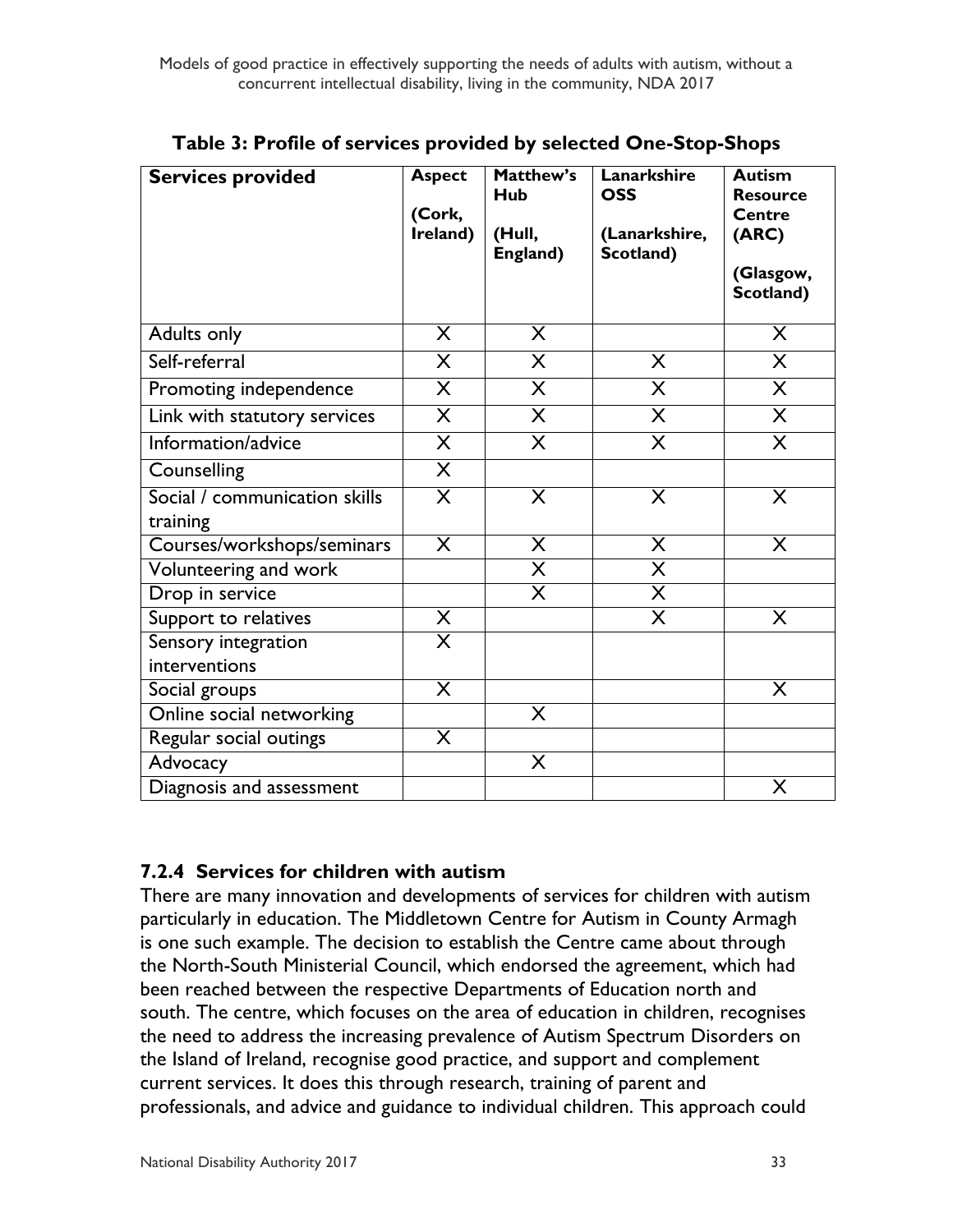**Table 3: Profile of services provided by selected One-Stop-Shops**

| Services provided | Aspect (Cork, Ireland) | Matthew's Hub (Hull, England) | Lanarkshire OSS (Lanarkshire, Scotland) | Autism Resource Centre (ARC) (Glasgow, Scotland) |
|---|---|---|---|---|
| Adults only | X | X | | X |
| Self-referral | X | X | X | X |
| Promoting independence | X | X | X | X |
| Link with statutory services | X | X | X | X |
| Information/advice | X | X | X | X |
| Counselling | X | | | |
| Social / communication skills training | X | X | X | X |
| Courses/workshops/seminars | X | X | X | X |
| Volunteering and work | | X | X | |
| Drop in service | | X | X | |
| Support to relatives | X | | X | X |
| Sensory integration interventions | X | | | |
| Social groups | X | | | X |
| Online social networking | | X | | |
| Regular social outings | X | | | |
| Advocacy | | X | | |
| Diagnosis and assessment | | | | X |

### 7.2.4 Services for children with autism

There are many innovation and developments of services for children with autism particularly in education. The Middletown Centre for Autism in County Armagh is one such example. The decision to establish the Centre came about through the North-South Ministerial Council, which endorsed the agreement, which had been reached between the respective Departments of Education north and south. The centre, which focuses on the area of education in children, recognises the need to address the increasing prevalence of Autism Spectrum Disorders on the Island of Ireland, recognise good practice, and support and complement current services. It does this through research, training of parent and professionals, and advice and guidance to individual children. This approach could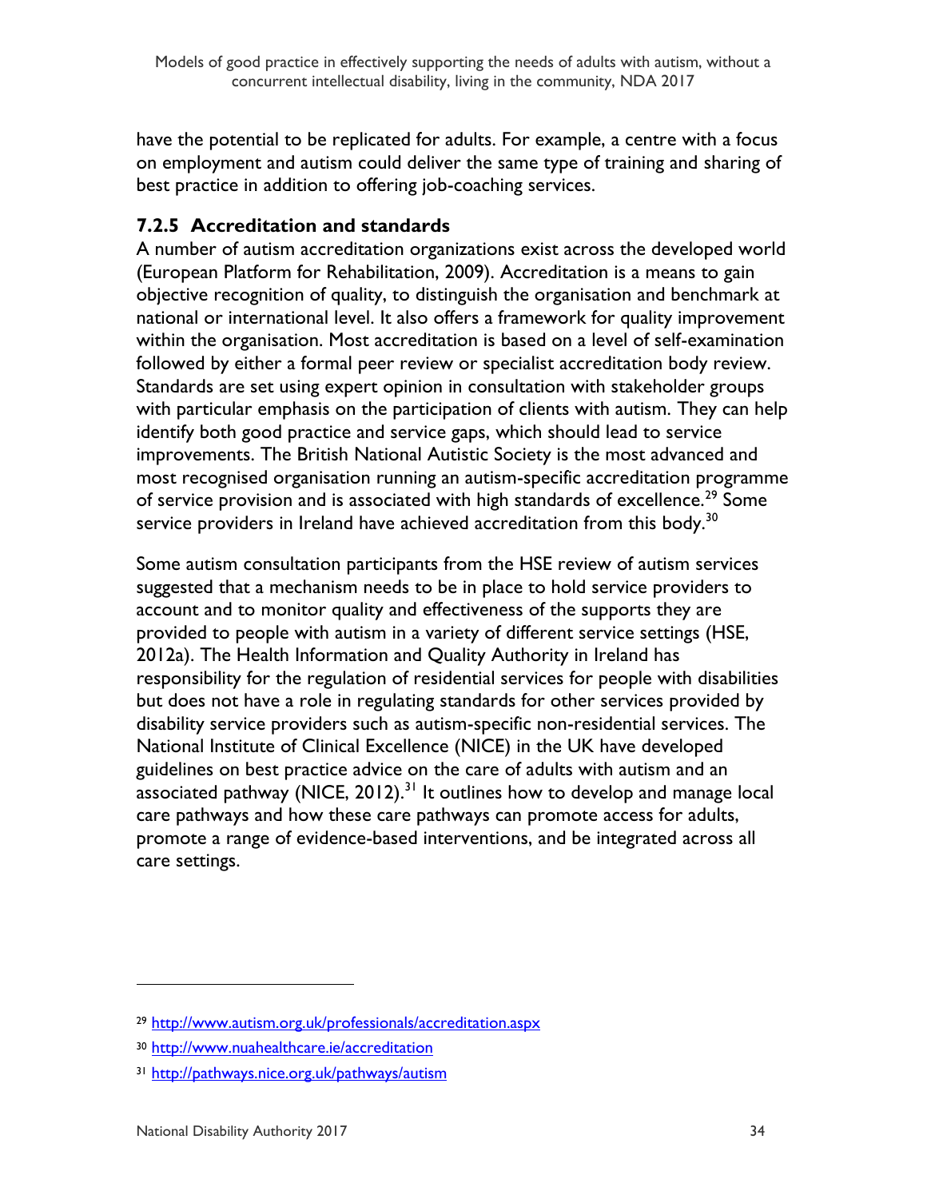have the potential to be replicated for adults. For example, a centre with a focus on employment and autism could deliver the same type of training and sharing of best practice in addition to offering job-coaching services.

### 7.2.5 Accreditation and standards

A number of autism accreditation organizations exist across the developed world (European Platform for Rehabilitation, 2009). Accreditation is a means to gain objective recognition of quality, to distinguish the organisation and benchmark at national or international level. It also offers a framework for quality improvement within the organisation. Most accreditation is based on a level of self-examination followed by either a formal peer review or specialist accreditation body review. Standards are set using expert opinion in consultation with stakeholder groups with particular emphasis on the participation of clients with autism. They can help identify both good practice and service gaps, which should lead to service improvements. The British National Autistic Society is the most advanced and most recognised organisation running an autism-specific accreditation programme of service provision and is associated with high standards of excellence.[29] Some service providers in Ireland have achieved accreditation from this body.[30]

Some autism consultation participants from the HSE review of autism services suggested that a mechanism needs to be in place to hold service providers to account and to monitor quality and effectiveness of the supports they are provided to people with autism in a variety of different service settings (HSE, 2012a). The Health Information and Quality Authority in Ireland has responsibility for the regulation of residential services for people with disabilities but does not have a role in regulating standards for other services provided by disability service providers such as autism-specific non-residential services. The National Institute of Clinical Excellence (NICE) in the UK have developed guidelines on best practice advice on the care of adults with autism and an associated pathway (NICE, 2012).[31] It outlines how to develop and manage local care pathways and how these care pathways can promote access for adults, promote a range of evidence-based interventions, and be integrated across all care settings.

---

[29] http://www.autism.org.uk/professionals/accreditation.aspx

[30] http://www.nuahealthcare.ie/accreditation

[31] http://pathways.nice.org.uk/pathways/autism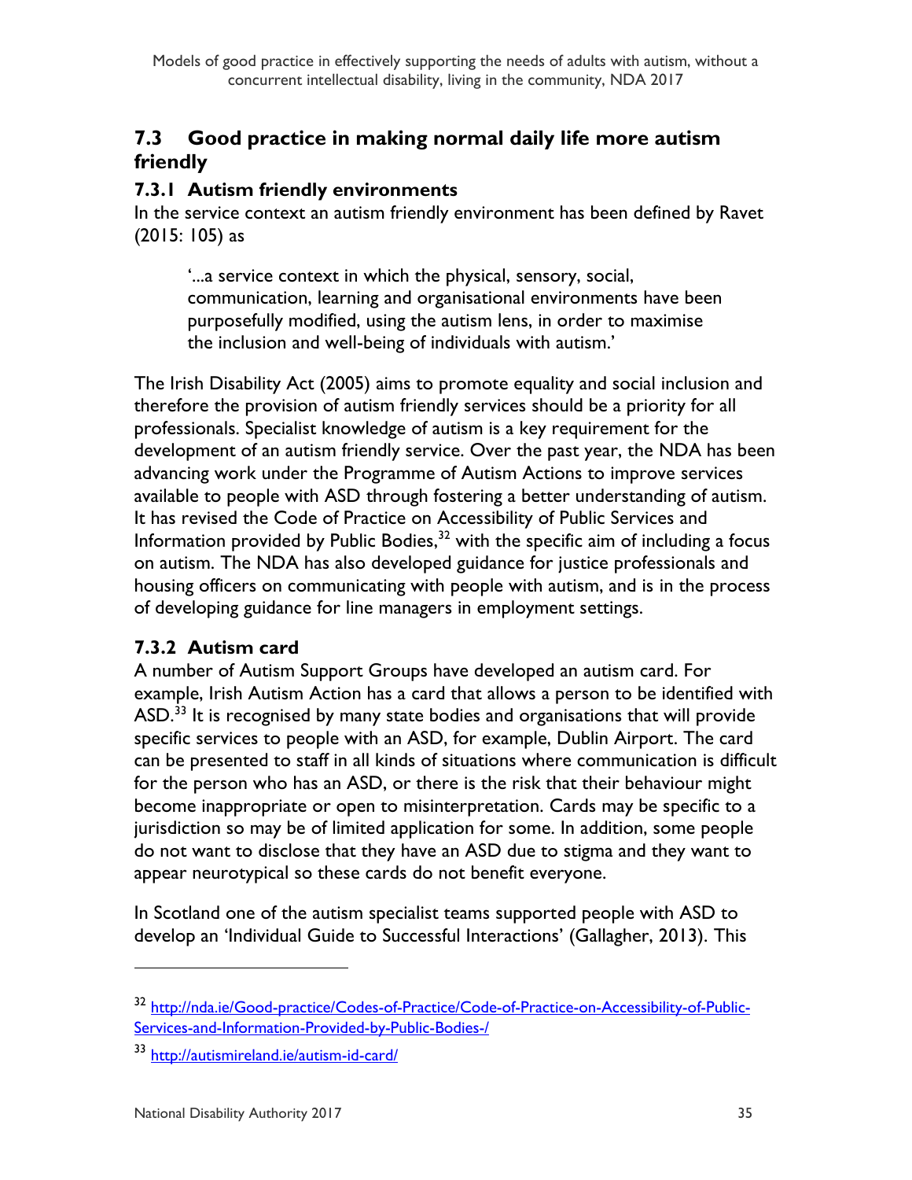## 7.3 Good practice in making normal daily life more autism friendly

### 7.3.1 Autism friendly environments

In the service context an autism friendly environment has been defined by Ravet (2015: 105) as

> '...a service context in which the physical, sensory, social, communication, learning and organisational environments have been purposefully modified, using the autism lens, in order to maximise the inclusion and well-being of individuals with autism.'

The Irish Disability Act (2005) aims to promote equality and social inclusion and therefore the provision of autism friendly services should be a priority for all professionals. Specialist knowledge of autism is a key requirement for the development of an autism friendly service. Over the past year, the NDA has been advancing work under the Programme of Autism Actions to improve services available to people with ASD through fostering a better understanding of autism. It has revised the Code of Practice on Accessibility of Public Services and Information provided by Public Bodies,[32] with the specific aim of including a focus on autism. The NDA has also developed guidance for justice professionals and housing officers on communicating with people with autism, and is in the process of developing guidance for line managers in employment settings.

### 7.3.2 Autism card

A number of Autism Support Groups have developed an autism card. For example, Irish Autism Action has a card that allows a person to be identified with ASD.[33] It is recognised by many state bodies and organisations that will provide specific services to people with an ASD, for example, Dublin Airport. The card can be presented to staff in all kinds of situations where communication is difficult for the person who has an ASD, or there is the risk that their behaviour might become inappropriate or open to misinterpretation. Cards may be specific to a jurisdiction so may be of limited application for some. In addition, some people do not want to disclose that they have an ASD due to stigma and they want to appear neurotypical so these cards do not benefit everyone.

In Scotland one of the autism specialist teams supported people with ASD to develop an 'Individual Guide to Successful Interactions' (Gallagher, 2013). This

---

[32] http://nda.ie/Good-practice/Codes-of-Practice/Code-of-Practice-on-Accessibility-of-Public-Services-and-Information-Provided-by-Public-Bodies-/

[33] http://autismireland.ie/autism-id-card/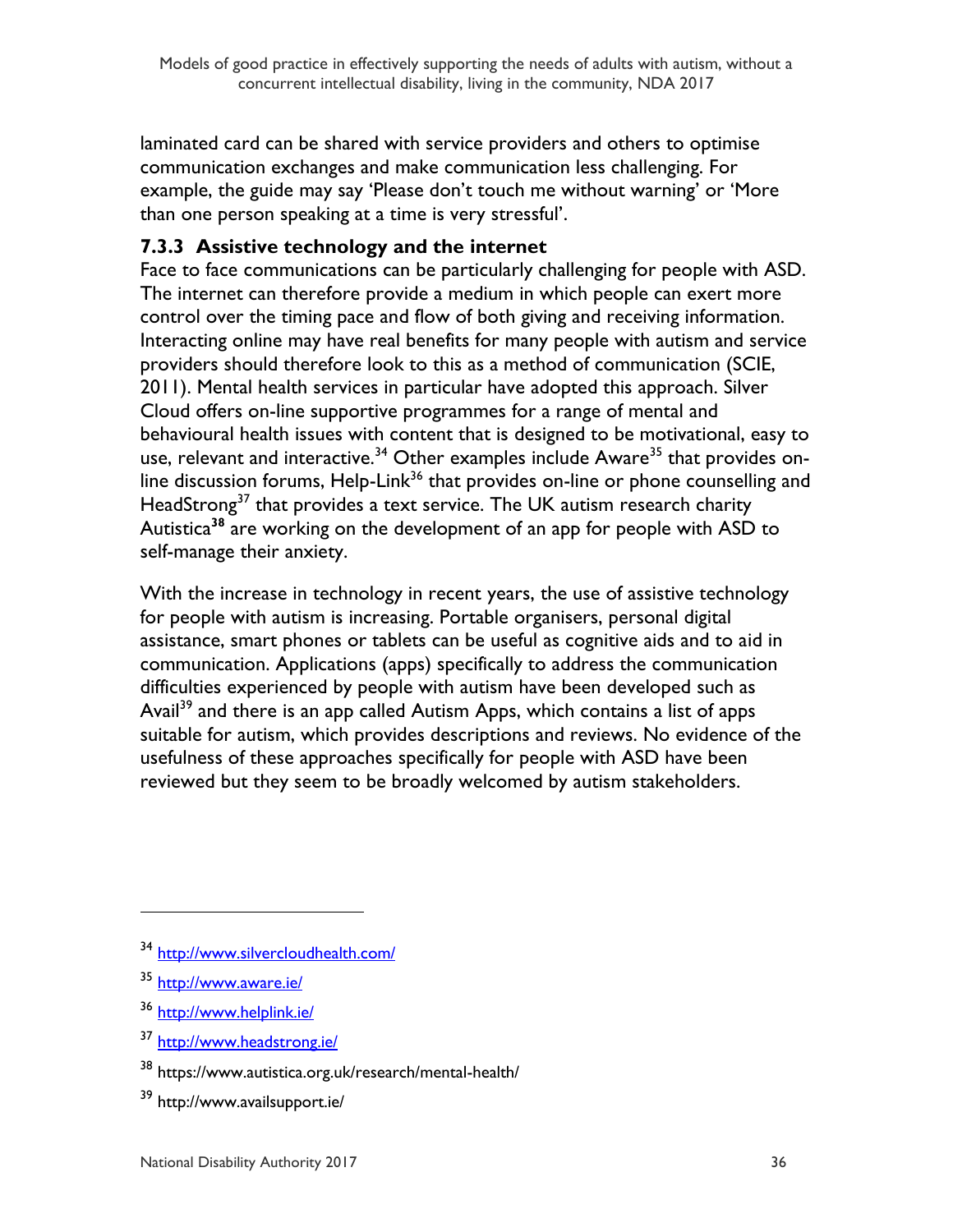laminated card can be shared with service providers and others to optimise communication exchanges and make communication less challenging. For example, the guide may say 'Please don't touch me without warning' or 'More than one person speaking at a time is very stressful'.

### 7.3.3 Assistive technology and the internet

Face to face communications can be particularly challenging for people with ASD. The internet can therefore provide a medium in which people can exert more control over the timing pace and flow of both giving and receiving information. Interacting online may have real benefits for many people with autism and service providers should therefore look to this as a method of communication (SCIE, 2011). Mental health services in particular have adopted this approach. Silver Cloud offers on-line supportive programmes for a range of mental and behavioural health issues with content that is designed to be motivational, easy to use, relevant and interactive.[34] Other examples include Aware[35] that provides on-line discussion forums, Help-Link[36] that provides on-line or phone counselling and HeadStrong[37] that provides a text service. The UK autism research charity Autistica[38] are working on the development of an app for people with ASD to self-manage their anxiety.

With the increase in technology in recent years, the use of assistive technology for people with autism is increasing. Portable organisers, personal digital assistance, smart phones or tablets can be useful as cognitive aids and to aid in communication. Applications (apps) specifically to address the communication difficulties experienced by people with autism have been developed such as Avail[39] and there is an app called Autism Apps, which contains a list of apps suitable for autism, which provides descriptions and reviews. No evidence of the usefulness of these approaches specifically for people with ASD have been reviewed but they seem to be broadly welcomed by autism stakeholders.

---

[34] http://www.silvercloudhealth.com/

[35] http://www.aware.ie/

[36] http://www.helplink.ie/

[37] http://www.headstrong.ie/

[38] https://www.autistica.org.uk/research/mental-health/

[39] http://www.availsupport.ie/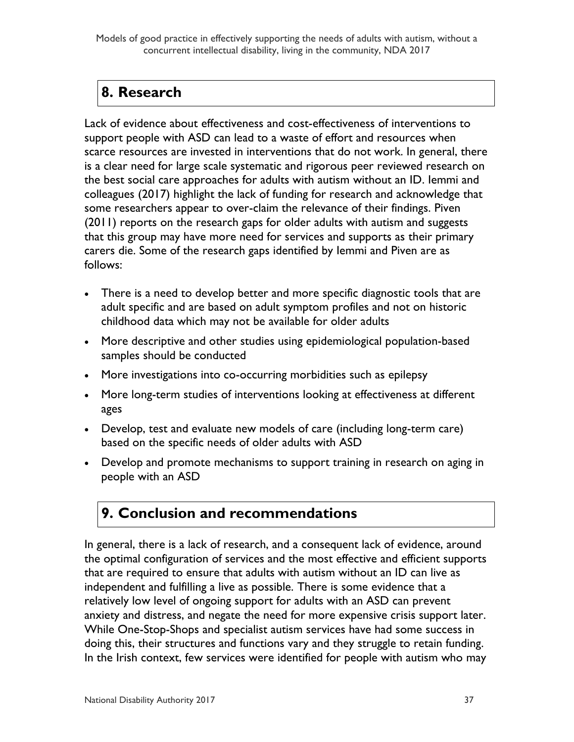## 8. Research

Lack of evidence about effectiveness and cost-effectiveness of interventions to support people with ASD can lead to a waste of effort and resources when scarce resources are invested in interventions that do not work. In general, there is a clear need for large scale systematic and rigorous peer reviewed research on the best social care approaches for adults with autism without an ID. Iemmi and colleagues (2017) highlight the lack of funding for research and acknowledge that some researchers appear to over-claim the relevance of their findings. Piven (2011) reports on the research gaps for older adults with autism and suggests that this group may have more need for services and supports as their primary carers die. Some of the research gaps identified by Iemmi and Piven are as follows:

- There is a need to develop better and more specific diagnostic tools that are adult specific and are based on adult symptom profiles and not on historic childhood data which may not be available for older adults
- More descriptive and other studies using epidemiological population-based samples should be conducted
- More investigations into co-occurring morbidities such as epilepsy
- More long-term studies of interventions looking at effectiveness at different ages
- Develop, test and evaluate new models of care (including long-term care) based on the specific needs of older adults with ASD
- Develop and promote mechanisms to support training in research on aging in people with an ASD

## 9. Conclusion and recommendations

In general, there is a lack of research, and a consequent lack of evidence, around the optimal configuration of services and the most effective and efficient supports that are required to ensure that adults with autism without an ID can live as independent and fulfilling a live as possible. There is some evidence that a relatively low level of ongoing support for adults with an ASD can prevent anxiety and distress, and negate the need for more expensive crisis support later. While One-Stop-Shops and specialist autism services have had some success in doing this, their structures and functions vary and they struggle to retain funding. In the Irish context, few services were identified for people with autism who may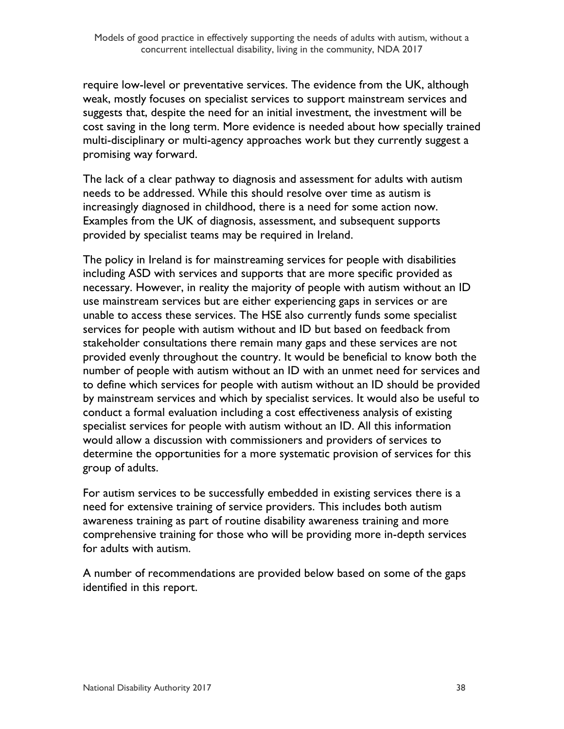require low-level or preventative services. The evidence from the UK, although weak, mostly focuses on specialist services to support mainstream services and suggests that, despite the need for an initial investment, the investment will be cost saving in the long term. More evidence is needed about how specially trained multi-disciplinary or multi-agency approaches work but they currently suggest a promising way forward.

The lack of a clear pathway to diagnosis and assessment for adults with autism needs to be addressed. While this should resolve over time as autism is increasingly diagnosed in childhood, there is a need for some action now. Examples from the UK of diagnosis, assessment, and subsequent supports provided by specialist teams may be required in Ireland.

The policy in Ireland is for mainstreaming services for people with disabilities including ASD with services and supports that are more specific provided as necessary. However, in reality the majority of people with autism without an ID use mainstream services but are either experiencing gaps in services or are unable to access these services. The HSE also currently funds some specialist services for people with autism without and ID but based on feedback from stakeholder consultations there remain many gaps and these services are not provided evenly throughout the country. It would be beneficial to know both the number of people with autism without an ID with an unmet need for services and to define which services for people with autism without an ID should be provided by mainstream services and which by specialist services. It would also be useful to conduct a formal evaluation including a cost effectiveness analysis of existing specialist services for people with autism without an ID. All this information would allow a discussion with commissioners and providers of services to determine the opportunities for a more systematic provision of services for this group of adults.

For autism services to be successfully embedded in existing services there is a need for extensive training of service providers. This includes both autism awareness training as part of routine disability awareness training and more comprehensive training for those who will be providing more in-depth services for adults with autism.

A number of recommendations are provided below based on some of the gaps identified in this report.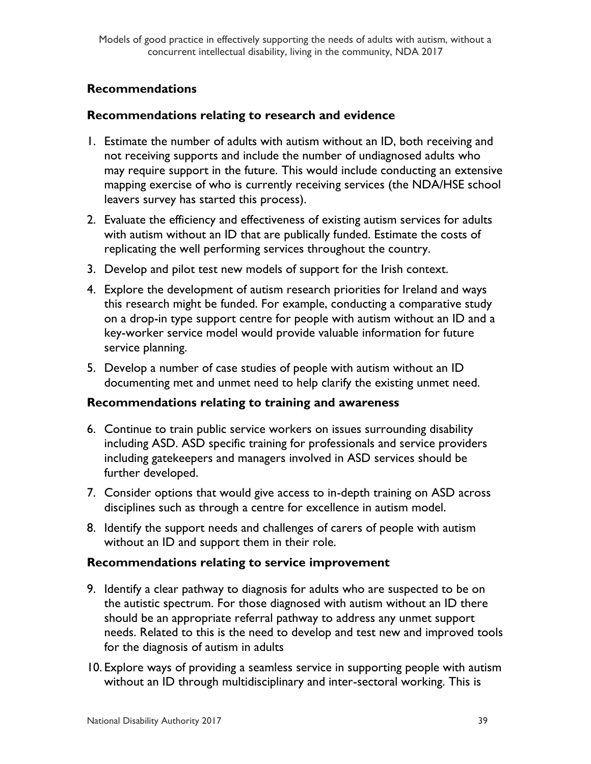## Recommendations

### Recommendations relating to research and evidence

1. Estimate the number of adults with autism without an ID, both receiving and not receiving supports and include the number of undiagnosed adults who may require support in the future. This would include conducting an extensive mapping exercise of who is currently receiving services (the NDA/HSE school leavers survey has started this process).
2. Evaluate the efficiency and effectiveness of existing autism services for adults with autism without an ID that are publically funded. Estimate the costs of replicating the well performing services throughout the country.
3. Develop and pilot test new models of support for the Irish context.
4. Explore the development of autism research priorities for Ireland and ways this research might be funded. For example, conducting a comparative study on a drop-in type support centre for people with autism without an ID and a key-worker service model would provide valuable information for future service planning.
5. Develop a number of case studies of people with autism without an ID documenting met and unmet need to help clarify the existing unmet need.

### Recommendations relating to training and awareness

6. Continue to train public service workers on issues surrounding disability including ASD. ASD specific training for professionals and service providers including gatekeepers and managers involved in ASD services should be further developed.
7. Consider options that would give access to in-depth training on ASD across disciplines such as through a centre for excellence in autism model.
8. Identify the support needs and challenges of carers of people with autism without an ID and support them in their role.

### Recommendations relating to service improvement

9. Identify a clear pathway to diagnosis for adults who are suspected to be on the autistic spectrum. For those diagnosed with autism without an ID there should be an appropriate referral pathway to address any unmet support needs. Related to this is the need to develop and test new and improved tools for the diagnosis of autism in adults
10. Explore ways of providing a seamless service in supporting people with autism without an ID through multidisciplinary and inter-sectoral working. This is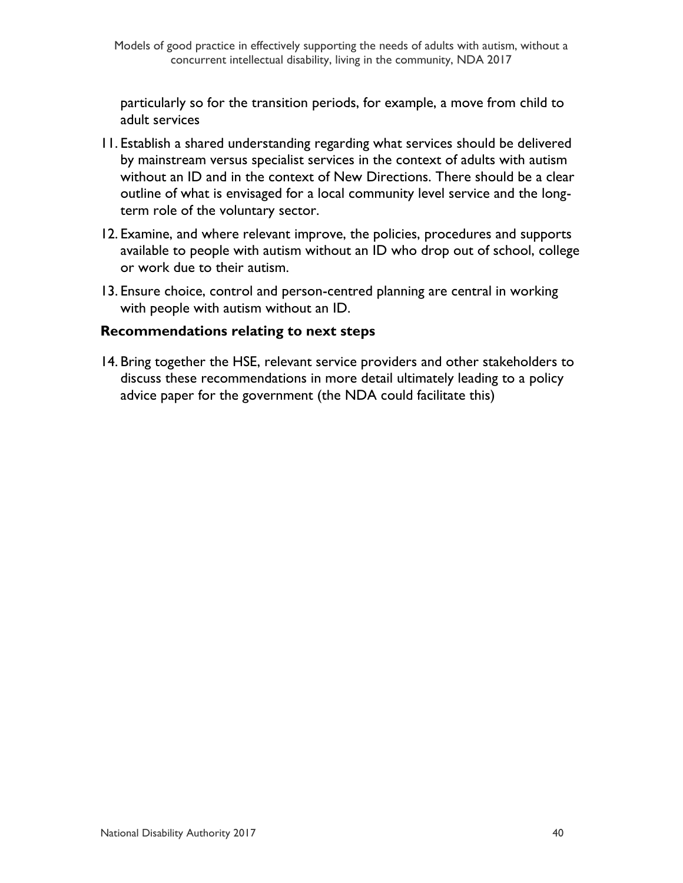particularly so for the transition periods, for example, a move from child to adult services

11. Establish a shared understanding regarding what services should be delivered by mainstream versus specialist services in the context of adults with autism without an ID and in the context of New Directions. There should be a clear outline of what is envisaged for a local community level service and the long-term role of the voluntary sector.
12. Examine, and where relevant improve, the policies, procedures and supports available to people with autism without an ID who drop out of school, college or work due to their autism.
13. Ensure choice, control and person-centred planning are central in working with people with autism without an ID.

### Recommendations relating to next steps

14. Bring together the HSE, relevant service providers and other stakeholders to discuss these recommendations in more detail ultimately leading to a policy advice paper for the government (the NDA could facilitate this)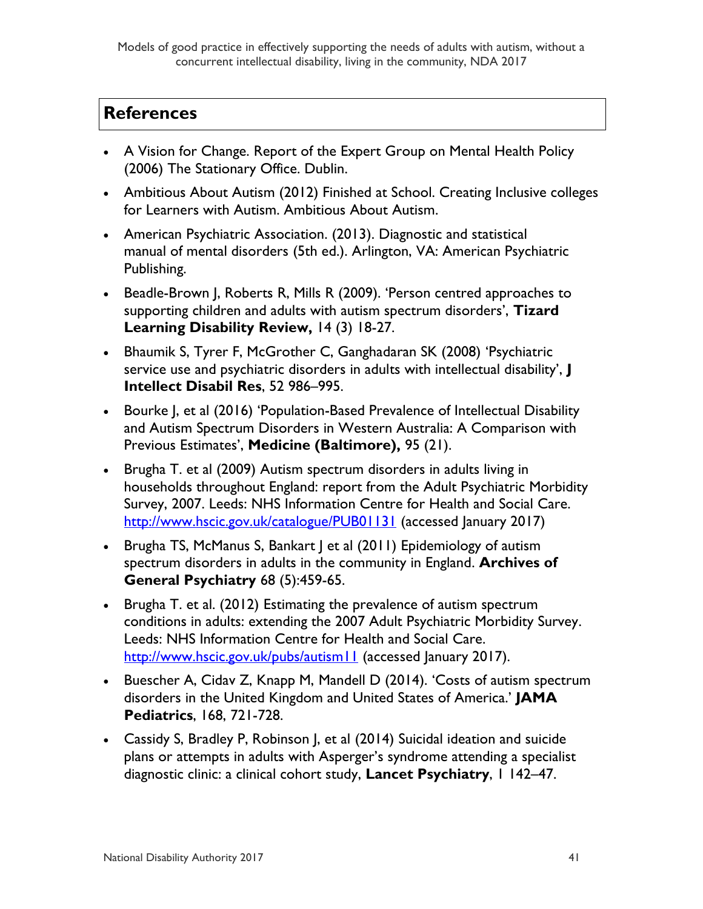## References

- A Vision for Change. Report of the Expert Group on Mental Health Policy (2006) The Stationary Office. Dublin.
- Ambitious About Autism (2012) Finished at School. Creating Inclusive colleges for Learners with Autism. Ambitious About Autism.
- American Psychiatric Association. (2013). Diagnostic and statistical manual of mental disorders (5th ed.). Arlington, VA: American Psychiatric Publishing.
- Beadle-Brown J, Roberts R, Mills R (2009). 'Person centred approaches to supporting children and adults with autism spectrum disorders', **Tizard Learning Disability Review,** 14 (3) 18-27.
- Bhaumik S, Tyrer F, McGrother C, Ganghadaran SK (2008) 'Psychiatric service use and psychiatric disorders in adults with intellectual disability', **J Intellect Disabil Res**, 52 986–995.
- Bourke J, et al (2016) 'Population-Based Prevalence of Intellectual Disability and Autism Spectrum Disorders in Western Australia: A Comparison with Previous Estimates', **Medicine (Baltimore),** 95 (21).
- Brugha T. et al (2009) Autism spectrum disorders in adults living in households throughout England: report from the Adult Psychiatric Morbidity Survey, 2007. Leeds: NHS Information Centre for Health and Social Care. http://www.hscic.gov.uk/catalogue/PUB01131 (accessed January 2017)
- Brugha TS, McManus S, Bankart J et al (2011) Epidemiology of autism spectrum disorders in adults in the community in England. **Archives of General Psychiatry** 68 (5):459-65.
- Brugha T. et al. (2012) Estimating the prevalence of autism spectrum conditions in adults: extending the 2007 Adult Psychiatric Morbidity Survey. Leeds: NHS Information Centre for Health and Social Care. http://www.hscic.gov.uk/pubs/autism11 (accessed January 2017).
- Buescher A, Cidav Z, Knapp M, Mandell D (2014). 'Costs of autism spectrum disorders in the United Kingdom and United States of America.' **JAMA Pediatrics**, 168, 721-728.
- Cassidy S, Bradley P, Robinson J, et al (2014) Suicidal ideation and suicide plans or attempts in adults with Asperger's syndrome attending a specialist diagnostic clinic: a clinical cohort study, **Lancet Psychiatry**, 1 142–47.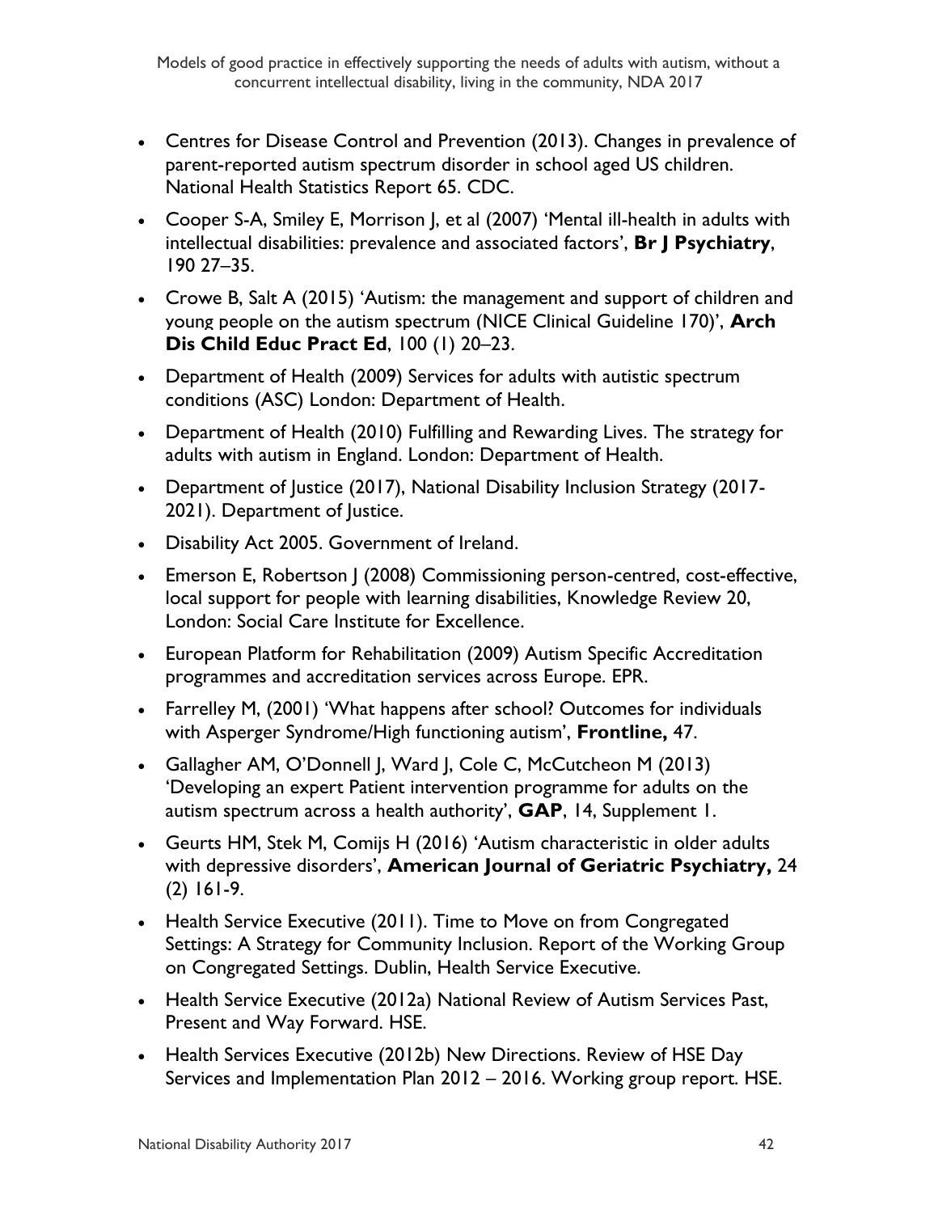- Centres for Disease Control and Prevention (2013). Changes in prevalence of parent-reported autism spectrum disorder in school aged US children. National Health Statistics Report 65. CDC.
- Cooper S-A, Smiley E, Morrison J, et al (2007) 'Mental ill-health in adults with intellectual disabilities: prevalence and associated factors', **Br J Psychiatry**, 190 27–35.
- Crowe B, Salt A (2015) 'Autism: the management and support of children and young people on the autism spectrum (NICE Clinical Guideline 170)', **Arch Dis Child Educ Pract Ed**, 100 (1) 20–23.
- Department of Health (2009) Services for adults with autistic spectrum conditions (ASC) London: Department of Health.
- Department of Health (2010) Fulfilling and Rewarding Lives. The strategy for adults with autism in England. London: Department of Health.
- Department of Justice (2017), National Disability Inclusion Strategy (2017-2021). Department of Justice.
- Disability Act 2005. Government of Ireland.
- Emerson E, Robertson J (2008) Commissioning person-centred, cost-effective, local support for people with learning disabilities, Knowledge Review 20, London: Social Care Institute for Excellence.
- European Platform for Rehabilitation (2009) Autism Specific Accreditation programmes and accreditation services across Europe. EPR.
- Farrelley M, (2001) 'What happens after school? Outcomes for individuals with Asperger Syndrome/High functioning autism', **Frontline,** 47.
- Gallagher AM, O'Donnell J, Ward J, Cole C, McCutcheon M (2013) 'Developing an expert Patient intervention programme for adults on the autism spectrum across a health authority', **GAP**, 14, Supplement 1.
- Geurts HM, Stek M, Comijs H (2016) 'Autism characteristic in older adults with depressive disorders', **American Journal of Geriatric Psychiatry,** 24 (2) 161-9.
- Health Service Executive (2011). Time to Move on from Congregated Settings: A Strategy for Community Inclusion. Report of the Working Group on Congregated Settings. Dublin, Health Service Executive.
- Health Service Executive (2012a) National Review of Autism Services Past, Present and Way Forward. HSE.
- Health Services Executive (2012b) New Directions. Review of HSE Day Services and Implementation Plan 2012 – 2016. Working group report. HSE.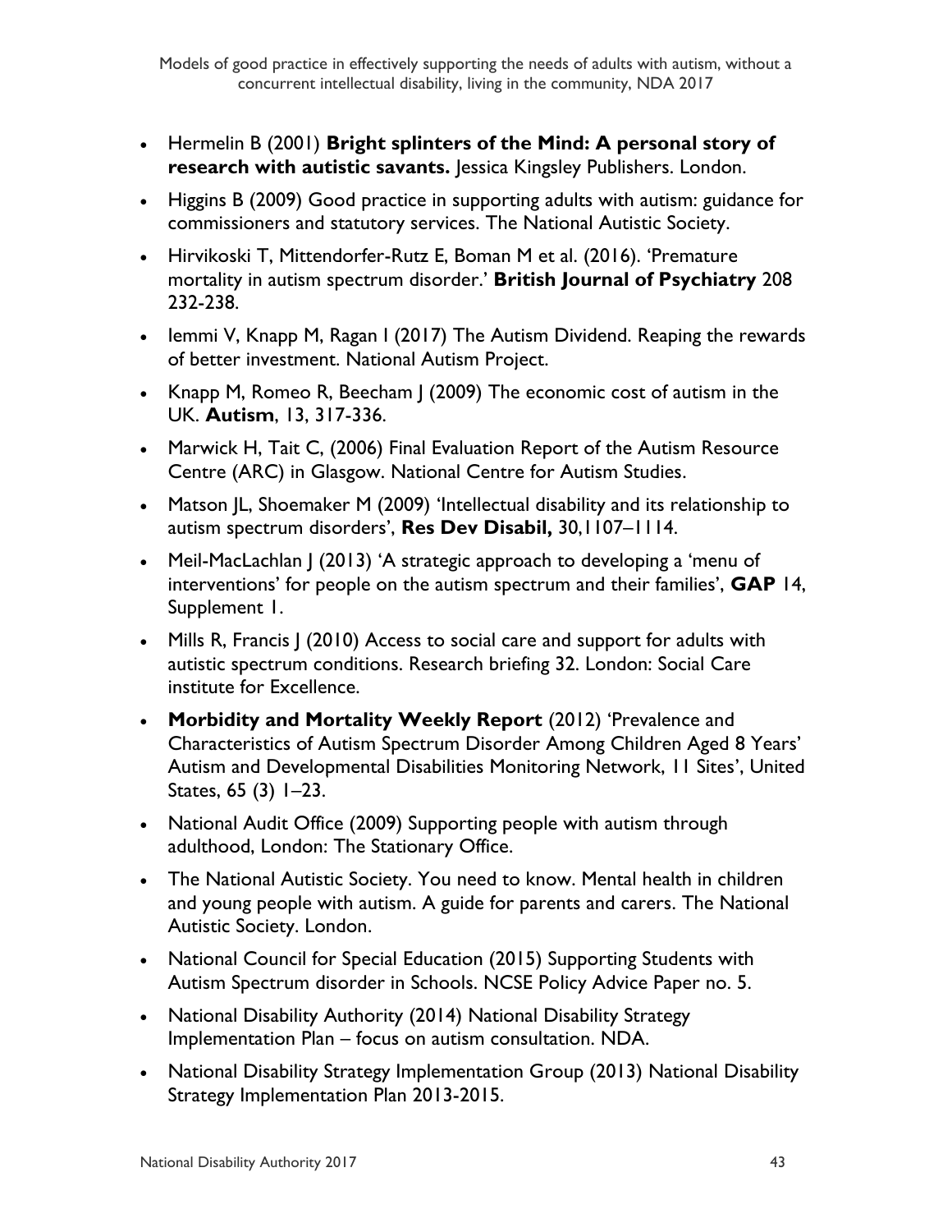- Hermelin B (2001) **Bright splinters of the Mind: A personal story of research with autistic savants.** Jessica Kingsley Publishers. London.
- Higgins B (2009) Good practice in supporting adults with autism: guidance for commissioners and statutory services. The National Autistic Society.
- Hirvikoski T, Mittendorfer-Rutz E, Boman M et al. (2016). 'Premature mortality in autism spectrum disorder.' **British Journal of Psychiatry** 208 232-238.
- Iemmi V, Knapp M, Ragan I (2017) The Autism Dividend. Reaping the rewards of better investment. National Autism Project.
- Knapp M, Romeo R, Beecham J (2009) The economic cost of autism in the UK. **Autism**, 13, 317-336.
- Marwick H, Tait C, (2006) Final Evaluation Report of the Autism Resource Centre (ARC) in Glasgow. National Centre for Autism Studies.
- Matson JL, Shoemaker M (2009) 'Intellectual disability and its relationship to autism spectrum disorders', **Res Dev Disabil,** 30,1107–1114.
- Meil-MacLachlan J (2013) 'A strategic approach to developing a 'menu of interventions' for people on the autism spectrum and their families', **GAP** 14, Supplement 1.
- Mills R, Francis J (2010) Access to social care and support for adults with autistic spectrum conditions. Research briefing 32. London: Social Care institute for Excellence.
- **Morbidity and Mortality Weekly Report** (2012) 'Prevalence and Characteristics of Autism Spectrum Disorder Among Children Aged 8 Years' Autism and Developmental Disabilities Monitoring Network, 11 Sites', United States, 65 (3) 1–23.
- National Audit Office (2009) Supporting people with autism through adulthood, London: The Stationary Office.
- The National Autistic Society. You need to know. Mental health in children and young people with autism. A guide for parents and carers. The National Autistic Society. London.
- National Council for Special Education (2015) Supporting Students with Autism Spectrum disorder in Schools. NCSE Policy Advice Paper no. 5.
- National Disability Authority (2014) National Disability Strategy Implementation Plan – focus on autism consultation. NDA.
- National Disability Strategy Implementation Group (2013) National Disability Strategy Implementation Plan 2013-2015.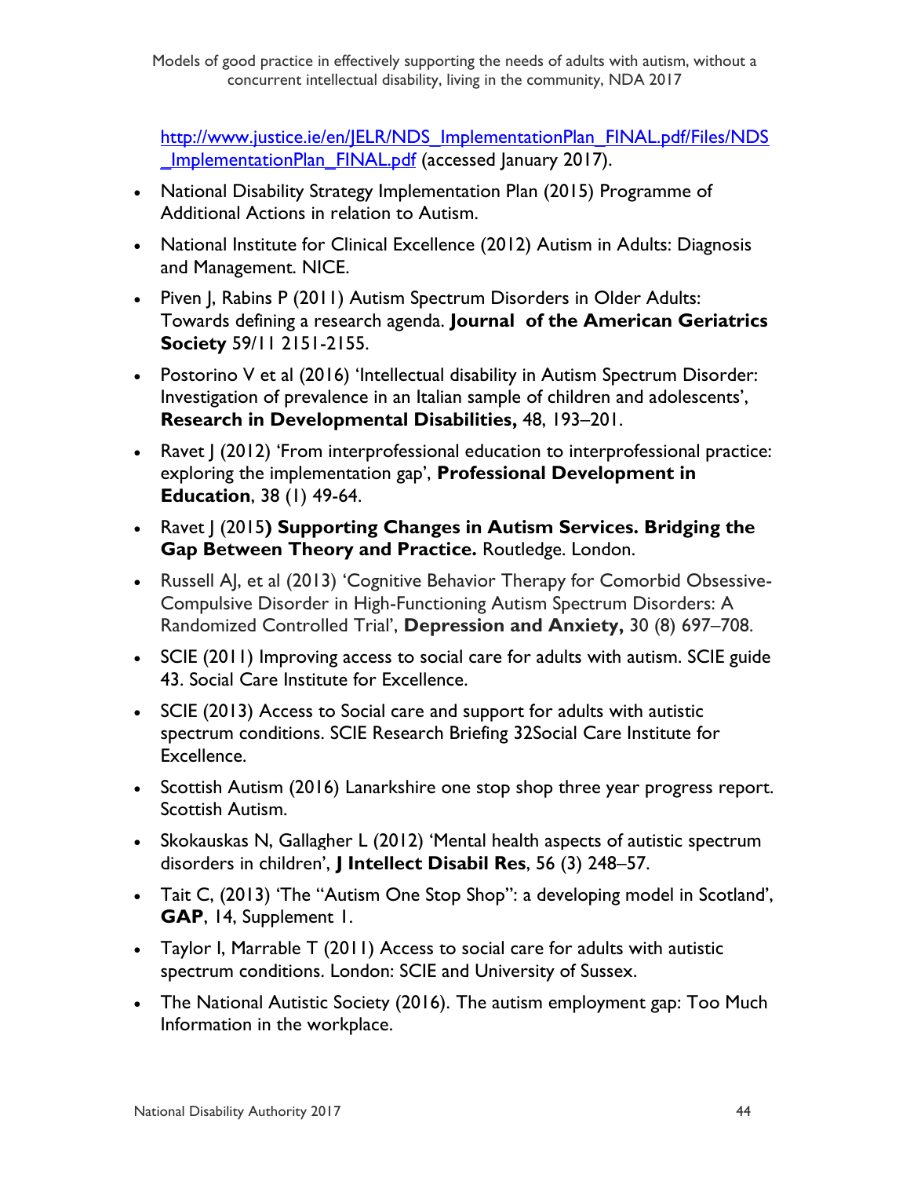[http://www.justice.ie/en/JELR/NDS_ImplementationPlan_FINAL.pdf/Files/NDS_ImplementationPlan_FINAL.pdf](http://www.justice.ie/en/JELR/NDS_ImplementationPlan_FINAL.pdf/Files/NDS_ImplementationPlan_FINAL.pdf) (accessed January 2017).

- National Disability Strategy Implementation Plan (2015) Programme of Additional Actions in relation to Autism.
- National Institute for Clinical Excellence (2012) Autism in Adults: Diagnosis and Management. NICE.
- Piven J, Rabins P (2011) Autism Spectrum Disorders in Older Adults: Towards defining a research agenda. **Journal of the American Geriatrics Society** 59/11 2151-2155.
- Postorino V et al (2016) 'Intellectual disability in Autism Spectrum Disorder: Investigation of prevalence in an Italian sample of children and adolescents', **Research in Developmental Disabilities,** 48, 193–201.
- Ravet J (2012) 'From interprofessional education to interprofessional practice: exploring the implementation gap', **Professional Development in Education**, 38 (1) 49-64.
- Ravet J (2015**) Supporting Changes in Autism Services. Bridging the Gap Between Theory and Practice.** Routledge. London.
- Russell AJ, et al (2013) 'Cognitive Behavior Therapy for Comorbid Obsessive-Compulsive Disorder in High-Functioning Autism Spectrum Disorders: A Randomized Controlled Trial', **Depression and Anxiety,** 30 (8) 697–708.
- SCIE (2011) Improving access to social care for adults with autism. SCIE guide 43. Social Care Institute for Excellence.
- SCIE (2013) Access to Social care and support for adults with autistic spectrum conditions. SCIE Research Briefing 32Social Care Institute for Excellence.
- Scottish Autism (2016) Lanarkshire one stop shop three year progress report. Scottish Autism.
- Skokauskas N, Gallagher L (2012) 'Mental health aspects of autistic spectrum disorders in children', **J Intellect Disabil Res**, 56 (3) 248–57.
- Tait C, (2013) 'The "Autism One Stop Shop": a developing model in Scotland', **GAP**, 14, Supplement 1.
- Taylor I, Marrable T (2011) Access to social care for adults with autistic spectrum conditions. London: SCIE and University of Sussex.
- The National Autistic Society (2016). The autism employment gap: Too Much Information in the workplace.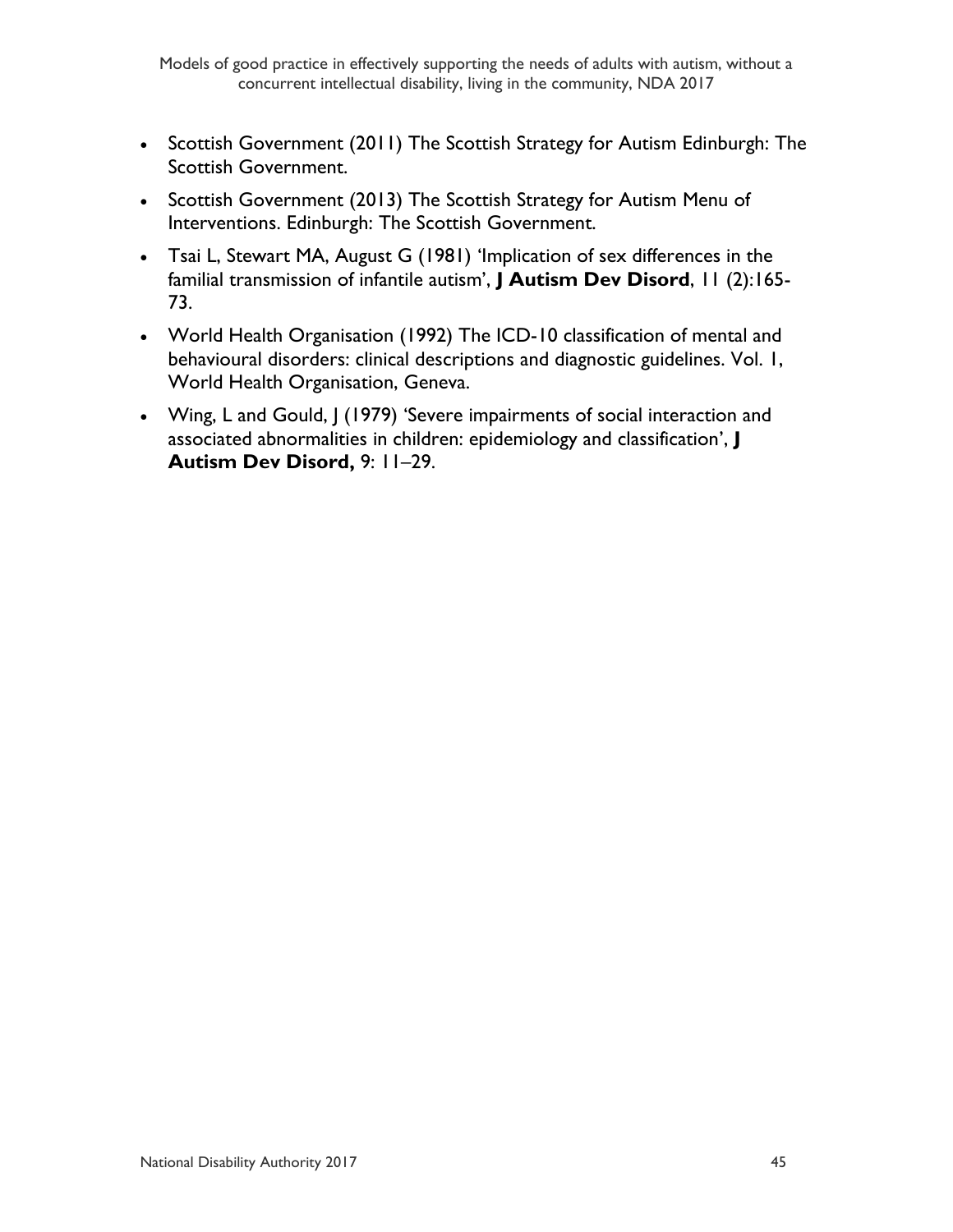- Scottish Government (2011) The Scottish Strategy for Autism Edinburgh: The Scottish Government.
- Scottish Government (2013) The Scottish Strategy for Autism Menu of Interventions. Edinburgh: The Scottish Government.
- Tsai L, Stewart MA, August G (1981) 'Implication of sex differences in the familial transmission of infantile autism', **J Autism Dev Disord**, 11 (2):165-73.
- World Health Organisation (1992) The ICD-10 classification of mental and behavioural disorders: clinical descriptions and diagnostic guidelines. Vol. 1, World Health Organisation, Geneva.
- Wing, L and Gould, J (1979) 'Severe impairments of social interaction and associated abnormalities in children: epidemiology and classification', **J Autism Dev Disord,** 9: 11–29.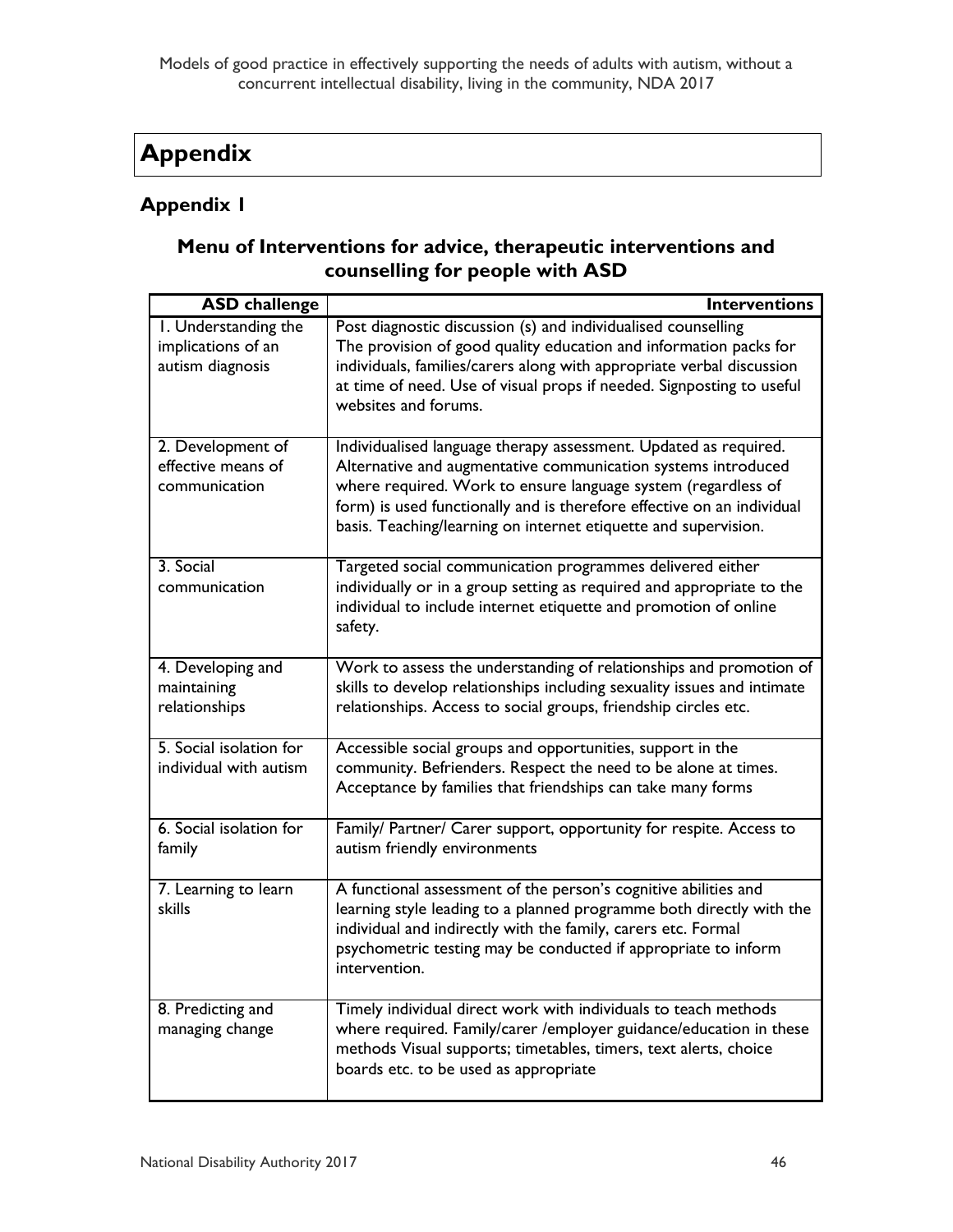# Appendix

## Appendix 1

### Menu of Interventions for advice, therapeutic interventions and counselling for people with ASD

| ASD challenge | Interventions |
|---|---|
| 1. Understanding the implications of an autism diagnosis | Post diagnostic discussion (s) and individualised counselling The provision of good quality education and information packs for individuals, families/carers along with appropriate verbal discussion at time of need. Use of visual props if needed. Signposting to useful websites and forums. |
| 2. Development of effective means of communication | Individualised language therapy assessment. Updated as required. Alternative and augmentative communication systems introduced where required. Work to ensure language system (regardless of form) is used functionally and is therefore effective on an individual basis. Teaching/learning on internet etiquette and supervision. |
| 3. Social communication | Targeted social communication programmes delivered either individually or in a group setting as required and appropriate to the individual to include internet etiquette and promotion of online safety. |
| 4. Developing and maintaining relationships | Work to assess the understanding of relationships and promotion of skills to develop relationships including sexuality issues and intimate relationships. Access to social groups, friendship circles etc. |
| 5. Social isolation for individual with autism | Accessible social groups and opportunities, support in the community. Befrienders. Respect the need to be alone at times. Acceptance by families that friendships can take many forms |
| 6. Social isolation for family | Family/ Partner/ Carer support, opportunity for respite. Access to autism friendly environments |
| 7. Learning to learn skills | A functional assessment of the person's cognitive abilities and learning style leading to a planned programme both directly with the individual and indirectly with the family, carers etc. Formal psychometric testing may be conducted if appropriate to inform intervention. |
| 8. Predicting and managing change | Timely individual direct work with individuals to teach methods where required. Family/carer /employer guidance/education in these methods Visual supports; timetables, timers, text alerts, choice boards etc. to be used as appropriate |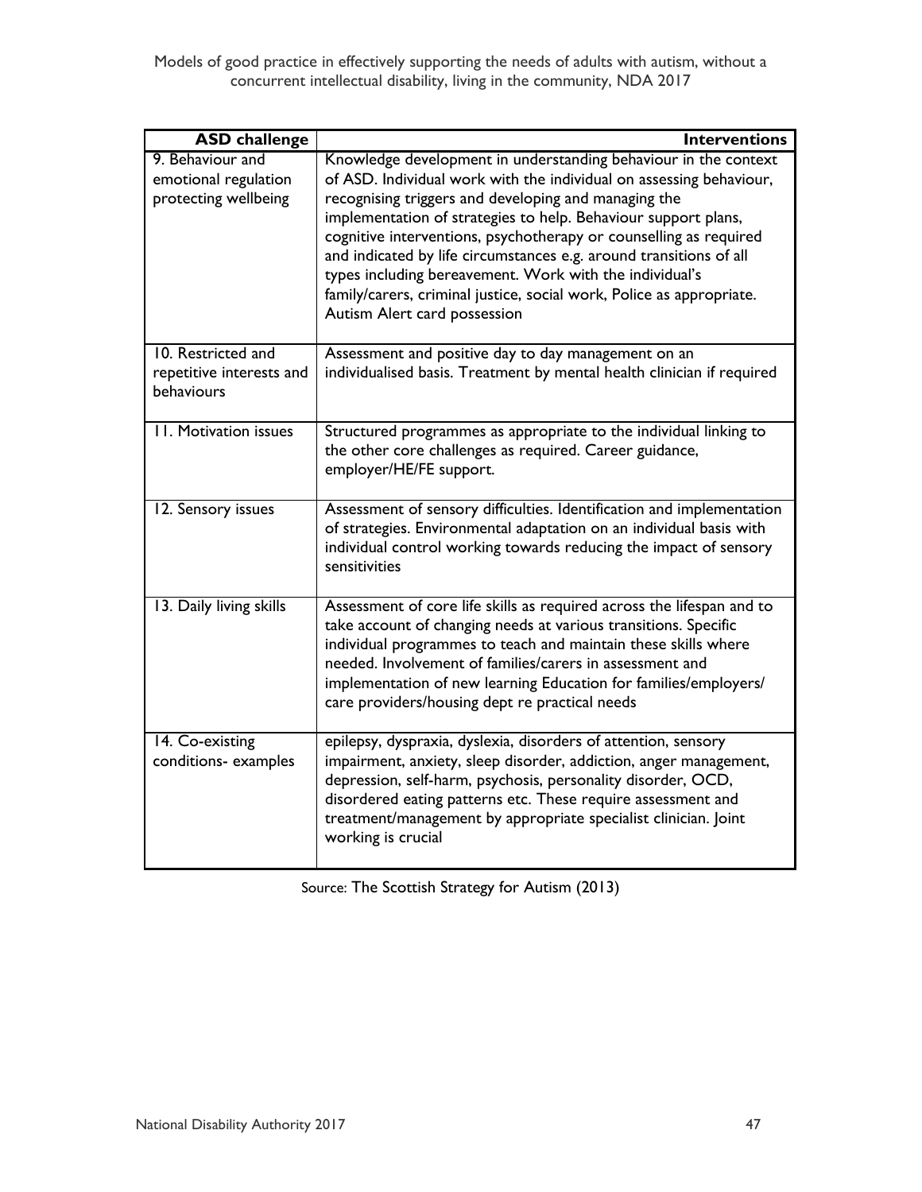| ASD challenge | Interventions |
|---|---|
| 9. Behaviour and emotional regulation protecting wellbeing | Knowledge development in understanding behaviour in the context of ASD. Individual work with the individual on assessing behaviour, recognising triggers and developing and managing the implementation of strategies to help. Behaviour support plans, cognitive interventions, psychotherapy or counselling as required and indicated by life circumstances e.g. around transitions of all types including bereavement. Work with the individual's family/carers, criminal justice, social work, Police as appropriate. Autism Alert card possession |
| 10. Restricted and repetitive interests and behaviours | Assessment and positive day to day management on an individualised basis. Treatment by mental health clinician if required |
| 11. Motivation issues | Structured programmes as appropriate to the individual linking to the other core challenges as required. Career guidance, employer/HE/FE support. |
| 12. Sensory issues | Assessment of sensory difficulties. Identification and implementation of strategies. Environmental adaptation on an individual basis with individual control working towards reducing the impact of sensory sensitivities |
| 13. Daily living skills | Assessment of core life skills as required across the lifespan and to take account of changing needs at various transitions. Specific individual programmes to teach and maintain these skills where needed. Involvement of families/carers in assessment and implementation of new learning Education for families/employers/ care providers/housing dept re practical needs |
| 14. Co-existing conditions- examples | epilepsy, dyspraxia, dyslexia, disorders of attention, sensory impairment, anxiety, sleep disorder, addiction, anger management, depression, self-harm, psychosis, personality disorder, OCD, disordered eating patterns etc. These require assessment and treatment/management by appropriate specialist clinician. Joint working is crucial |

Source: The Scottish Strategy for Autism (2013)